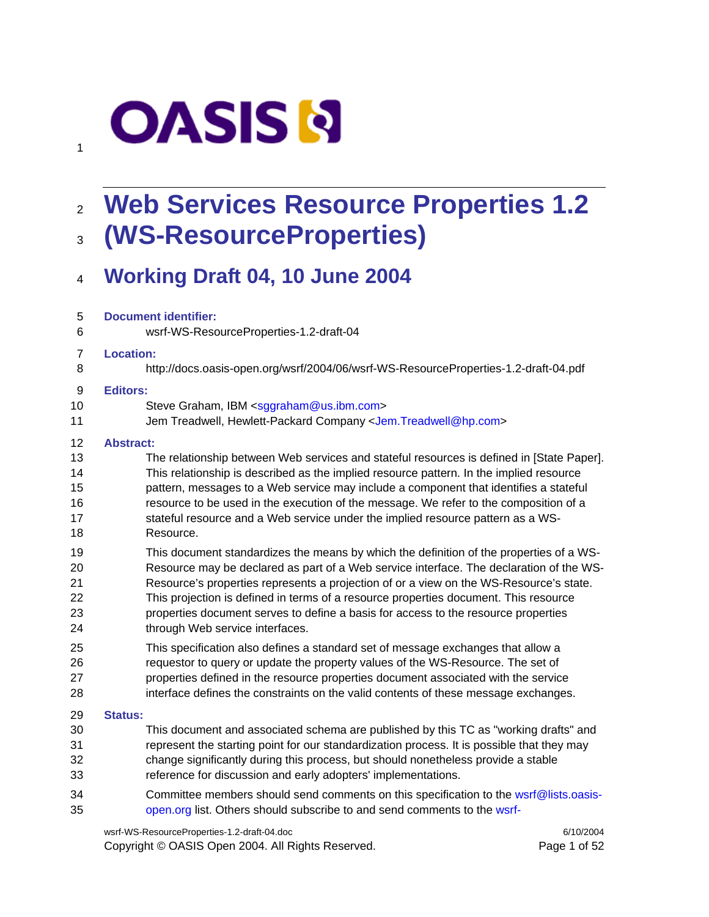OASIS

# Web Services Resource Properties 1.2 (WS-ResourceProperties)

## Working Draft 04, 10 June 2004

**Document identifier:**

wsrf-WS-ResourceProperties-1.2-draft-04

**Location:**

http://docs.oasis-open.org/wsrf/2004/06/wsrf-WS-ResourceProperties-1.2-draft-04.pdf

**Editors:**

Steve Graham, IBM <sggraham@us.ibm.com>

Jem Treadwell, Hewlett-Packard Company <Jem.Treadwell@hp.com>

**Abstract:**

The relationship between Web services and stateful resources is defined in [State Paper]. This relationship is described as the implied resource pattern. In the implied resource pattern, messages to a Web service may include a component that identifies a stateful resource to be used in the execution of the message. We refer to the composition of a stateful resource and a Web service under the implied resource pattern as a WS-Resource.

This document standardizes the means by which the definition of the properties of a WS-Resource may be declared as part of a Web service interface. The declaration of the WS-Resource's properties represents a projection of or a view on the WS-Resource's state. This projection is defined in terms of a resource properties document. This resource properties document serves to define a basis for access to the resource properties through Web service interfaces.

This specification also defines a standard set of message exchanges that allow a requestor to query or update the property values of the WS-Resource. The set of properties defined in the resource properties document associated with the service interface defines the constraints on the valid contents of these message exchanges.

**Status:**

This document and associated schema are published by this TC as "working drafts" and represent the starting point for our standardization process. It is possible that they may change significantly during this process, but should nonetheless provide a stable reference for discussion and early adopters' implementations.

Committee members should send comments on this specification to the wsrf@lists.oasis-open.org list. Others should subscribe to and send comments to the wsrf-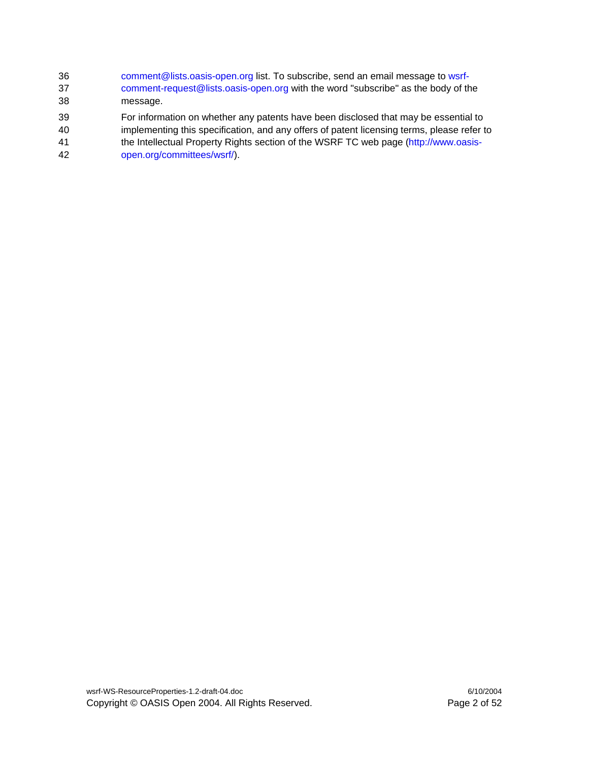comment@lists.oasis-open.org list. To subscribe, send an email message to wsrf-comment-request@lists.oasis-open.org with the word "subscribe" as the body of the message.

For information on whether any patents have been disclosed that may be essential to implementing this specification, and any offers of patent licensing terms, please refer to the Intellectual Property Rights section of the WSRF TC web page (http://www.oasis-open.org/committees/wsrf/).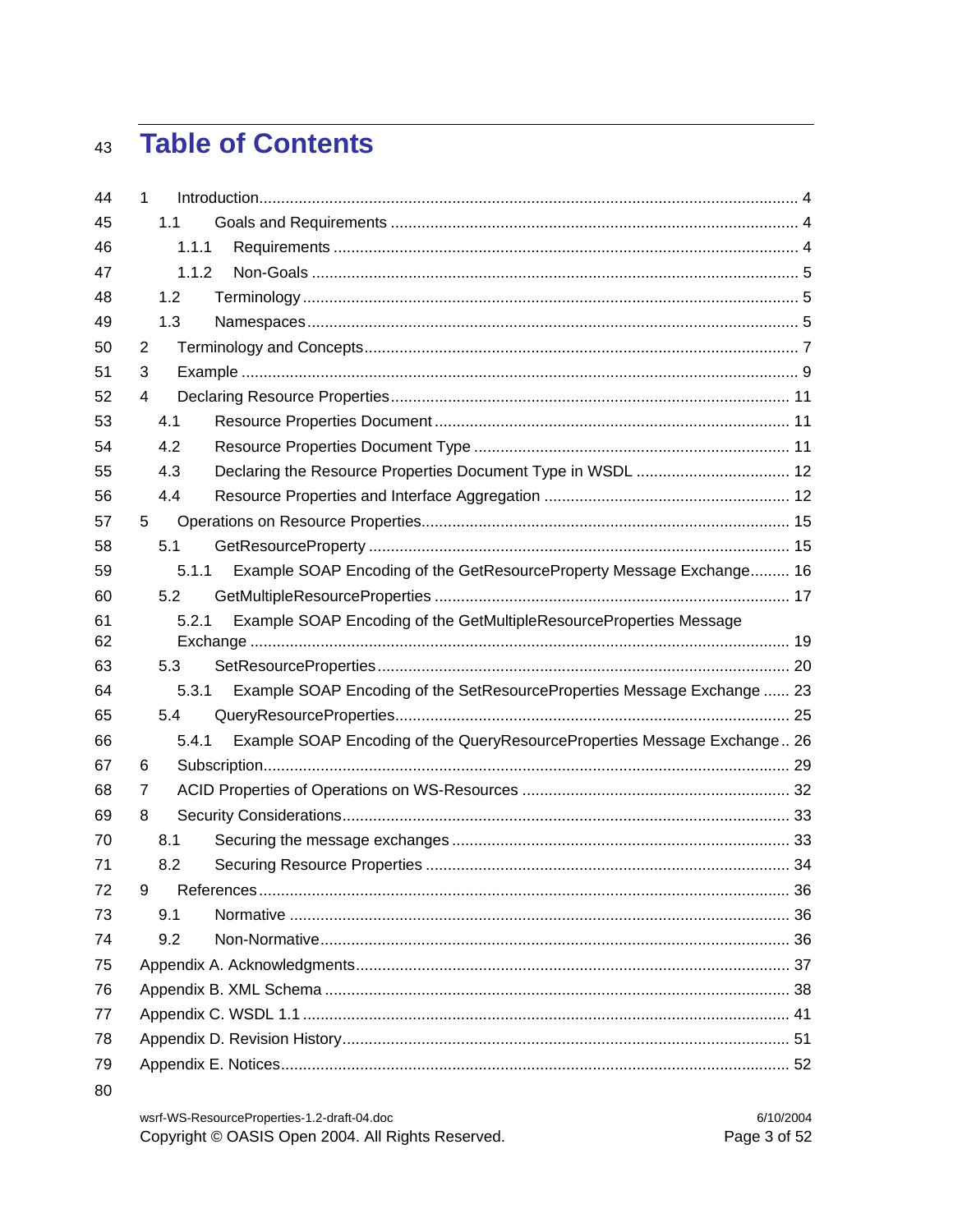# Table of Contents

1 Introduction ... 4
  1.1 Goals and Requirements ... 4
    1.1.1 Requirements ... 4
    1.1.2 Non-Goals ... 5
  1.2 Terminology ... 5
  1.3 Namespaces ... 5
2 Terminology and Concepts ... 7
3 Example ... 9
4 Declaring Resource Properties ... 11
  4.1 Resource Properties Document ... 11
  4.2 Resource Properties Document Type ... 11
  4.3 Declaring the Resource Properties Document Type in WSDL ... 12
  4.4 Resource Properties and Interface Aggregation ... 12
5 Operations on Resource Properties ... 15
  5.1 GetResourceProperty ... 15
    5.1.1 Example SOAP Encoding of the GetResourceProperty Message Exchange ... 16
  5.2 GetMultipleResourceProperties ... 17
    5.2.1 Example SOAP Encoding of the GetMultipleResourceProperties Message Exchange ... 19
  5.3 SetResourceProperties ... 20
    5.3.1 Example SOAP Encoding of the SetResourceProperties Message Exchange ... 23
  5.4 QueryResourceProperties ... 25
    5.4.1 Example SOAP Encoding of the QueryResourceProperties Message Exchange ... 26
6 Subscription ... 29
7 ACID Properties of Operations on WS-Resources ... 32
8 Security Considerations ... 33
  8.1 Securing the message exchanges ... 33
  8.2 Securing Resource Properties ... 34
9 References ... 36
  9.1 Normative ... 36
  9.2 Non-Normative ... 36
Appendix A. Acknowledgments ... 37
Appendix B. XML Schema ... 38
Appendix C. WSDL 1.1 ... 41
Appendix D. Revision History ... 51
Appendix E. Notices ... 52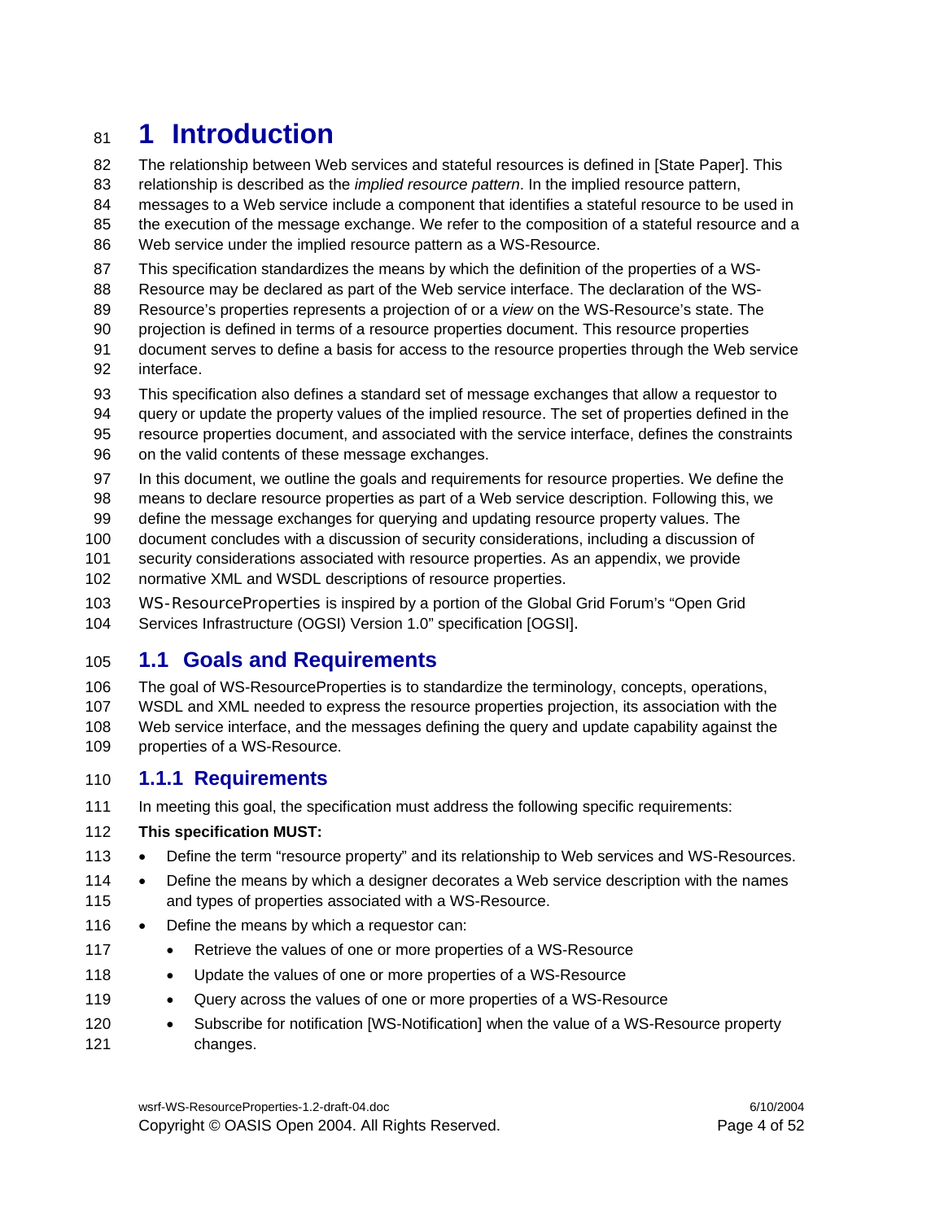# 1 Introduction

The relationship between Web services and stateful resources is defined in [State Paper]. This relationship is described as the *implied resource pattern*. In the implied resource pattern, messages to a Web service include a component that identifies a stateful resource to be used in the execution of the message exchange. We refer to the composition of a stateful resource and a Web service under the implied resource pattern as a WS-Resource.

This specification standardizes the means by which the definition of the properties of a WS-Resource may be declared as part of the Web service interface. The declaration of the WS-Resource's properties represents a projection of or a *view* on the WS-Resource's state. The projection is defined in terms of a resource properties document. This resource properties document serves to define a basis for access to the resource properties through the Web service interface.

This specification also defines a standard set of message exchanges that allow a requestor to query or update the property values of the implied resource. The set of properties defined in the resource properties document, and associated with the service interface, defines the constraints on the valid contents of these message exchanges.

In this document, we outline the goals and requirements for resource properties. We define the means to declare resource properties as part of a Web service description. Following this, we define the message exchanges for querying and updating resource property values. The document concludes with a discussion of security considerations, including a discussion of security considerations associated with resource properties. As an appendix, we provide normative XML and WSDL descriptions of resource properties.

WS-ResourceProperties is inspired by a portion of the Global Grid Forum's "Open Grid Services Infrastructure (OGSI) Version 1.0" specification [OGSI].

## 1.1 Goals and Requirements

The goal of WS-ResourceProperties is to standardize the terminology, concepts, operations, WSDL and XML needed to express the resource properties projection, its association with the Web service interface, and the messages defining the query and update capability against the properties of a WS-Resource.

### 1.1.1 Requirements

In meeting this goal, the specification must address the following specific requirements:

**This specification MUST:**

- Define the term "resource property" and its relationship to Web services and WS-Resources.
- Define the means by which a designer decorates a Web service description with the names and types of properties associated with a WS-Resource.
- Define the means by which a requestor can:
  - Retrieve the values of one or more properties of a WS-Resource
  - Update the values of one or more properties of a WS-Resource
  - Query across the values of one or more properties of a WS-Resource
  - Subscribe for notification [WS-Notification] when the value of a WS-Resource property changes.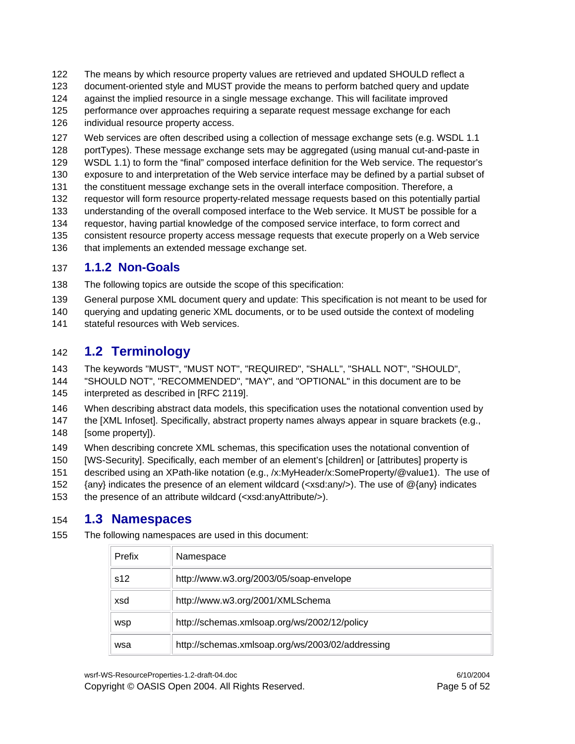The means by which resource property values are retrieved and updated SHOULD reflect a document-oriented style and MUST provide the means to perform batched query and update against the implied resource in a single message exchange. This will facilitate improved performance over approaches requiring a separate request message exchange for each individual resource property access.

Web services are often described using a collection of message exchange sets (e.g. WSDL 1.1 portTypes). These message exchange sets may be aggregated (using manual cut-and-paste in WSDL 1.1) to form the "final" composed interface definition for the Web service. The requestor's exposure to and interpretation of the Web service interface may be defined by a partial subset of the constituent message exchange sets in the overall interface composition. Therefore, a requestor will form resource property-related message requests based on this potentially partial understanding of the overall composed interface to the Web service. It MUST be possible for a requestor, having partial knowledge of the composed service interface, to form correct and consistent resource property access message requests that execute properly on a Web service that implements an extended message exchange set.

### 1.1.2 Non-Goals

The following topics are outside the scope of this specification:

General purpose XML document query and update: This specification is not meant to be used for querying and updating generic XML documents, or to be used outside the context of modeling stateful resources with Web services.

## 1.2 Terminology

The keywords "MUST", "MUST NOT", "REQUIRED", "SHALL", "SHALL NOT", "SHOULD", "SHOULD NOT", "RECOMMENDED", "MAY", and "OPTIONAL" in this document are to be interpreted as described in [RFC 2119].

When describing abstract data models, this specification uses the notational convention used by the [XML Infoset]. Specifically, abstract property names always appear in square brackets (e.g., [some property]).

When describing concrete XML schemas, this specification uses the notational convention of [WS-Security]. Specifically, each member of an element's [children] or [attributes] property is described using an XPath-like notation (e.g., /x:MyHeader/x:SomeProperty/@value1). The use of {any} indicates the presence of an element wildcard (<xsd:any/>). The use of @{any} indicates the presence of an attribute wildcard (<xsd:anyAttribute/>).

## 1.3 Namespaces

The following namespaces are used in this document:

| Prefix | Namespace |
|---|---|
| s12 | http://www.w3.org/2003/05/soap-envelope |
| xsd | http://www.w3.org/2001/XMLSchema |
| wsp | http://schemas.xmlsoap.org/ws/2002/12/policy |
| wsa | http://schemas.xmlsoap.org/ws/2003/02/addressing |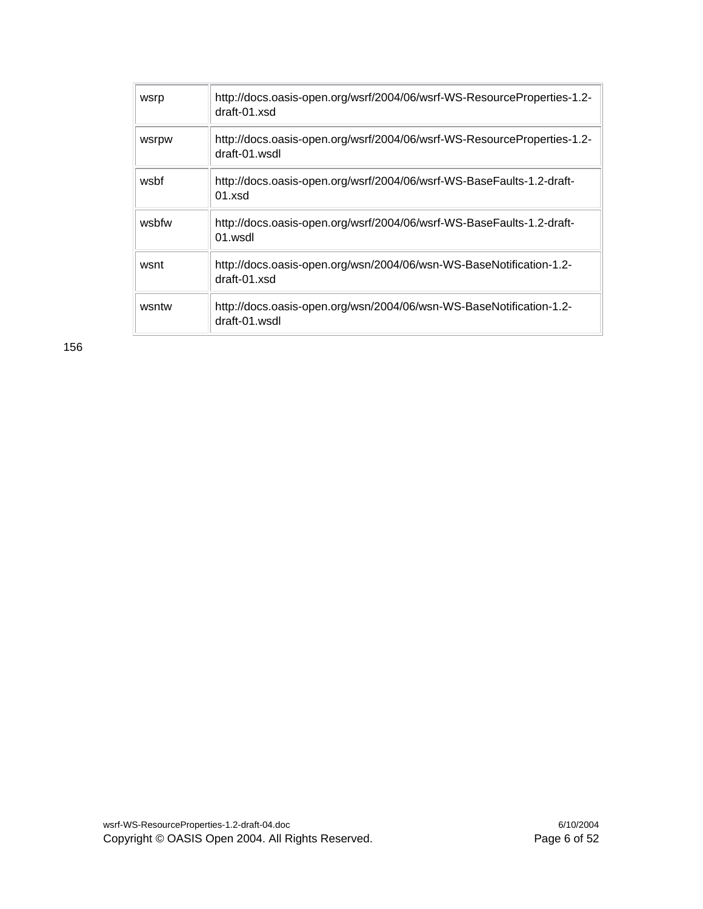| | |
|---|---|
| wsrp | http://docs.oasis-open.org/wsrf/2004/06/wsrf-WS-ResourceProperties-1.2-draft-01.xsd |
| wsrpw | http://docs.oasis-open.org/wsrf/2004/06/wsrf-WS-ResourceProperties-1.2-draft-01.wsdl |
| wsbf | http://docs.oasis-open.org/wsrf/2004/06/wsrf-WS-BaseFaults-1.2-draft-01.xsd |
| wsbfw | http://docs.oasis-open.org/wsrf/2004/06/wsrf-WS-BaseFaults-1.2-draft-01.wsdl |
| wsnt | http://docs.oasis-open.org/wsn/2004/06/wsn-WS-BaseNotification-1.2-draft-01.xsd |
| wsntw | http://docs.oasis-open.org/wsn/2004/06/wsn-WS-BaseNotification-1.2-draft-01.wsdl |

156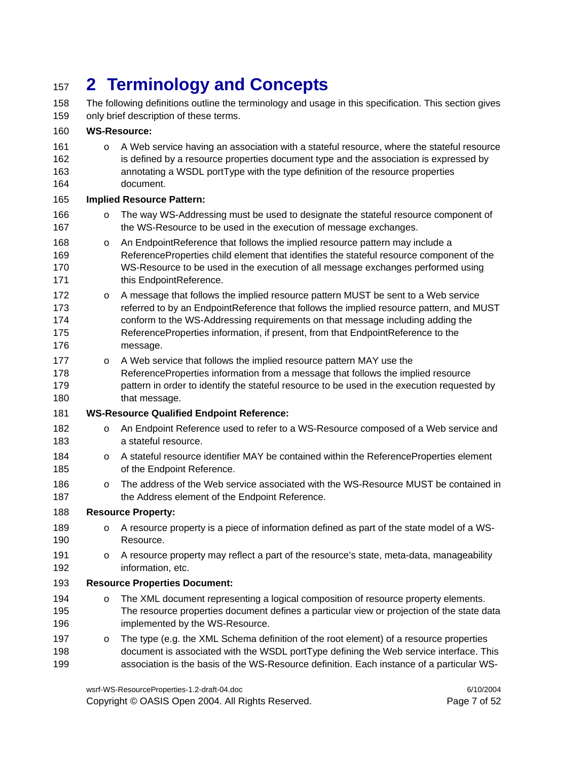# 2 Terminology and Concepts

The following definitions outline the terminology and usage in this specification. This section gives only brief description of these terms.

**WS-Resource:**

- A Web service having an association with a stateful resource, where the stateful resource is defined by a resource properties document type and the association is expressed by annotating a WSDL portType with the type definition of the resource properties document.

**Implied Resource Pattern:**

- The way WS-Addressing must be used to designate the stateful resource component of the WS-Resource to be used in the execution of message exchanges.
- An EndpointReference that follows the implied resource pattern may include a ReferenceProperties child element that identifies the stateful resource component of the WS-Resource to be used in the execution of all message exchanges performed using this EndpointReference.
- A message that follows the implied resource pattern MUST be sent to a Web service referred to by an EndpointReference that follows the implied resource pattern, and MUST conform to the WS-Addressing requirements on that message including adding the ReferenceProperties information, if present, from that EndpointReference to the message.
- A Web service that follows the implied resource pattern MAY use the ReferenceProperties information from a message that follows the implied resource pattern in order to identify the stateful resource to be used in the execution requested by that message.

**WS-Resource Qualified Endpoint Reference:**

- An Endpoint Reference used to refer to a WS-Resource composed of a Web service and a stateful resource.
- A stateful resource identifier MAY be contained within the ReferenceProperties element of the Endpoint Reference.
- The address of the Web service associated with the WS-Resource MUST be contained in the Address element of the Endpoint Reference.

**Resource Property:**

- A resource property is a piece of information defined as part of the state model of a WS-Resource.
- A resource property may reflect a part of the resource's state, meta-data, manageability information, etc.

**Resource Properties Document:**

- The XML document representing a logical composition of resource property elements. The resource properties document defines a particular view or projection of the state data implemented by the WS-Resource.
- The type (e.g. the XML Schema definition of the root element) of a resource properties document is associated with the WSDL portType defining the Web service interface. This association is the basis of the WS-Resource definition. Each instance of a particular WS-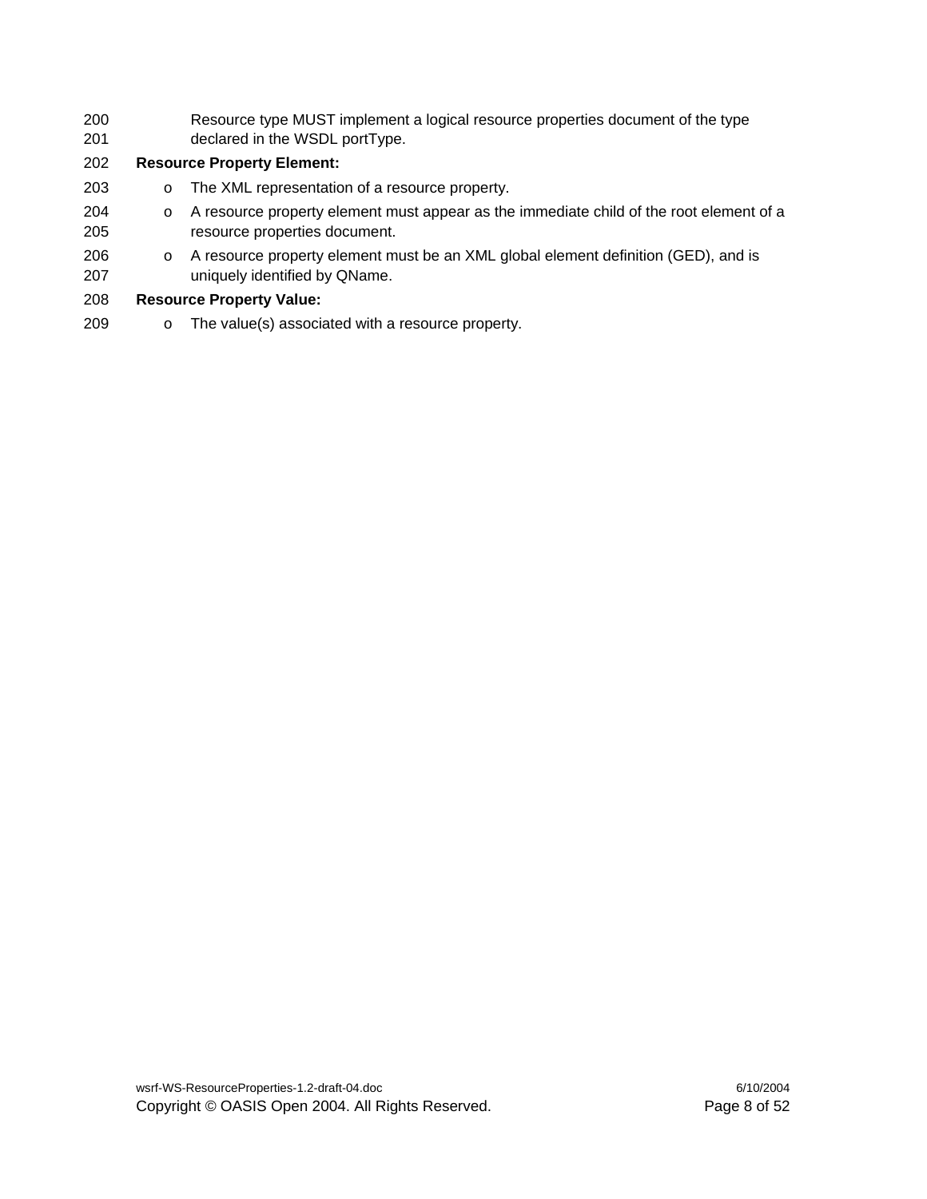Resource type MUST implement a logical resource properties document of the type declared in the WSDL portType.

**Resource Property Element:**

- The XML representation of a resource property.
- A resource property element must appear as the immediate child of the root element of a resource properties document.
- A resource property element must be an XML global element definition (GED), and is uniquely identified by QName.

**Resource Property Value:**

- The value(s) associated with a resource property.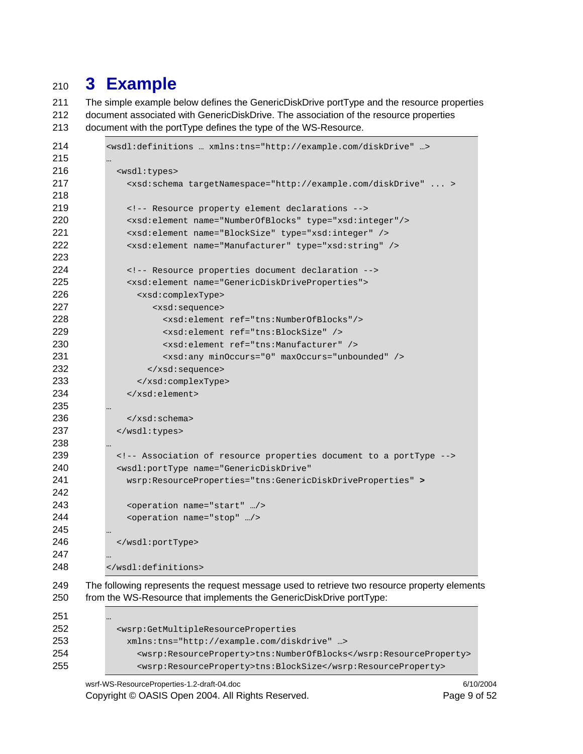# 3 Example

The simple example below defines the GenericDiskDrive portType and the resource properties document associated with GenericDiskDrive. The association of the resource properties document with the portType defines the type of the WS-Resource.

```
<wsdl:definitions … xmlns:tns="http://example.com/diskDrive" …>
…
  <wsdl:types>
    <xsd:schema targetNamespace="http://example.com/diskDrive" ... >

    <!-- Resource property element declarations -->
    <xsd:element name="NumberOfBlocks" type="xsd:integer"/>
    <xsd:element name="BlockSize" type="xsd:integer" />
    <xsd:element name="Manufacturer" type="xsd:string" />

    <!-- Resource properties document declaration -->
    <xsd:element name="GenericDiskDriveProperties">
      <xsd:complexType>
         <xsd:sequence>
           <xsd:element ref="tns:NumberOfBlocks"/>
           <xsd:element ref="tns:BlockSize" />
           <xsd:element ref="tns:Manufacturer" />
           <xsd:any minOccurs="0" maxOccurs="unbounded" />
        </xsd:sequence>
      </xsd:complexType>
    </xsd:element>
…
    </xsd:schema>
  </wsdl:types>
…
  <!-- Association of resource properties document to a portType -->
  <wsdl:portType name="GenericDiskDrive"
    wsrp:ResourceProperties="tns:GenericDiskDriveProperties" >

    <operation name="start" …/>
    <operation name="stop" …/>
…
  </wsdl:portType>
…
</wsdl:definitions>
```

The following represents the request message used to retrieve two resource property elements from the WS-Resource that implements the GenericDiskDrive portType:

```
…
  <wsrp:GetMultipleResourceProperties
    xmlns:tns="http://example.com/diskdrive" …>
      <wsrp:ResourceProperty>tns:NumberOfBlocks</wsrp:ResourceProperty>
      <wsrp:ResourceProperty>tns:BlockSize</wsrp:ResourceProperty>
```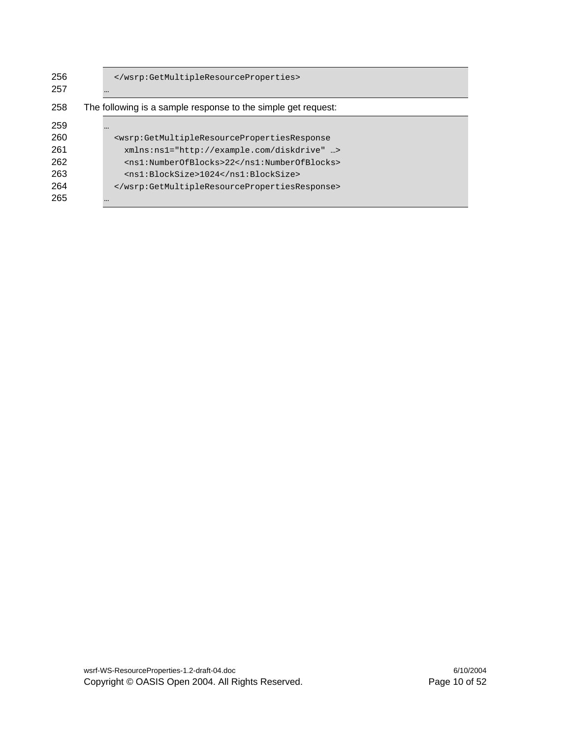```
  </wsrp:GetMultipleResourceProperties>
…
```

The following is a sample response to the simple get request:

```
…
  <wsrp:GetMultipleResourcePropertiesResponse
    xmlns:ns1="http://example.com/diskdrive" …>
    <ns1:NumberOfBlocks>22</ns1:NumberOfBlocks>
    <ns1:BlockSize>1024</ns1:BlockSize>
  </wsrp:GetMultipleResourcePropertiesResponse>
…
```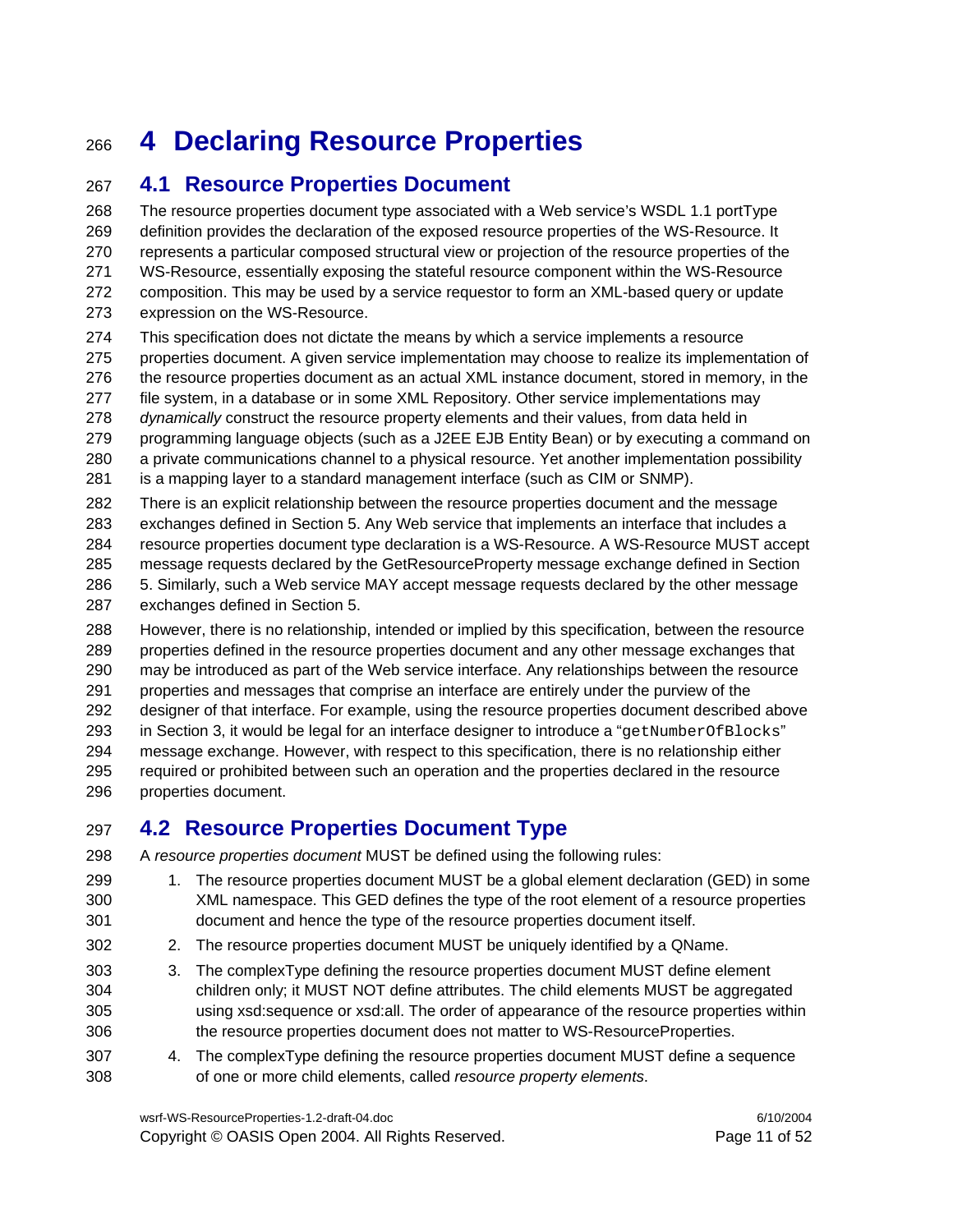# 4 Declaring Resource Properties

## 4.1 Resource Properties Document

The resource properties document type associated with a Web service's WSDL 1.1 portType definition provides the declaration of the exposed resource properties of the WS-Resource. It represents a particular composed structural view or projection of the resource properties of the WS-Resource, essentially exposing the stateful resource component within the WS-Resource composition. This may be used by a service requestor to form an XML-based query or update expression on the WS-Resource.

This specification does not dictate the means by which a service implements a resource properties document. A given service implementation may choose to realize its implementation of the resource properties document as an actual XML instance document, stored in memory, in the file system, in a database or in some XML Repository. Other service implementations may *dynamically* construct the resource property elements and their values, from data held in programming language objects (such as a J2EE EJB Entity Bean) or by executing a command on a private communications channel to a physical resource. Yet another implementation possibility is a mapping layer to a standard management interface (such as CIM or SNMP).

There is an explicit relationship between the resource properties document and the message exchanges defined in Section 5. Any Web service that implements an interface that includes a resource properties document type declaration is a WS-Resource. A WS-Resource MUST accept message requests declared by the GetResourceProperty message exchange defined in Section 5. Similarly, such a Web service MAY accept message requests declared by the other message exchanges defined in Section 5.

However, there is no relationship, intended or implied by this specification, between the resource properties defined in the resource properties document and any other message exchanges that may be introduced as part of the Web service interface. Any relationships between the resource properties and messages that comprise an interface are entirely under the purview of the designer of that interface. For example, using the resource properties document described above in Section 3, it would be legal for an interface designer to introduce a "`getNumberOfBlocks`" message exchange. However, with respect to this specification, there is no relationship either required or prohibited between such an operation and the properties declared in the resource properties document.

## 4.2 Resource Properties Document Type

A *resource properties document* MUST be defined using the following rules:

1. The resource properties document MUST be a global element declaration (GED) in some XML namespace. This GED defines the type of the root element of a resource properties document and hence the type of the resource properties document itself.
2. The resource properties document MUST be uniquely identified by a QName.
3. The complexType defining the resource properties document MUST define element children only; it MUST NOT define attributes. The child elements MUST be aggregated using xsd:sequence or xsd:all. The order of appearance of the resource properties within the resource properties document does not matter to WS-ResourceProperties.
4. The complexType defining the resource properties document MUST define a sequence of one or more child elements, called *resource property elements*.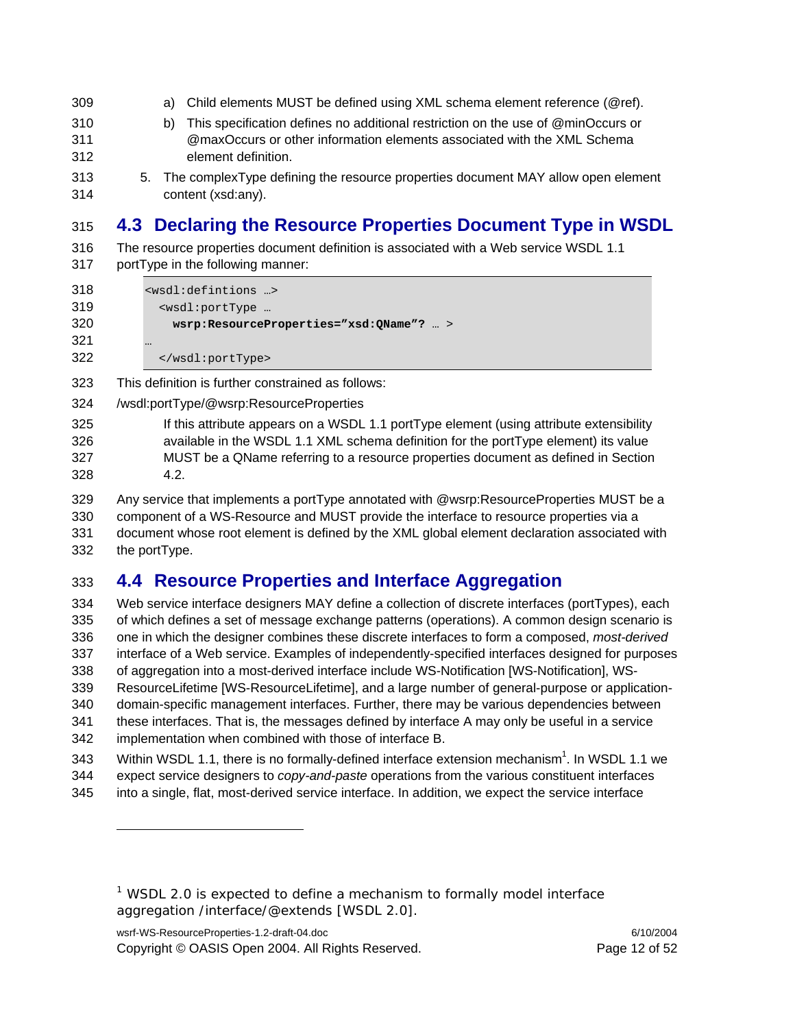a) Child elements MUST be defined using XML schema element reference (@ref).

b) This specification defines no additional restriction on the use of @minOccurs or @maxOccurs or other information elements associated with the XML Schema element definition.

5. The complexType defining the resource properties document MAY allow open element content (xsd:any).

## 4.3 Declaring the Resource Properties Document Type in WSDL

The resource properties document definition is associated with a Web service WSDL 1.1 portType in the following manner:

```
<wsdl:defintions …>
  <wsdl:portType …
    wsrp:ResourceProperties=”xsd:QName”? … >
…
  </wsdl:portType>
```

This definition is further constrained as follows:

/wsdl:portType/@wsrp:ResourceProperties

If this attribute appears on a WSDL 1.1 portType element (using attribute extensibility available in the WSDL 1.1 XML schema definition for the portType element) its value MUST be a QName referring to a resource properties document as defined in Section 4.2.

Any service that implements a portType annotated with @wsrp:ResourceProperties MUST be a component of a WS-Resource and MUST provide the interface to resource properties via a document whose root element is defined by the XML global element declaration associated with the portType.

## 4.4 Resource Properties and Interface Aggregation

Web service interface designers MAY define a collection of discrete interfaces (portTypes), each of which defines a set of message exchange patterns (operations). A common design scenario is one in which the designer combines these discrete interfaces to form a composed, *most-derived* interface of a Web service. Examples of independently-specified interfaces designed for purposes of aggregation into a most-derived interface include WS-Notification [WS-Notification], WS-ResourceLifetime [WS-ResourceLifetime], and a large number of general-purpose or application-domain-specific management interfaces. Further, there may be various dependencies between these interfaces. That is, the messages defined by interface A may only be useful in a service implementation when combined with those of interface B.

Within WSDL 1.1, there is no formally-defined interface extension mechanism[1]. In WSDL 1.1 we expect service designers to *copy-and-paste* operations from the various constituent interfaces into a single, flat, most-derived service interface. In addition, we expect the service interface

---

[1] WSDL 2.0 is expected to define a mechanism to formally model interface aggregation /interface/@extends [WSDL 2.0].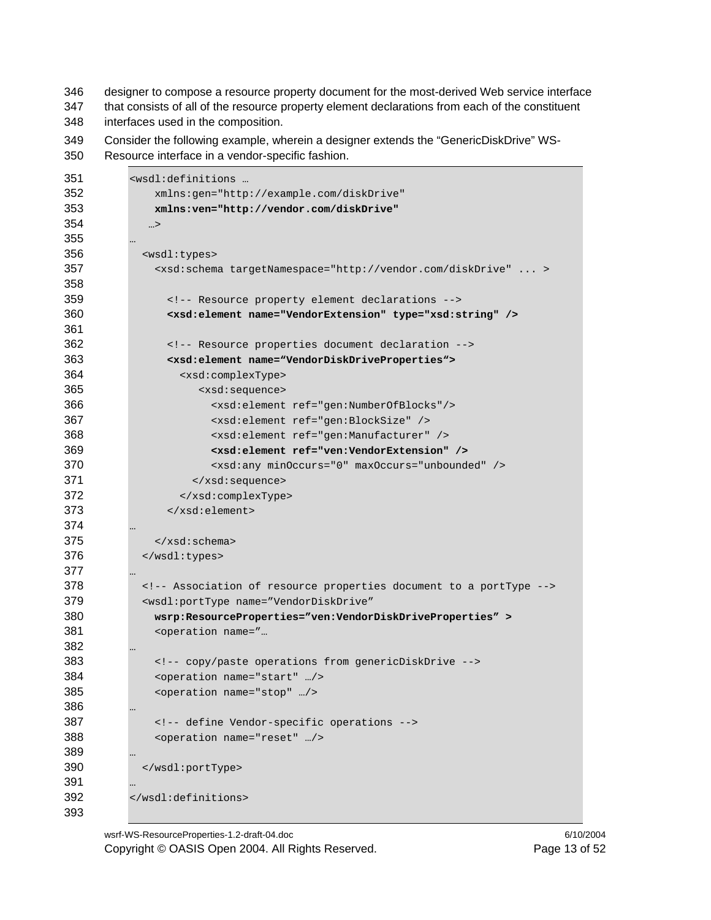designer to compose a resource property document for the most-derived Web service interface that consists of all of the resource property element declarations from each of the constituent interfaces used in the composition.

Consider the following example, wherein a designer extends the “GenericDiskDrive” WS-Resource interface in a vendor-specific fashion.

```
<wsdl:definitions …
    xmlns:gen="http://example.com/diskDrive"
    xmlns:ven="http://vendor.com/diskDrive"
   …>
…
  <wsdl:types>
    <xsd:schema targetNamespace="http://vendor.com/diskDrive" ... >

      <!-- Resource property element declarations -->
      <xsd:element name="VendorExtension" type="xsd:string" />

      <!-- Resource properties document declaration -->
      <xsd:element name=“VendorDiskDriveProperties“>
        <xsd:complexType>
           <xsd:sequence>
             <xsd:element ref="gen:NumberOfBlocks"/>
             <xsd:element ref="gen:BlockSize" />
             <xsd:element ref="gen:Manufacturer" />
             <xsd:element ref="ven:VendorExtension" />
             <xsd:any minOccurs="0" maxOccurs="unbounded" />
          </xsd:sequence>
        </xsd:complexType>
      </xsd:element>
…
    </xsd:schema>
  </wsdl:types>
…
  <!-- Association of resource properties document to a portType -->
  <wsdl:portType name=”VendorDiskDrive”
    wsrp:ResourceProperties=”ven:VendorDiskDriveProperties” >
    <operation name=”…
…
    <!-- copy/paste operations from genericDiskDrive -->
    <operation name="start" …/>
    <operation name="stop" …/>
…
    <!-- define Vendor-specific operations -->
    <operation name="reset" …/>
…
  </wsdl:portType>
…
</wsdl:definitions>
```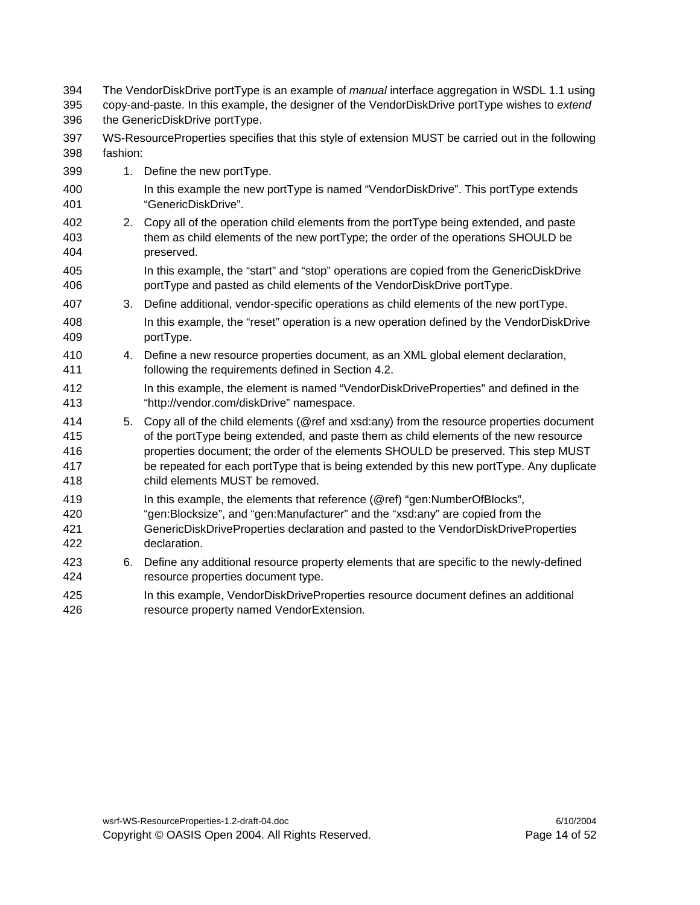The VendorDiskDrive portType is an example of *manual* interface aggregation in WSDL 1.1 using copy-and-paste. In this example, the designer of the VendorDiskDrive portType wishes to *extend* the GenericDiskDrive portType.

WS-ResourceProperties specifies that this style of extension MUST be carried out in the following fashion:

1. Define the new portType.

   In this example the new portType is named “VendorDiskDrive”. This portType extends “GenericDiskDrive”.

2. Copy all of the operation child elements from the portType being extended, and paste them as child elements of the new portType; the order of the operations SHOULD be preserved.

   In this example, the “start” and “stop” operations are copied from the GenericDiskDrive portType and pasted as child elements of the VendorDiskDrive portType.

3. Define additional, vendor-specific operations as child elements of the new portType.

   In this example, the “reset” operation is a new operation defined by the VendorDiskDrive portType.

4. Define a new resource properties document, as an XML global element declaration, following the requirements defined in Section 4.2.

   In this example, the element is named “VendorDiskDriveProperties” and defined in the “http://vendor.com/diskDrive” namespace.

5. Copy all of the child elements (@ref and xsd:any) from the resource properties document of the portType being extended, and paste them as child elements of the new resource properties document; the order of the elements SHOULD be preserved. This step MUST be repeated for each portType that is being extended by this new portType. Any duplicate child elements MUST be removed.

   In this example, the elements that reference (@ref) “gen:NumberOfBlocks”, “gen:Blocksize”, and “gen:Manufacturer” and the “xsd:any” are copied from the GenericDiskDriveProperties declaration and pasted to the VendorDiskDriveProperties declaration.

6. Define any additional resource property elements that are specific to the newly-defined resource properties document type.

   In this example, VendorDiskDriveProperties resource document defines an additional resource property named VendorExtension.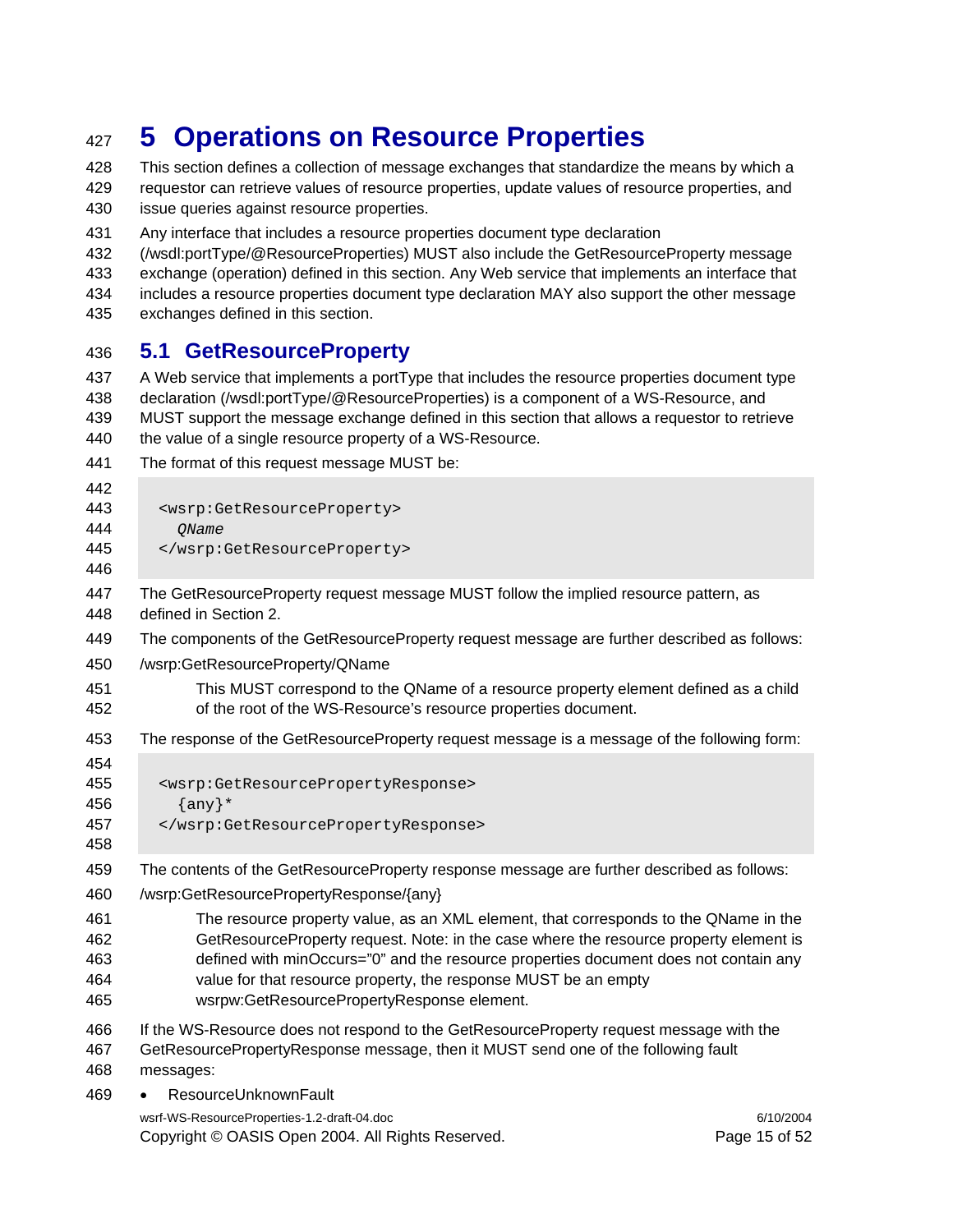// Line numbers in the left margin are omitted.

# 5 Operations on Resource Properties

This section defines a collection of message exchanges that standardize the means by which a requestor can retrieve values of resource properties, update values of resource properties, and issue queries against resource properties.

Any interface that includes a resource properties document type declaration (/wsdl:portType/@ResourceProperties) MUST also include the GetResourceProperty message exchange (operation) defined in this section. Any Web service that implements an interface that includes a resource properties document type declaration MAY also support the other message exchanges defined in this section.

## 5.1 GetResourceProperty

A Web service that implements a portType that includes the resource properties document type declaration (/wsdl:portType/@ResourceProperties) is a component of a WS-Resource, and MUST support the message exchange defined in this section that allows a requestor to retrieve the value of a single resource property of a WS-Resource.

The format of this request message MUST be:

```
<wsrp:GetResourceProperty>
  QName
</wsrp:GetResourceProperty>
```

The GetResourceProperty request message MUST follow the implied resource pattern, as defined in Section 2.

The components of the GetResourceProperty request message are further described as follows:

/wsrp:GetResourceProperty/QName

> This MUST correspond to the QName of a resource property element defined as a child of the root of the WS-Resource's resource properties document.

The response of the GetResourceProperty request message is a message of the following form:

```
<wsrp:GetResourcePropertyResponse>
  {any}*
</wsrp:GetResourcePropertyResponse>
```

The contents of the GetResourceProperty response message are further described as follows:

/wsrp:GetResourcePropertyResponse/{any}

> The resource property value, as an XML element, that corresponds to the QName in the GetResourceProperty request. Note: in the case where the resource property element is defined with minOccurs="0" and the resource properties document does not contain any value for that resource property, the response MUST be an empty wsrpw:GetResourcePropertyResponse element.

If the WS-Resource does not respond to the GetResourceProperty request message with the GetResourcePropertyResponse message, then it MUST send one of the following fault messages:

- ResourceUnknownFault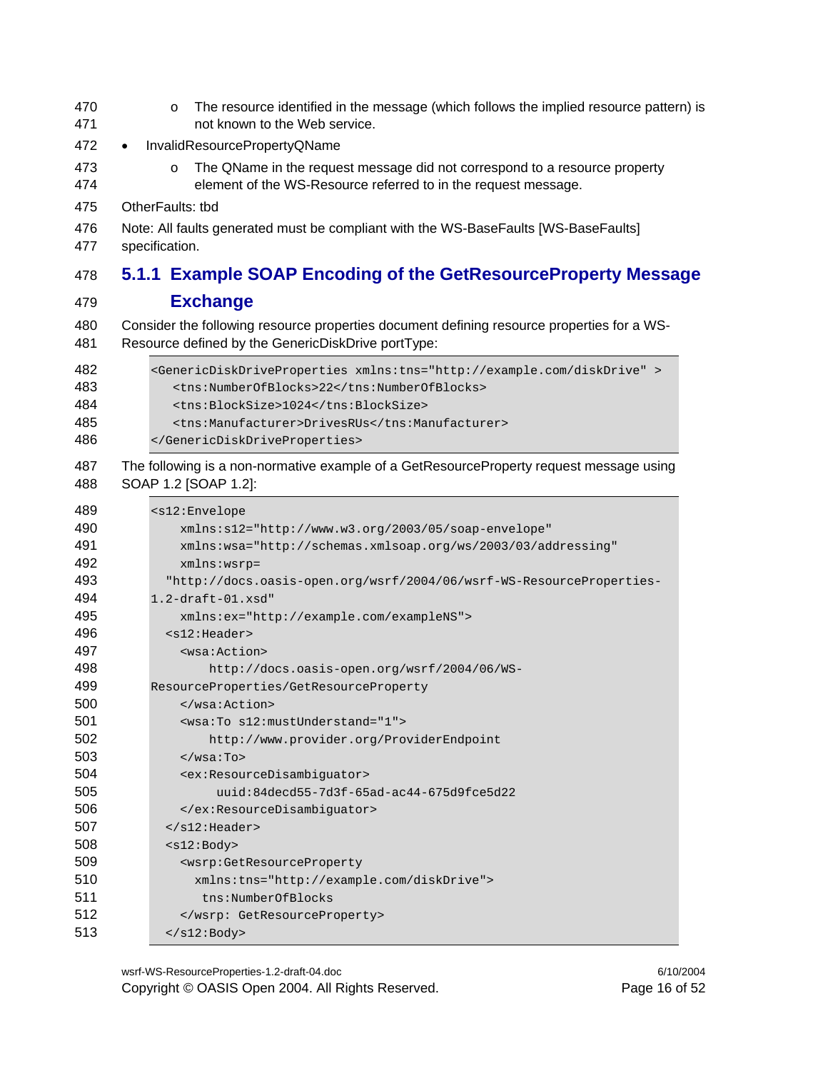- The resource identified in the message (which follows the implied resource pattern) is not known to the Web service.
- InvalidResourcePropertyQName
  - The QName in the request message did not correspond to a resource property element of the WS-Resource referred to in the request message.

OtherFaults: tbd

Note: All faults generated must be compliant with the WS-BaseFaults [WS-BaseFaults] specification.

### 5.1.1 Example SOAP Encoding of the GetResourceProperty Message Exchange

Consider the following resource properties document defining resource properties for a WS-Resource defined by the GenericDiskDrive portType:

```
<GenericDiskDriveProperties xmlns:tns="http://example.com/diskDrive" >
   <tns:NumberOfBlocks>22</tns:NumberOfBlocks>
   <tns:BlockSize>1024</tns:BlockSize>
   <tns:Manufacturer>DrivesRUs</tns:Manufacturer>
</GenericDiskDriveProperties>
```

The following is a non-normative example of a GetResourceProperty request message using SOAP 1.2 [SOAP 1.2]:

```
<s12:Envelope
    xmlns:s12="http://www.w3.org/2003/05/soap-envelope"
    xmlns:wsa="http://schemas.xmlsoap.org/ws/2003/03/addressing"
    xmlns:wsrp=
  "http://docs.oasis-open.org/wsrf/2004/06/wsrf-WS-ResourceProperties-
1.2-draft-01.xsd"
    xmlns:ex="http://example.com/exampleNS">
  <s12:Header>
    <wsa:Action>
        http://docs.oasis-open.org/wsrf/2004/06/WS-
ResourceProperties/GetResourceProperty
    </wsa:Action>
    <wsa:To s12:mustUnderstand="1">
        http://www.provider.org/ProviderEndpoint
    </wsa:To>
    <ex:ResourceDisambiguator>
         uuid:84decd55-7d3f-65ad-ac44-675d9fce5d22
    </ex:ResourceDisambiguator>
  </s12:Header>
  <s12:Body>
    <wsrp:GetResourceProperty
      xmlns:tns="http://example.com/diskDrive">
       tns:NumberOfBlocks
    </wsrp: GetResourceProperty>
  </s12:Body>
```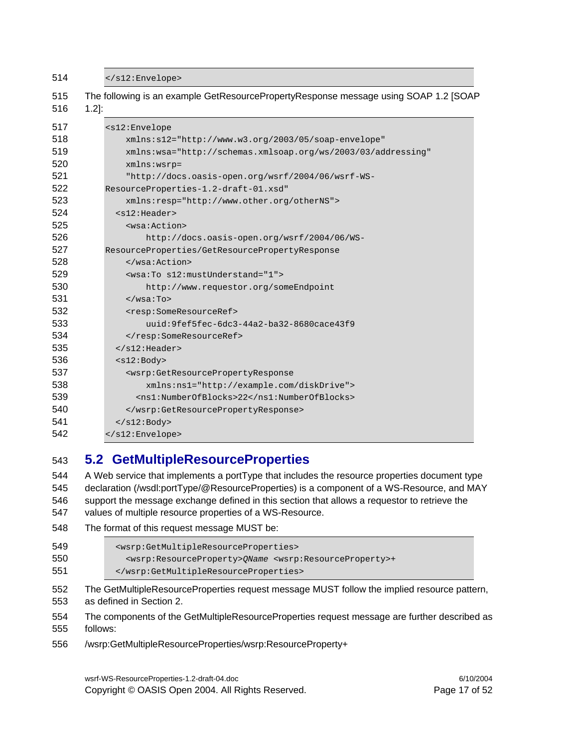```
</s12:Envelope>
```

The following is an example GetResourcePropertyResponse message using SOAP 1.2 [SOAP 1.2]:

```
<s12:Envelope
    xmlns:s12="http://www.w3.org/2003/05/soap-envelope"
    xmlns:wsa="http://schemas.xmlsoap.org/ws/2003/03/addressing"
    xmlns:wsrp=
    "http://docs.oasis-open.org/wsrf/2004/06/wsrf-WS-
ResourceProperties-1.2-draft-01.xsd"
    xmlns:resp="http://www.other.org/otherNS">
  <s12:Header>
    <wsa:Action>
        http://docs.oasis-open.org/wsrf/2004/06/WS-
ResourceProperties/GetResourcePropertyResponse
    </wsa:Action>
    <wsa:To s12:mustUnderstand="1">
        http://www.requestor.org/someEndpoint
    </wsa:To>
    <resp:SomeResourceRef>
        uuid:9fef5fec-6dc3-44a2-ba32-8680cace43f9
    </resp:SomeResourceRef>
  </s12:Header>
  <s12:Body>
    <wsrp:GetResourcePropertyResponse
        xmlns:ns1="http://example.com/diskDrive">
      <ns1:NumberOfBlocks>22</ns1:NumberOfBlocks>
    </wsrp:GetResourcePropertyResponse>
  </s12:Body>
</s12:Envelope>
```

## 5.2 GetMultipleResourceProperties

A Web service that implements a portType that includes the resource properties document type declaration (/wsdl:portType/@ResourceProperties) is a component of a WS-Resource, and MAY support the message exchange defined in this section that allows a requestor to retrieve the values of multiple resource properties of a WS-Resource.

The format of this request message MUST be:

```
  <wsrp:GetMultipleResourceProperties>
    <wsrp:ResourceProperty>QName <wsrp:ResourceProperty>+
  </wsrp:GetMultipleResourceProperties>
```

The GetMultipleResourceProperties request message MUST follow the implied resource pattern, as defined in Section 2.

The components of the GetMultipleResourceProperties request message are further described as follows:

/wsrp:GetMultipleResourceProperties/wsrp:ResourceProperty+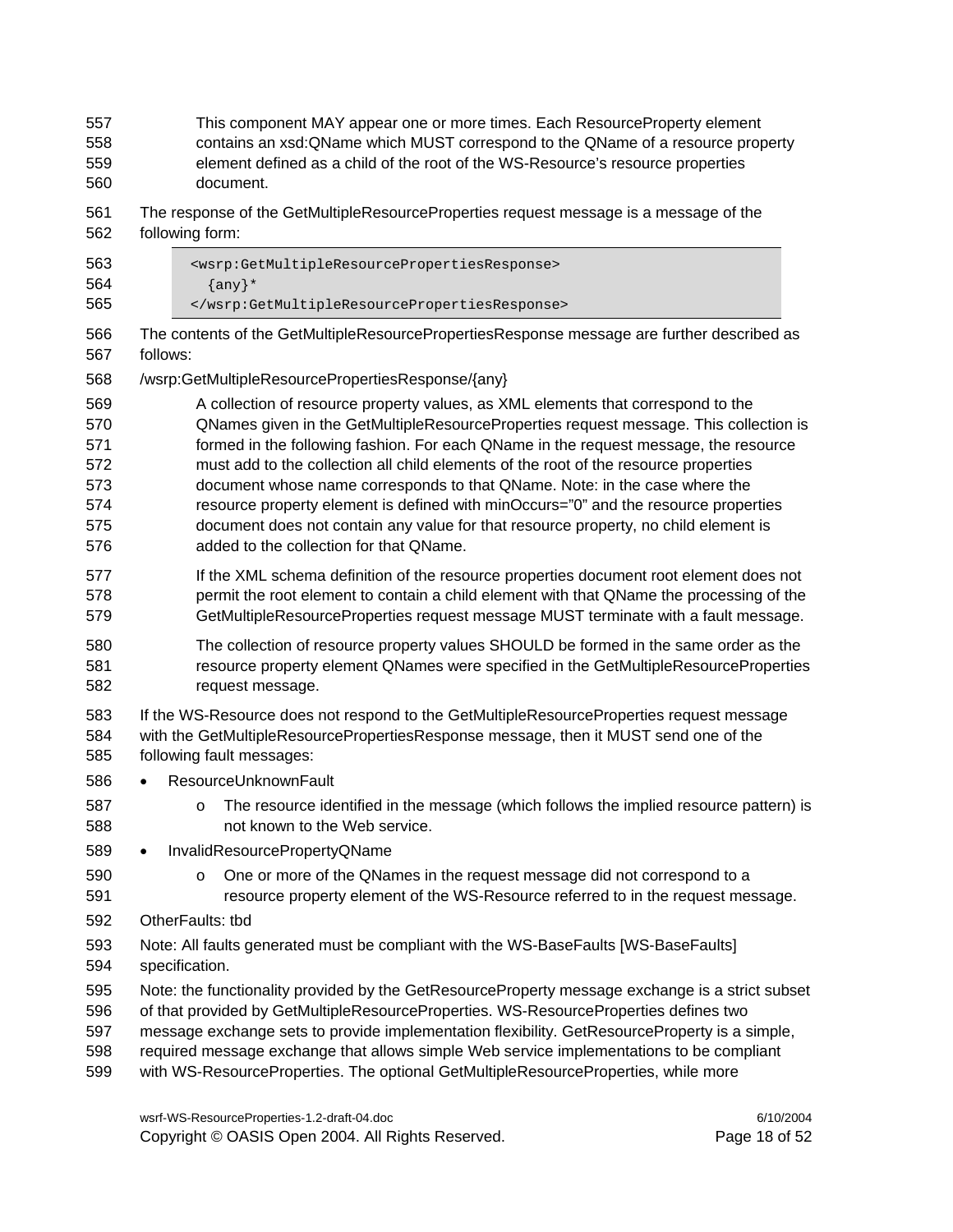This component MAY appear one or more times. Each ResourceProperty element contains an xsd:QName which MUST correspond to the QName of a resource property element defined as a child of the root of the WS-Resource's resource properties document.

The response of the GetMultipleResourceProperties request message is a message of the following form:

```
<wsrp:GetMultipleResourcePropertiesResponse>
  {any}*
</wsrp:GetMultipleResourcePropertiesResponse>
```

The contents of the GetMultipleResourcePropertiesResponse message are further described as follows:

/wsrp:GetMultipleResourcePropertiesResponse/{any}

> A collection of resource property values, as XML elements that correspond to the QNames given in the GetMultipleResourceProperties request message. This collection is formed in the following fashion. For each QName in the request message, the resource must add to the collection all child elements of the root of the resource properties document whose name corresponds to that QName. Note: in the case where the resource property element is defined with minOccurs="0" and the resource properties document does not contain any value for that resource property, no child element is added to the collection for that QName.
>
> If the XML schema definition of the resource properties document root element does not permit the root element to contain a child element with that QName the processing of the GetMultipleResourceProperties request message MUST terminate with a fault message.
>
> The collection of resource property values SHOULD be formed in the same order as the resource property element QNames were specified in the GetMultipleResourceProperties request message.

If the WS-Resource does not respond to the GetMultipleResourceProperties request message with the GetMultipleResourcePropertiesResponse message, then it MUST send one of the following fault messages:

- ResourceUnknownFault
  - The resource identified in the message (which follows the implied resource pattern) is not known to the Web service.
- InvalidResourcePropertyQName
  - One or more of the QNames in the request message did not correspond to a resource property element of the WS-Resource referred to in the request message.

OtherFaults: tbd

Note: All faults generated must be compliant with the WS-BaseFaults [WS-BaseFaults] specification.

Note: the functionality provided by the GetResourceProperty message exchange is a strict subset of that provided by GetMultipleResourceProperties. WS-ResourceProperties defines two message exchange sets to provide implementation flexibility. GetResourceProperty is a simple, required message exchange that allows simple Web service implementations to be compliant with WS-ResourceProperties. The optional GetMultipleResourceProperties, while more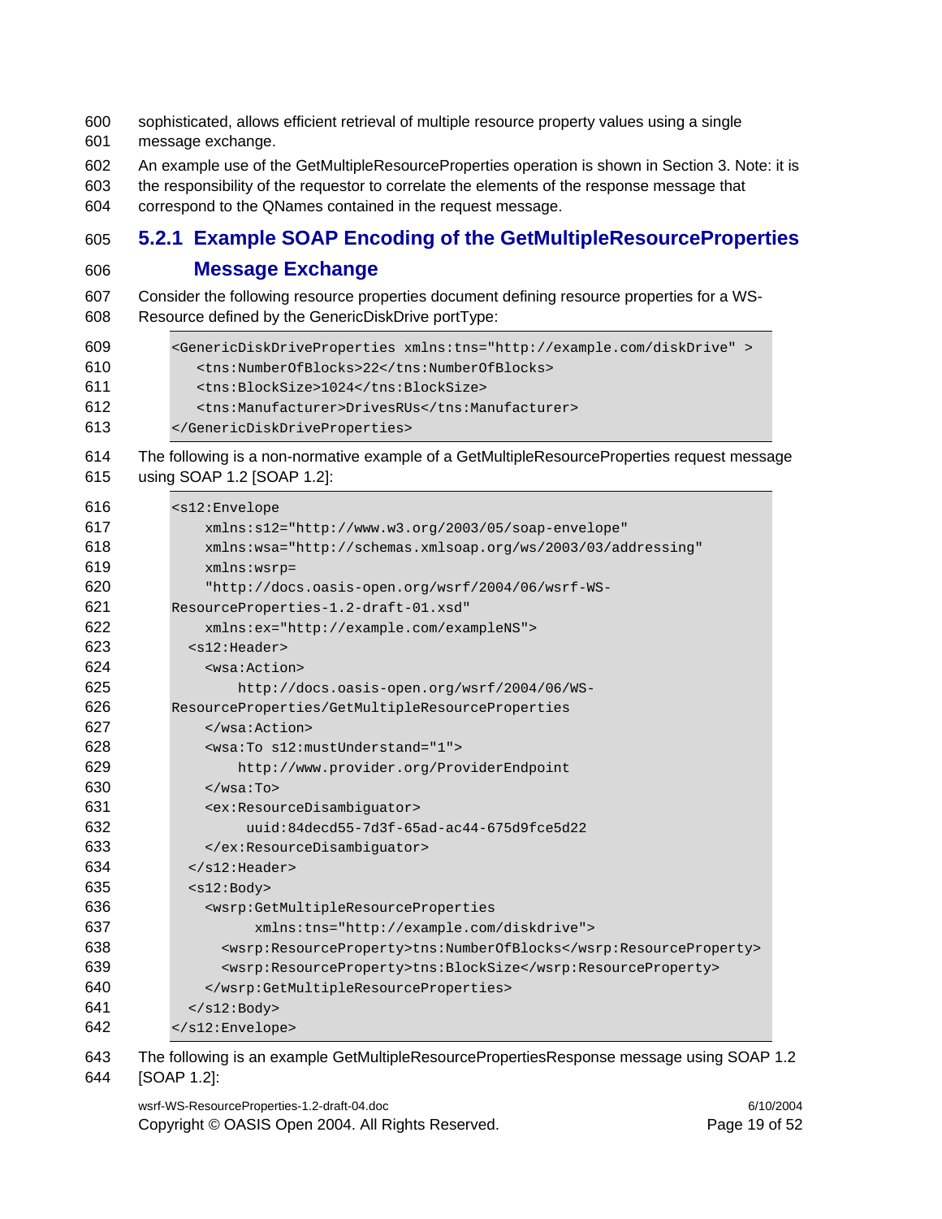sophisticated, allows efficient retrieval of multiple resource property values using a single message exchange.

An example use of the GetMultipleResourceProperties operation is shown in Section 3. Note: it is the responsibility of the requestor to correlate the elements of the response message that correspond to the QNames contained in the request message.

### 5.2.1 Example SOAP Encoding of the GetMultipleResourceProperties Message Exchange

Consider the following resource properties document defining resource properties for a WS-Resource defined by the GenericDiskDrive portType:

```
<GenericDiskDriveProperties xmlns:tns="http://example.com/diskDrive" >
   <tns:NumberOfBlocks>22</tns:NumberOfBlocks>
   <tns:BlockSize>1024</tns:BlockSize>
   <tns:Manufacturer>DrivesRUs</tns:Manufacturer>
</GenericDiskDriveProperties>
```

The following is a non-normative example of a GetMultipleResourceProperties request message using SOAP 1.2 [SOAP 1.2]:

```
<s12:Envelope
    xmlns:s12="http://www.w3.org/2003/05/soap-envelope"
    xmlns:wsa="http://schemas.xmlsoap.org/ws/2003/03/addressing"
    xmlns:wsrp=
    "http://docs.oasis-open.org/wsrf/2004/06/wsrf-WS-
ResourceProperties-1.2-draft-01.xsd"
    xmlns:ex="http://example.com/exampleNS">
  <s12:Header>
    <wsa:Action>
        http://docs.oasis-open.org/wsrf/2004/06/WS-
ResourceProperties/GetMultipleResourceProperties
    </wsa:Action>
    <wsa:To s12:mustUnderstand="1">
        http://www.provider.org/ProviderEndpoint
    </wsa:To>
    <ex:ResourceDisambiguator>
         uuid:84decd55-7d3f-65ad-ac44-675d9fce5d22
    </ex:ResourceDisambiguator>
  </s12:Header>
  <s12:Body>
    <wsrp:GetMultipleResourceProperties
          xmlns:tns="http://example.com/diskdrive">
      <wsrp:ResourceProperty>tns:NumberOfBlocks</wsrp:ResourceProperty>
      <wsrp:ResourceProperty>tns:BlockSize</wsrp:ResourceProperty>
    </wsrp:GetMultipleResourceProperties>
  </s12:Body>
</s12:Envelope>
```

The following is an example GetMultipleResourcePropertiesResponse message using SOAP 1.2 [SOAP 1.2]: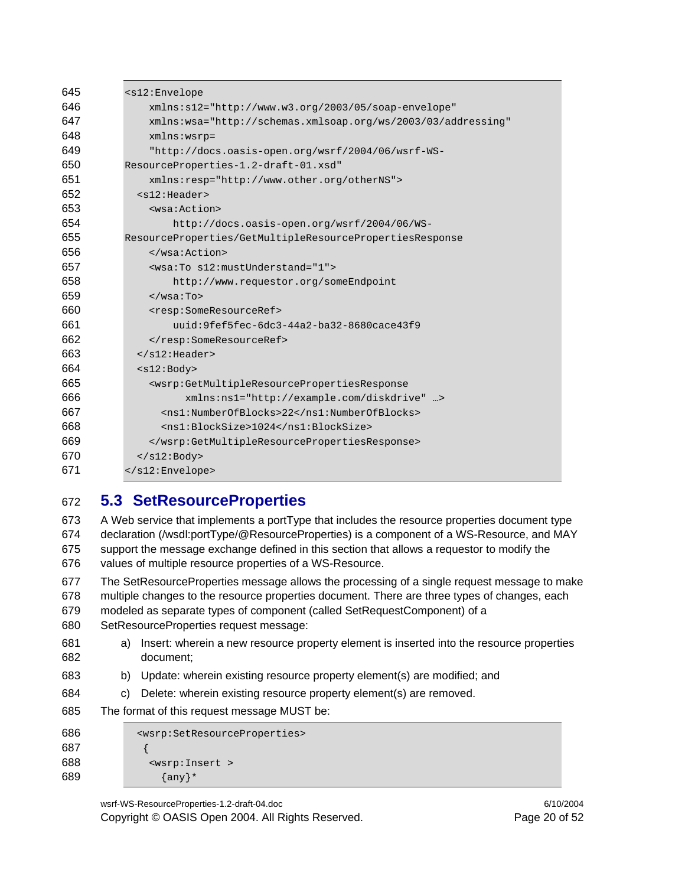```
<s12:Envelope
    xmlns:s12="http://www.w3.org/2003/05/soap-envelope"
    xmlns:wsa="http://schemas.xmlsoap.org/ws/2003/03/addressing"
    xmlns:wsrp=
    "http://docs.oasis-open.org/wsrf/2004/06/wsrf-WS-
ResourceProperties-1.2-draft-01.xsd"
    xmlns:resp="http://www.other.org/otherNS">
  <s12:Header>
    <wsa:Action>
        http://docs.oasis-open.org/wsrf/2004/06/WS-
ResourceProperties/GetMultipleResourcePropertiesResponse
    </wsa:Action>
    <wsa:To s12:mustUnderstand="1">
        http://www.requestor.org/someEndpoint
    </wsa:To>
    <resp:SomeResourceRef>
        uuid:9fef5fec-6dc3-44a2-ba32-8680cace43f9
    </resp:SomeResourceRef>
  </s12:Header>
  <s12:Body>
    <wsrp:GetMultipleResourcePropertiesResponse
          xmlns:ns1="http://example.com/diskdrive" …>
      <ns1:NumberOfBlocks>22</ns1:NumberOfBlocks>
      <ns1:BlockSize>1024</ns1:BlockSize>
    </wsrp:GetMultipleResourcePropertiesResponse>
  </s12:Body>
</s12:Envelope>
```

## 5.3 SetResourceProperties

A Web service that implements a portType that includes the resource properties document type declaration (/wsdl:portType/@ResourceProperties) is a component of a WS-Resource, and MAY support the message exchange defined in this section that allows a requestor to modify the values of multiple resource properties of a WS-Resource.

The SetResourceProperties message allows the processing of a single request message to make multiple changes to the resource properties document. There are three types of changes, each modeled as separate types of component (called SetRequestComponent) of a SetResourceProperties request message:

a) Insert: wherein a new resource property element is inserted into the resource properties document;

b) Update: wherein existing resource property element(s) are modified; and

c) Delete: wherein existing resource property element(s) are removed.

The format of this request message MUST be:

```
  <wsrp:SetResourceProperties>
   {
    <wsrp:Insert >
      {any}*
```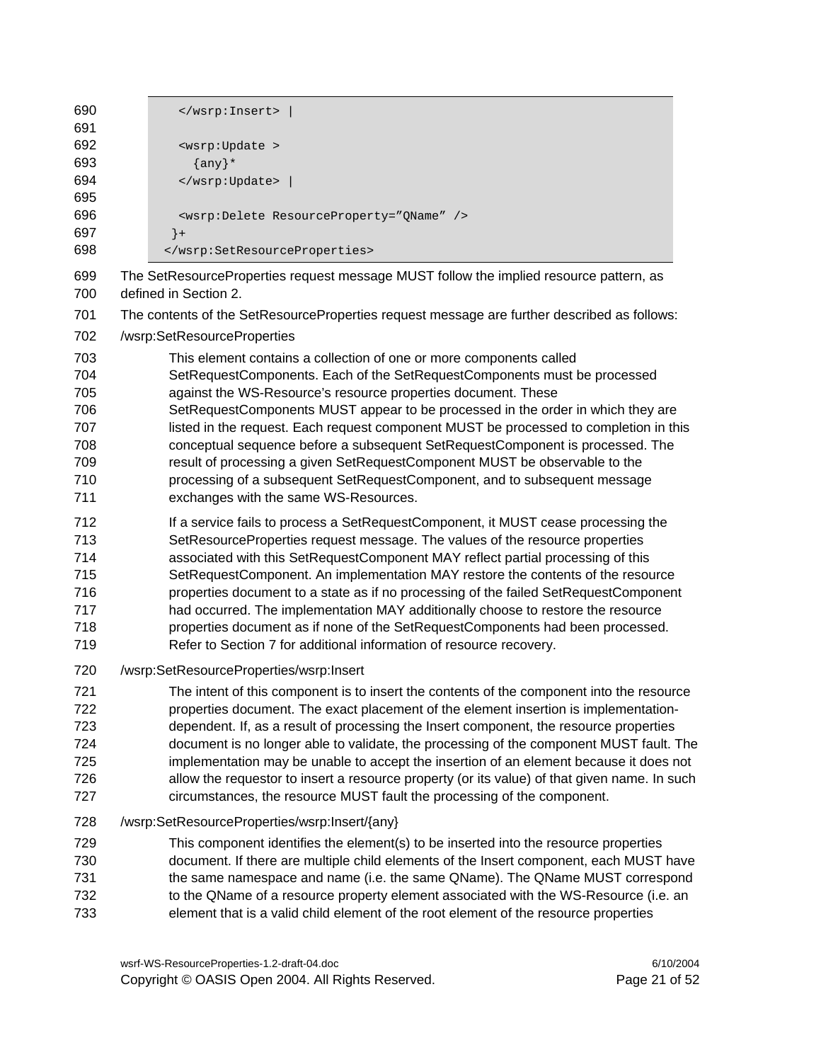```
          </wsrp:Insert> |

          <wsrp:Update >
            {any}*
          </wsrp:Update> |

          <wsrp:Delete ResourceProperty="QName" />
        }+
      </wsrp:SetResourceProperties>
```

The SetResourceProperties request message MUST follow the implied resource pattern, as defined in Section 2.

The contents of the SetResourceProperties request message are further described as follows:

/wsrp:SetResourceProperties

> This element contains a collection of one or more components called SetRequestComponents. Each of the SetRequestComponents must be processed against the WS-Resource's resource properties document. These SetRequestComponents MUST appear to be processed in the order in which they are listed in the request. Each request component MUST be processed to completion in this conceptual sequence before a subsequent SetRequestComponent is processed. The result of processing a given SetRequestComponent MUST be observable to the processing of a subsequent SetRequestComponent, and to subsequent message exchanges with the same WS-Resources.
>
> If a service fails to process a SetRequestComponent, it MUST cease processing the SetResourceProperties request message. The values of the resource properties associated with this SetRequestComponent MAY reflect partial processing of this SetRequestComponent. An implementation MAY restore the contents of the resource properties document to a state as if no processing of the failed SetRequestComponent had occurred. The implementation MAY additionally choose to restore the resource properties document as if none of the SetRequestComponents had been processed. Refer to Section 7 for additional information of resource recovery.

/wsrp:SetResourceProperties/wsrp:Insert

> The intent of this component is to insert the contents of the component into the resource properties document. The exact placement of the element insertion is implementation-dependent. If, as a result of processing the Insert component, the resource properties document is no longer able to validate, the processing of the component MUST fault. The implementation may be unable to accept the insertion of an element because it does not allow the requestor to insert a resource property (or its value) of that given name. In such circumstances, the resource MUST fault the processing of the component.

/wsrp:SetResourceProperties/wsrp:Insert/{any}

> This component identifies the element(s) to be inserted into the resource properties document. If there are multiple child elements of the Insert component, each MUST have the same namespace and name (i.e. the same QName). The QName MUST correspond to the QName of a resource property element associated with the WS-Resource (i.e. an element that is a valid child element of the root element of the resource properties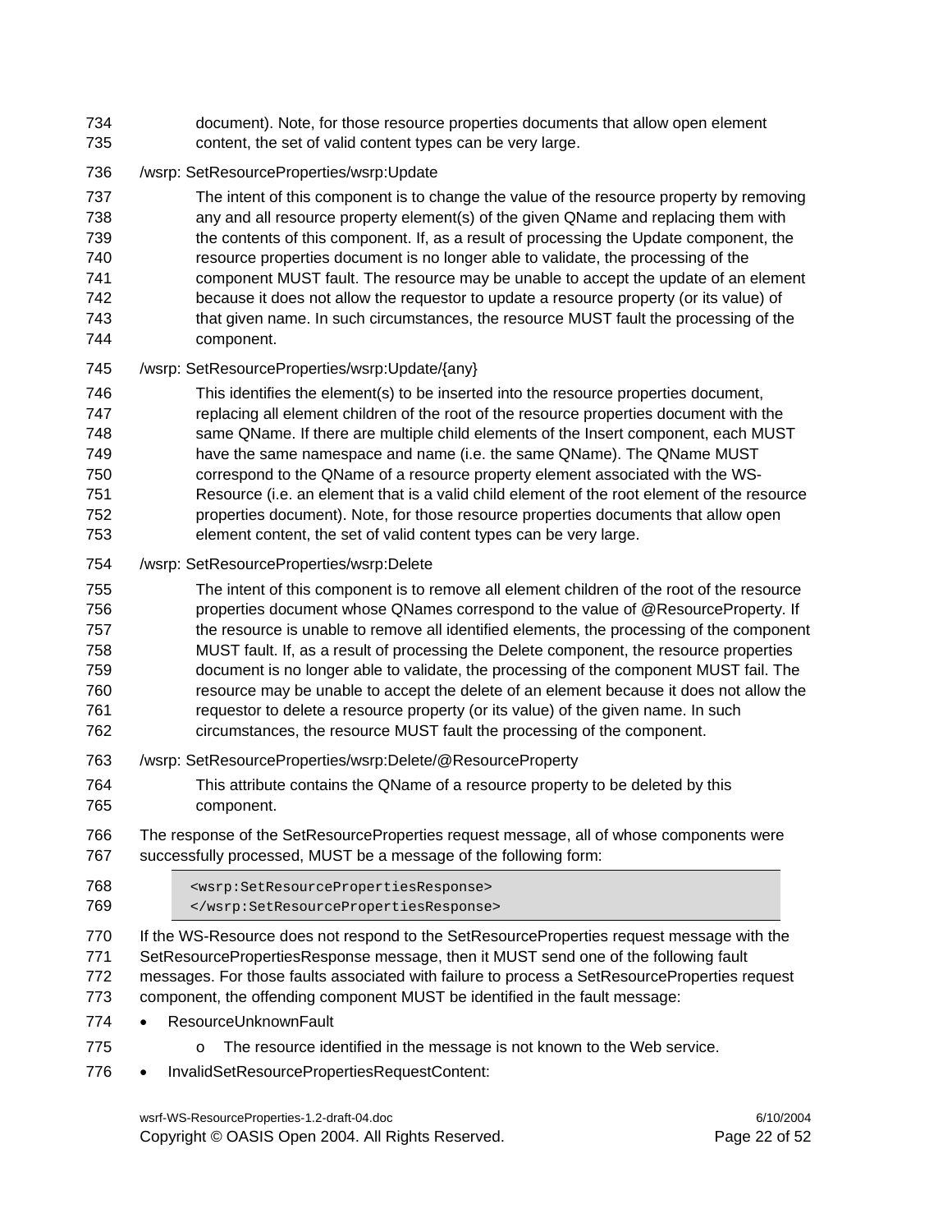document). Note, for those resource properties documents that allow open element content, the set of valid content types can be very large.

/wsrp: SetResourceProperties/wsrp:Update

The intent of this component is to change the value of the resource property by removing any and all resource property element(s) of the given QName and replacing them with the contents of this component. If, as a result of processing the Update component, the resource properties document is no longer able to validate, the processing of the component MUST fault. The resource may be unable to accept the update of an element because it does not allow the requestor to update a resource property (or its value) of that given name. In such circumstances, the resource MUST fault the processing of the component.

/wsrp: SetResourceProperties/wsrp:Update/{any}

This identifies the element(s) to be inserted into the resource properties document, replacing all element children of the root of the resource properties document with the same QName. If there are multiple child elements of the Insert component, each MUST have the same namespace and name (i.e. the same QName). The QName MUST correspond to the QName of a resource property element associated with the WS-Resource (i.e. an element that is a valid child element of the root element of the resource properties document). Note, for those resource properties documents that allow open element content, the set of valid content types can be very large.

/wsrp: SetResourceProperties/wsrp:Delete

The intent of this component is to remove all element children of the root of the resource properties document whose QNames correspond to the value of @ResourceProperty. If the resource is unable to remove all identified elements, the processing of the component MUST fault. If, as a result of processing the Delete component, the resource properties document is no longer able to validate, the processing of the component MUST fail. The resource may be unable to accept the delete of an element because it does not allow the requestor to delete a resource property (or its value) of the given name. In such circumstances, the resource MUST fault the processing of the component.

/wsrp: SetResourceProperties/wsrp:Delete/@ResourceProperty

This attribute contains the QName of a resource property to be deleted by this component.

The response of the SetResourceProperties request message, all of whose components were successfully processed, MUST be a message of the following form:

```
<wsrp:SetResourcePropertiesResponse>
</wsrp:SetResourcePropertiesResponse>
```

If the WS-Resource does not respond to the SetResourceProperties request message with the SetResourcePropertiesResponse message, then it MUST send one of the following fault messages. For those faults associated with failure to process a SetResourceProperties request component, the offending component MUST be identified in the fault message:

- ResourceUnknownFault
  - The resource identified in the message is not known to the Web service.
- InvalidSetResourcePropertiesRequestContent: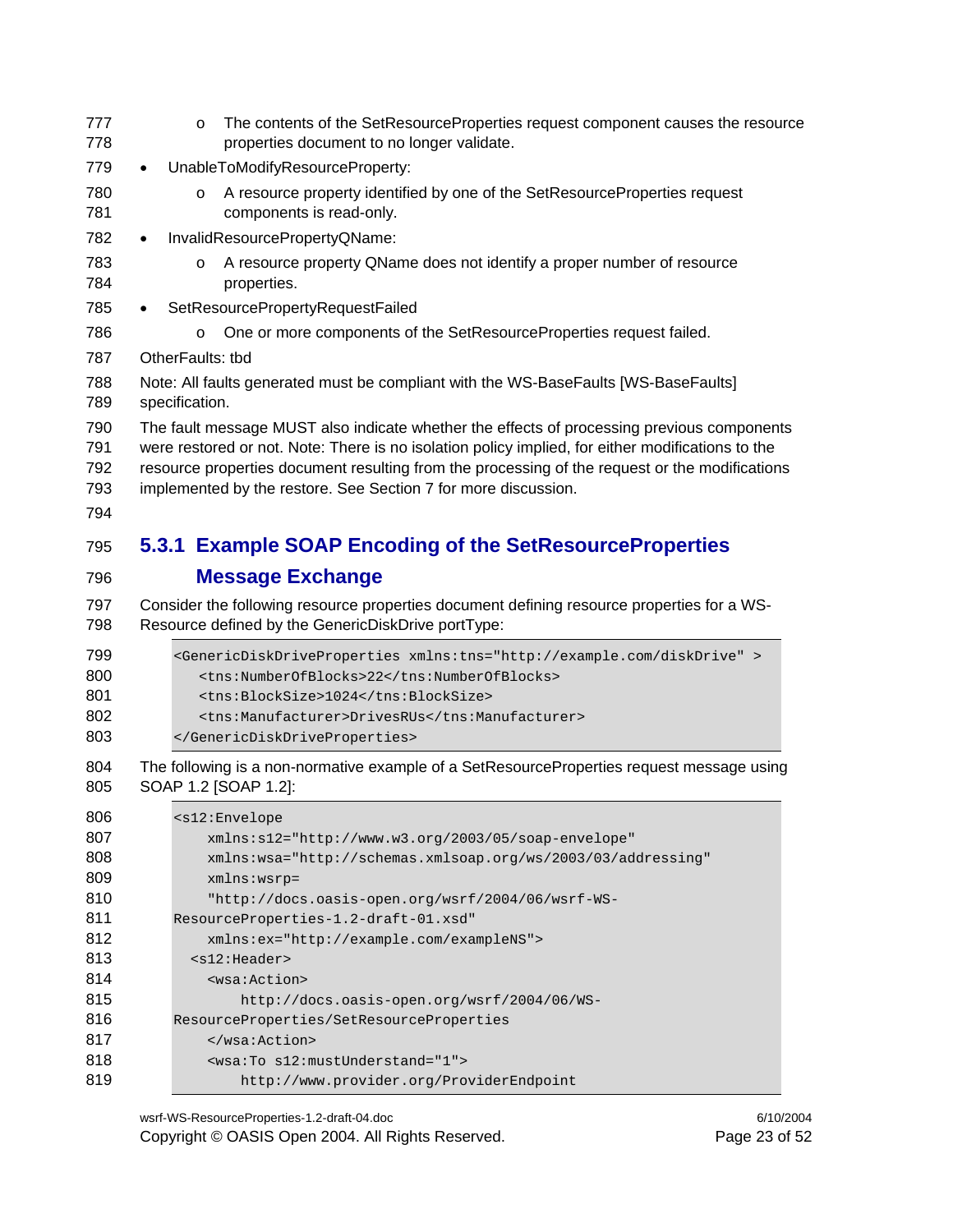- The contents of the SetResourceProperties request component causes the resource properties document to no longer validate.
- UnableToModifyResourceProperty:
    - A resource property identified by one of the SetResourceProperties request components is read-only.
- InvalidResourcePropertyQName:
    - A resource property QName does not identify a proper number of resource properties.
- SetResourcePropertyRequestFailed
    - One or more components of the SetResourceProperties request failed.

OtherFaults: tbd

Note: All faults generated must be compliant with the WS-BaseFaults [WS-BaseFaults] specification.

The fault message MUST also indicate whether the effects of processing previous components were restored or not. Note: There is no isolation policy implied, for either modifications to the resource properties document resulting from the processing of the request or the modifications implemented by the restore. See Section 7 for more discussion.

### 5.3.1 Example SOAP Encoding of the SetResourceProperties Message Exchange

Consider the following resource properties document defining resource properties for a WS-Resource defined by the GenericDiskDrive portType:

```
<GenericDiskDriveProperties xmlns:tns="http://example.com/diskDrive" >
   <tns:NumberOfBlocks>22</tns:NumberOfBlocks>
   <tns:BlockSize>1024</tns:BlockSize>
   <tns:Manufacturer>DrivesRUs</tns:Manufacturer>
</GenericDiskDriveProperties>
```

The following is a non-normative example of a SetResourceProperties request message using SOAP 1.2 [SOAP 1.2]:

```
<s12:Envelope
    xmlns:s12="http://www.w3.org/2003/05/soap-envelope"
    xmlns:wsa="http://schemas.xmlsoap.org/ws/2003/03/addressing"
    xmlns:wsrp=
    "http://docs.oasis-open.org/wsrf/2004/06/wsrf-WS-
ResourceProperties-1.2-draft-01.xsd"
    xmlns:ex="http://example.com/exampleNS">
  <s12:Header>
    <wsa:Action>
        http://docs.oasis-open.org/wsrf/2004/06/WS-
ResourceProperties/SetResourceProperties
    </wsa:Action>
    <wsa:To s12:mustUnderstand="1">
        http://www.provider.org/ProviderEndpoint
```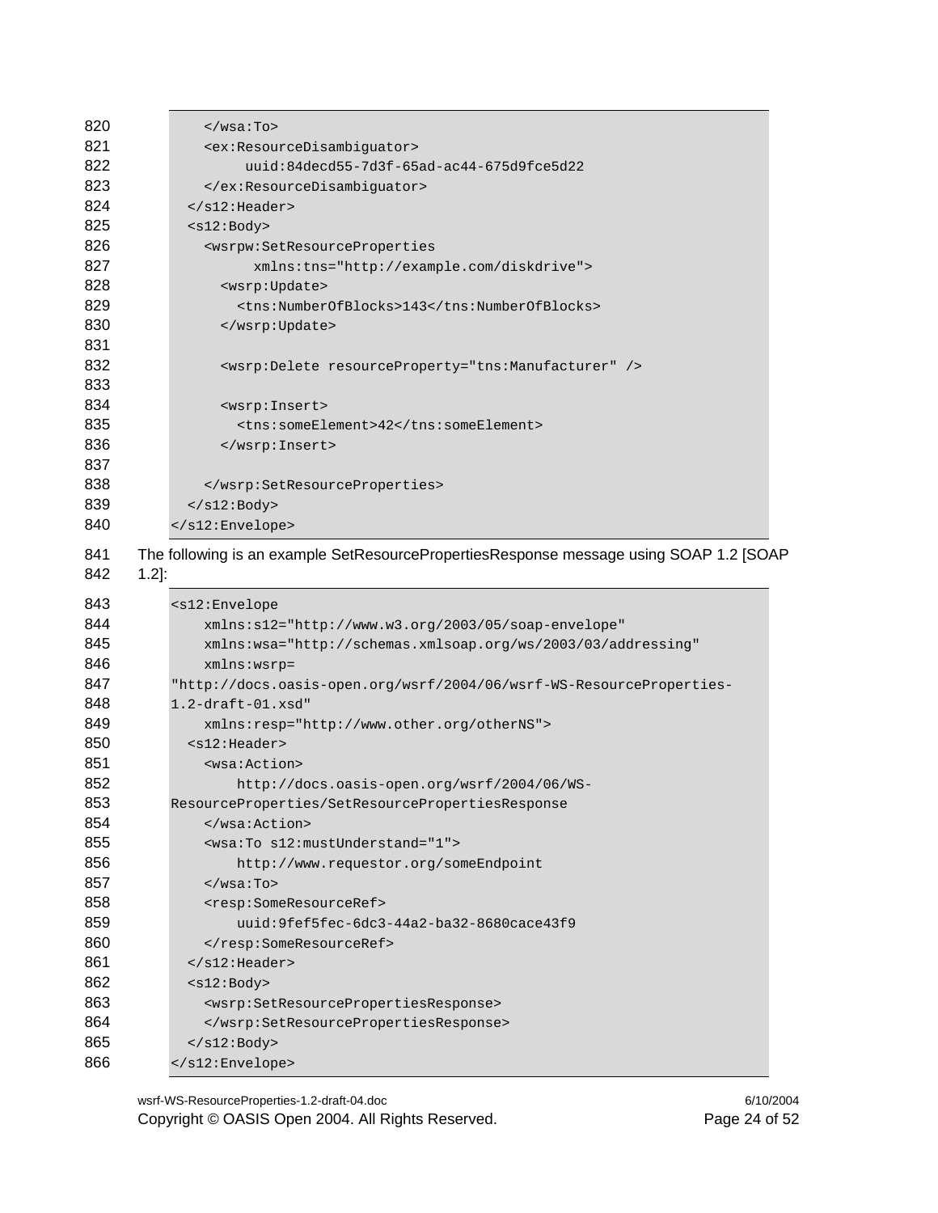```
      </wsa:To>
      <ex:ResourceDisambiguator>
           uuid:84decd55-7d3f-65ad-ac44-675d9fce5d22
      </ex:ResourceDisambiguator>
    </s12:Header>
    <s12:Body>
      <wsrpw:SetResourceProperties
             xmlns:tns="http://example.com/diskdrive">
        <wsrp:Update>
          <tns:NumberOfBlocks>143</tns:NumberOfBlocks>
        </wsrp:Update>

        <wsrp:Delete resourceProperty="tns:Manufacturer" />

        <wsrp:Insert>
          <tns:someElement>42</tns:someElement>
        </wsrp:Insert>

      </wsrp:SetResourceProperties>
    </s12:Body>
  </s12:Envelope>
```

The following is an example SetResourcePropertiesResponse message using SOAP 1.2 [SOAP 1.2]:

```
<s12:Envelope
    xmlns:s12="http://www.w3.org/2003/05/soap-envelope"
    xmlns:wsa="http://schemas.xmlsoap.org/ws/2003/03/addressing"
    xmlns:wsrp=
"http://docs.oasis-open.org/wsrf/2004/06/wsrf-WS-ResourceProperties-
1.2-draft-01.xsd"
    xmlns:resp="http://www.other.org/otherNS">
  <s12:Header>
    <wsa:Action>
        http://docs.oasis-open.org/wsrf/2004/06/WS-
ResourceProperties/SetResourcePropertiesResponse
    </wsa:Action>
    <wsa:To s12:mustUnderstand="1">
        http://www.requestor.org/someEndpoint
    </wsa:To>
    <resp:SomeResourceRef>
        uuid:9fef5fec-6dc3-44a2-ba32-8680cace43f9
    </resp:SomeResourceRef>
  </s12:Header>
  <s12:Body>
    <wsrp:SetResourcePropertiesResponse>
    </wsrp:SetResourcePropertiesResponse>
  </s12:Body>
</s12:Envelope>
```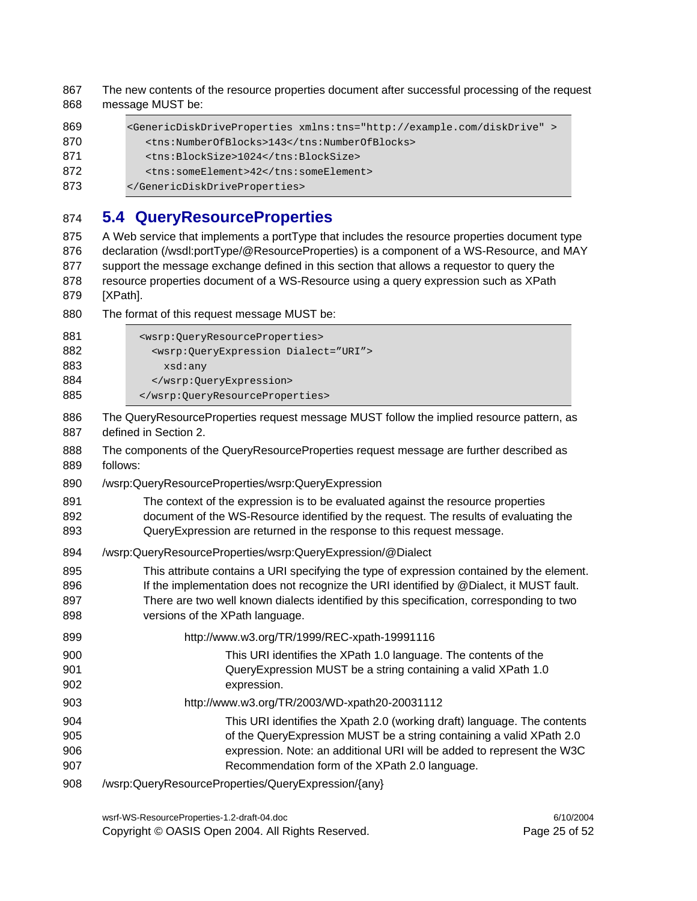The new contents of the resource properties document after successful processing of the request message MUST be:

```
<GenericDiskDriveProperties xmlns:tns="http://example.com/diskDrive" >
   <tns:NumberOfBlocks>143</tns:NumberOfBlocks>
   <tns:BlockSize>1024</tns:BlockSize>
   <tns:someElement>42</tns:someElement>
</GenericDiskDriveProperties>
```

## 5.4 QueryResourceProperties

A Web service that implements a portType that includes the resource properties document type declaration (/wsdl:portType/@ResourceProperties) is a component of a WS-Resource, and MAY support the message exchange defined in this section that allows a requestor to query the resource properties document of a WS-Resource using a query expression such as XPath [XPath].

The format of this request message MUST be:

```
  <wsrp:QueryResourceProperties>
    <wsrp:QueryExpression Dialect="URI">
      xsd:any
    </wsrp:QueryExpression>
  </wsrp:QueryResourceProperties>
```

The QueryResourceProperties request message MUST follow the implied resource pattern, as defined in Section 2.

The components of the QueryResourceProperties request message are further described as follows:

/wsrp:QueryResourceProperties/wsrp:QueryExpression

> The context of the expression is to be evaluated against the resource properties document of the WS-Resource identified by the request. The results of evaluating the QueryExpression are returned in the response to this request message.

/wsrp:QueryResourceProperties/wsrp:QueryExpression/@Dialect

> This attribute contains a URI specifying the type of expression contained by the element. If the implementation does not recognize the URI identified by @Dialect, it MUST fault. There are two well known dialects identified by this specification, corresponding to two versions of the XPath language.
>
> http://www.w3.org/TR/1999/REC-xpath-19991116
>
> > This URI identifies the XPath 1.0 language. The contents of the QueryExpression MUST be a string containing a valid XPath 1.0 expression.
>
> http://www.w3.org/TR/2003/WD-xpath20-20031112
>
> > This URI identifies the Xpath 2.0 (working draft) language. The contents of the QueryExpression MUST be a string containing a valid XPath 2.0 expression. Note: an additional URI will be added to represent the W3C Recommendation form of the XPath 2.0 language.

/wsrp:QueryResourceProperties/QueryExpression/{any}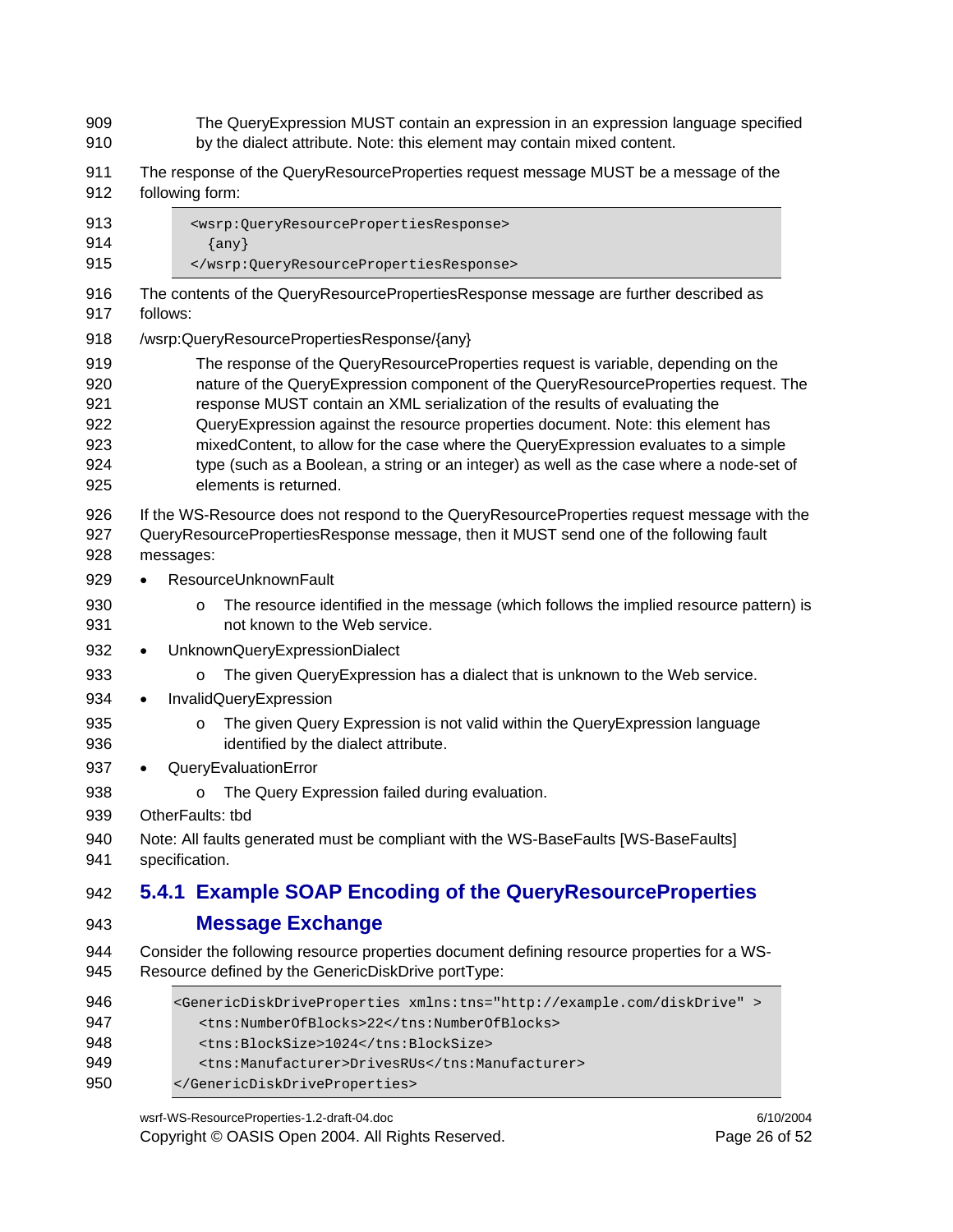The QueryExpression MUST contain an expression in an expression language specified by the dialect attribute. Note: this element may contain mixed content.

The response of the QueryResourceProperties request message MUST be a message of the following form:

```
<wsrp:QueryResourcePropertiesResponse>
  {any}
</wsrp:QueryResourcePropertiesResponse>
```

The contents of the QueryResourcePropertiesResponse message are further described as follows:

/wsrp:QueryResourcePropertiesResponse/{any}

The response of the QueryResourceProperties request is variable, depending on the nature of the QueryExpression component of the QueryResourceProperties request. The response MUST contain an XML serialization of the results of evaluating the QueryExpression against the resource properties document. Note: this element has mixedContent, to allow for the case where the QueryExpression evaluates to a simple type (such as a Boolean, a string or an integer) as well as the case where a node-set of elements is returned.

If the WS-Resource does not respond to the QueryResourceProperties request message with the QueryResourcePropertiesResponse message, then it MUST send one of the following fault messages:

- ResourceUnknownFault
  - The resource identified in the message (which follows the implied resource pattern) is not known to the Web service.
- UnknownQueryExpressionDialect
  - The given QueryExpression has a dialect that is unknown to the Web service.
- InvalidQueryExpression
  - The given Query Expression is not valid within the QueryExpression language identified by the dialect attribute.
- QueryEvaluationError
  - The Query Expression failed during evaluation.

OtherFaults: tbd

Note: All faults generated must be compliant with the WS-BaseFaults [WS-BaseFaults] specification.

### 5.4.1 Example SOAP Encoding of the QueryResourceProperties Message Exchange

Consider the following resource properties document defining resource properties for a WS-Resource defined by the GenericDiskDrive portType:

```
<GenericDiskDriveProperties xmlns:tns="http://example.com/diskDrive" >
   <tns:NumberOfBlocks>22</tns:NumberOfBlocks>
   <tns:BlockSize>1024</tns:BlockSize>
   <tns:Manufacturer>DrivesRUs</tns:Manufacturer>
</GenericDiskDriveProperties>
```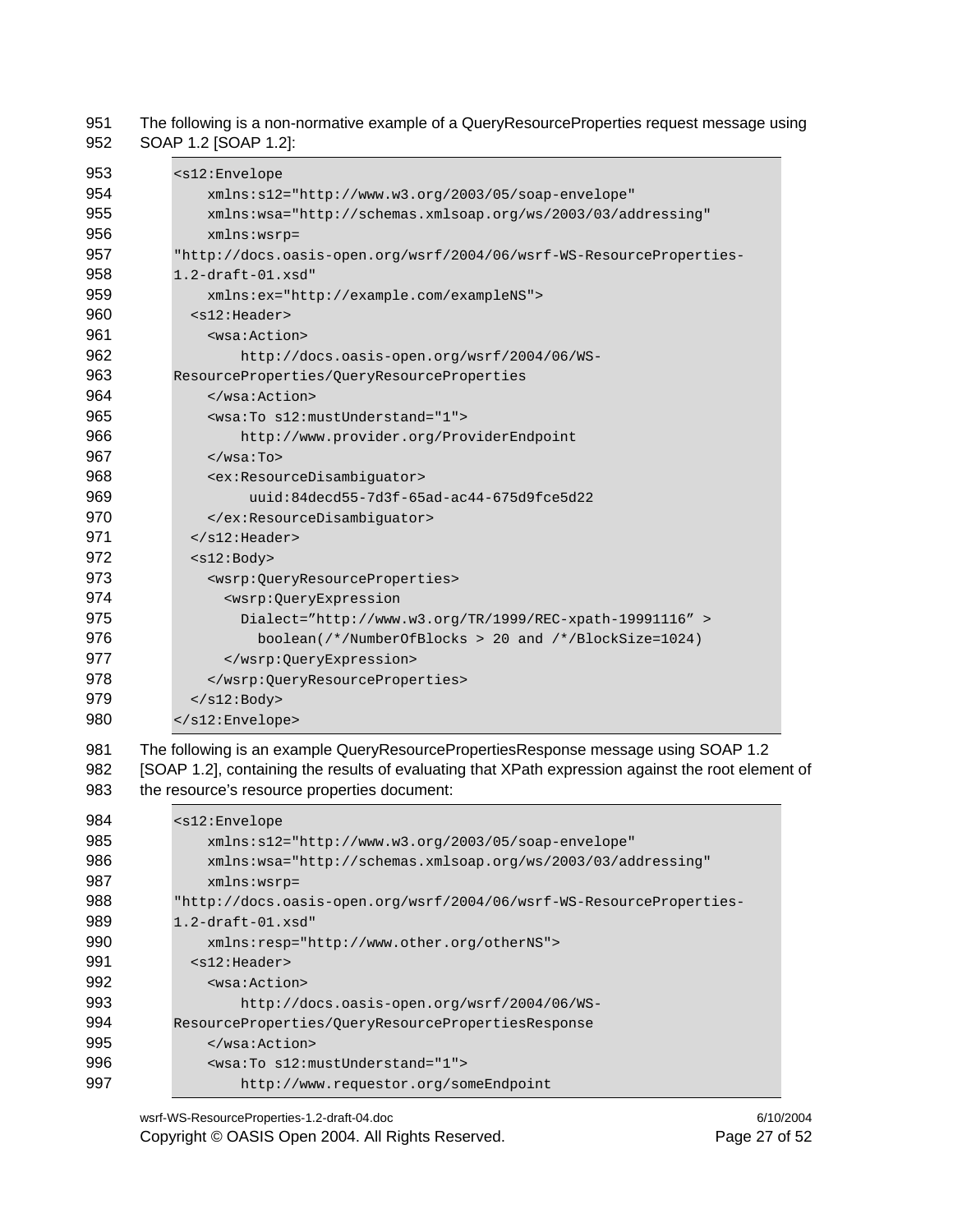The following is a non-normative example of a QueryResourceProperties request message using SOAP 1.2 [SOAP 1.2]:

```
<s12:Envelope
    xmlns:s12="http://www.w3.org/2003/05/soap-envelope"
    xmlns:wsa="http://schemas.xmlsoap.org/ws/2003/03/addressing"
    xmlns:wsrp=
"http://docs.oasis-open.org/wsrf/2004/06/wsrf-WS-ResourceProperties-
1.2-draft-01.xsd"
    xmlns:ex="http://example.com/exampleNS">
  <s12:Header>
    <wsa:Action>
        http://docs.oasis-open.org/wsrf/2004/06/WS-
ResourceProperties/QueryResourceProperties
    </wsa:Action>
    <wsa:To s12:mustUnderstand="1">
        http://www.provider.org/ProviderEndpoint
    </wsa:To>
    <ex:ResourceDisambiguator>
         uuid:84decd55-7d3f-65ad-ac44-675d9fce5d22
    </ex:ResourceDisambiguator>
  </s12:Header>
  <s12:Body>
    <wsrp:QueryResourceProperties>
      <wsrp:QueryExpression
        Dialect=”http://www.w3.org/TR/1999/REC-xpath-19991116” >
          boolean(/*/NumberOfBlocks > 20 and /*/BlockSize=1024)
      </wsrp:QueryExpression>
    </wsrp:QueryResourceProperties>
  </s12:Body>
</s12:Envelope>
```

The following is an example QueryResourcePropertiesResponse message using SOAP 1.2 [SOAP 1.2], containing the results of evaluating that XPath expression against the root element of the resource's resource properties document:

```
<s12:Envelope
    xmlns:s12="http://www.w3.org/2003/05/soap-envelope"
    xmlns:wsa="http://schemas.xmlsoap.org/ws/2003/03/addressing"
    xmlns:wsrp=
"http://docs.oasis-open.org/wsrf/2004/06/wsrf-WS-ResourceProperties-
1.2-draft-01.xsd"
    xmlns:resp="http://www.other.org/otherNS">
  <s12:Header>
    <wsa:Action>
        http://docs.oasis-open.org/wsrf/2004/06/WS-
ResourceProperties/QueryResourcePropertiesResponse
    </wsa:Action>
    <wsa:To s12:mustUnderstand="1">
        http://www.requestor.org/someEndpoint
```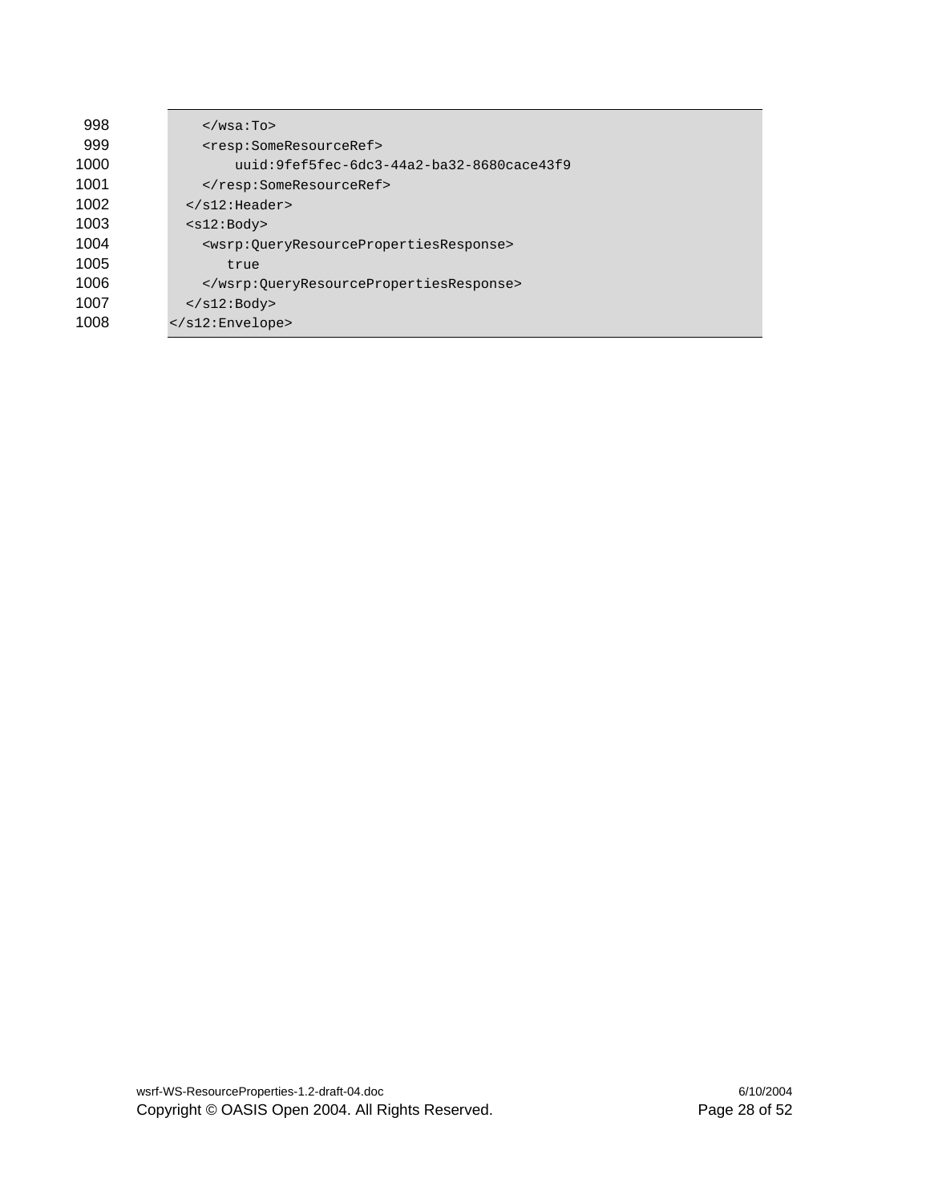```
998          </wsa:To>
999          <resp:SomeResourceRef>
1000             uuid:9fef5fec-6dc3-44a2-ba32-8680cace43f9
1001         </resp:SomeResourceRef>
1002       </s12:Header>
1003       <s12:Body>
1004         <wsrp:QueryResourcePropertiesResponse>
1005            true
1006         </wsrp:QueryResourcePropertiesResponse>
1007       </s12:Body>
1008     </s12:Envelope>
```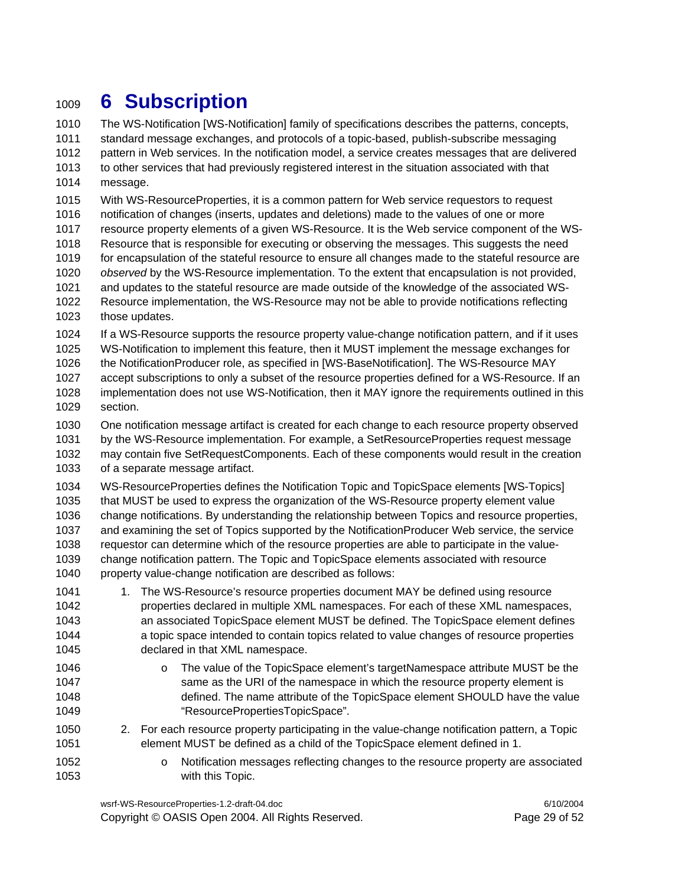# 6 Subscription

The WS-Notification [WS-Notification] family of specifications describes the patterns, concepts, standard message exchanges, and protocols of a topic-based, publish-subscribe messaging pattern in Web services. In the notification model, a service creates messages that are delivered to other services that had previously registered interest in the situation associated with that message.

With WS-ResourceProperties, it is a common pattern for Web service requestors to request notification of changes (inserts, updates and deletions) made to the values of one or more resource property elements of a given WS-Resource. It is the Web service component of the WS-Resource that is responsible for executing or observing the messages. This suggests the need for encapsulation of the stateful resource to ensure all changes made to the stateful resource are *observed* by the WS-Resource implementation. To the extent that encapsulation is not provided, and updates to the stateful resource are made outside of the knowledge of the associated WS-Resource implementation, the WS-Resource may not be able to provide notifications reflecting those updates.

If a WS-Resource supports the resource property value-change notification pattern, and if it uses WS-Notification to implement this feature, then it MUST implement the message exchanges for the NotificationProducer role, as specified in [WS-BaseNotification]. The WS-Resource MAY accept subscriptions to only a subset of the resource properties defined for a WS-Resource. If an implementation does not use WS-Notification, then it MAY ignore the requirements outlined in this section.

One notification message artifact is created for each change to each resource property observed by the WS-Resource implementation. For example, a SetResourceProperties request message may contain five SetRequestComponents. Each of these components would result in the creation of a separate message artifact.

WS-ResourceProperties defines the Notification Topic and TopicSpace elements [WS-Topics] that MUST be used to express the organization of the WS-Resource property element value change notifications. By understanding the relationship between Topics and resource properties, and examining the set of Topics supported by the NotificationProducer Web service, the service requestor can determine which of the resource properties are able to participate in the value-change notification pattern. The Topic and TopicSpace elements associated with resource property value-change notification are described as follows:

1. The WS-Resource's resource properties document MAY be defined using resource properties declared in multiple XML namespaces. For each of these XML namespaces, an associated TopicSpace element MUST be defined. The TopicSpace element defines a topic space intended to contain topics related to value changes of resource properties declared in that XML namespace.
   - The value of the TopicSpace element's targetNamespace attribute MUST be the same as the URI of the namespace in which the resource property element is defined. The name attribute of the TopicSpace element SHOULD have the value "ResourcePropertiesTopicSpace".
2. For each resource property participating in the value-change notification pattern, a Topic element MUST be defined as a child of the TopicSpace element defined in 1.
   - Notification messages reflecting changes to the resource property are associated with this Topic.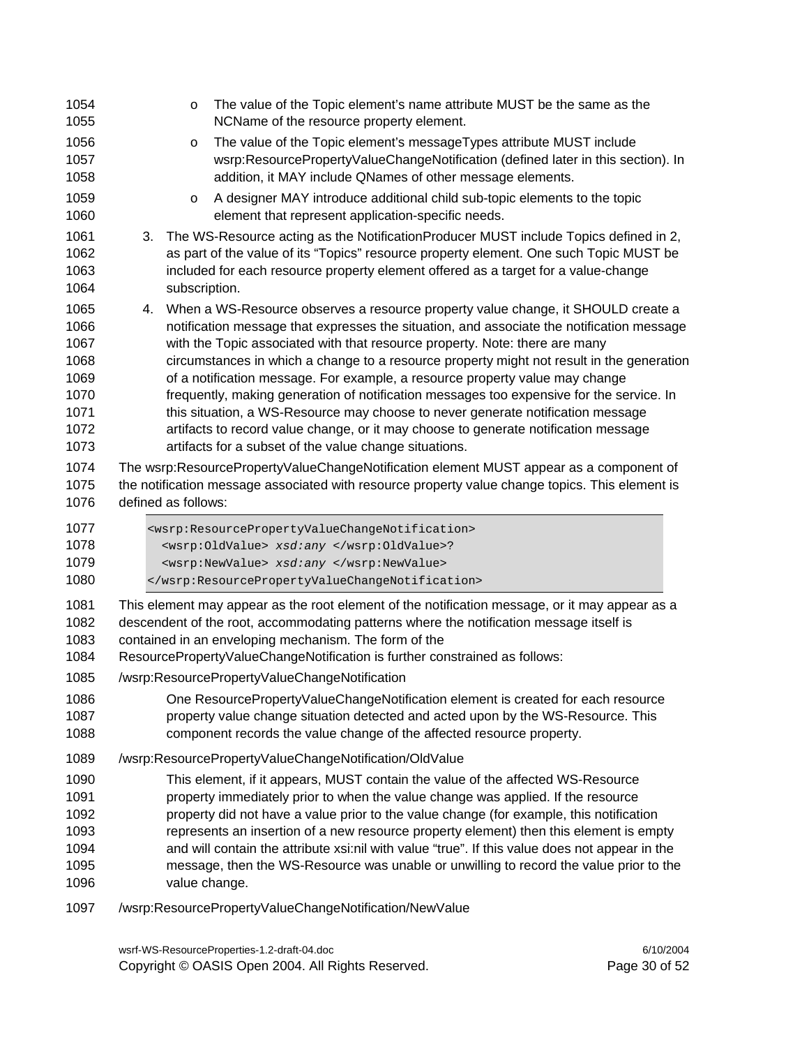- The value of the Topic element's name attribute MUST be the same as the NCName of the resource property element.
- The value of the Topic element's messageTypes attribute MUST include wsrp:ResourcePropertyValueChangeNotification (defined later in this section). In addition, it MAY include QNames of other message elements.
- A designer MAY introduce additional child sub-topic elements to the topic element that represent application-specific needs.

3. The WS-Resource acting as the NotificationProducer MUST include Topics defined in 2, as part of the value of its "Topics" resource property element. One such Topic MUST be included for each resource property element offered as a target for a value-change subscription.
4. When a WS-Resource observes a resource property value change, it SHOULD create a notification message that expresses the situation, and associate the notification message with the Topic associated with that resource property. Note: there are many circumstances in which a change to a resource property might not result in the generation of a notification message. For example, a resource property value may change frequently, making generation of notification messages too expensive for the service. In this situation, a WS-Resource may choose to never generate notification message artifacts to record value change, or it may choose to generate notification message artifacts for a subset of the value change situations.

The wsrp:ResourcePropertyValueChangeNotification element MUST appear as a component of the notification message associated with resource property value change topics. This element is defined as follows:

```
<wsrp:ResourcePropertyValueChangeNotification>
  <wsrp:OldValue> xsd:any </wsrp:OldValue>?
  <wsrp:NewValue> xsd:any </wsrp:NewValue>
</wsrp:ResourcePropertyValueChangeNotification>
```

This element may appear as the root element of the notification message, or it may appear as a descendent of the root, accommodating patterns where the notification message itself is contained in an enveloping mechanism. The form of the ResourcePropertyValueChangeNotification is further constrained as follows:

/wsrp:ResourcePropertyValueChangeNotification

One ResourcePropertyValueChangeNotification element is created for each resource property value change situation detected and acted upon by the WS-Resource. This component records the value change of the affected resource property.

/wsrp:ResourcePropertyValueChangeNotification/OldValue

This element, if it appears, MUST contain the value of the affected WS-Resource property immediately prior to when the value change was applied. If the resource property did not have a value prior to the value change (for example, this notification represents an insertion of a new resource property element) then this element is empty and will contain the attribute xsi:nil with value "true". If this value does not appear in the message, then the WS-Resource was unable or unwilling to record the value prior to the value change.

/wsrp:ResourcePropertyValueChangeNotification/NewValue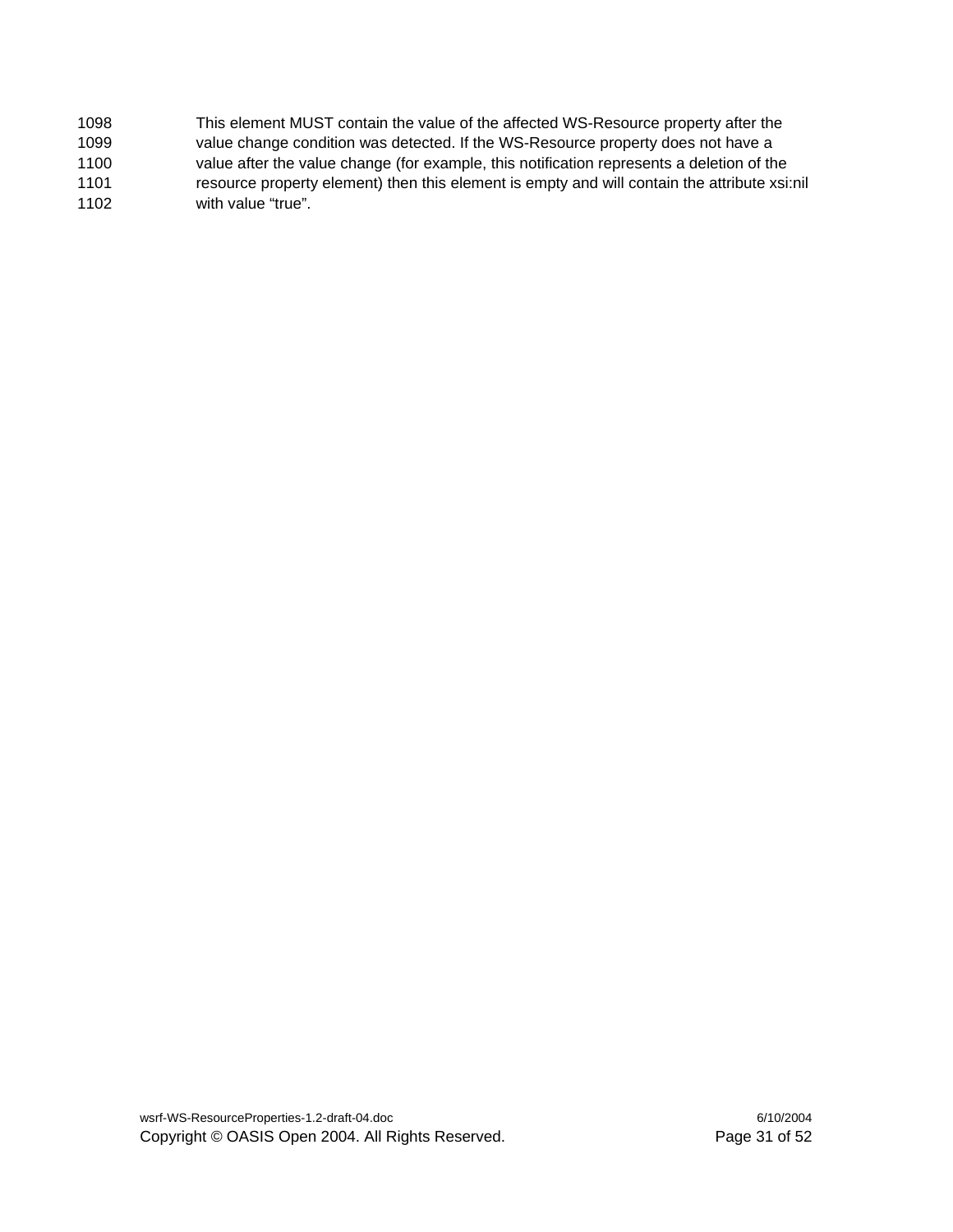1098 This element MUST contain the value of the affected WS-Resource property after the
1099 value change condition was detected. If the WS-Resource property does not have a
1100 value after the value change (for example, this notification represents a deletion of the
1101 resource property element) then this element is empty and will contain the attribute xsi:nil
1102 with value “true”.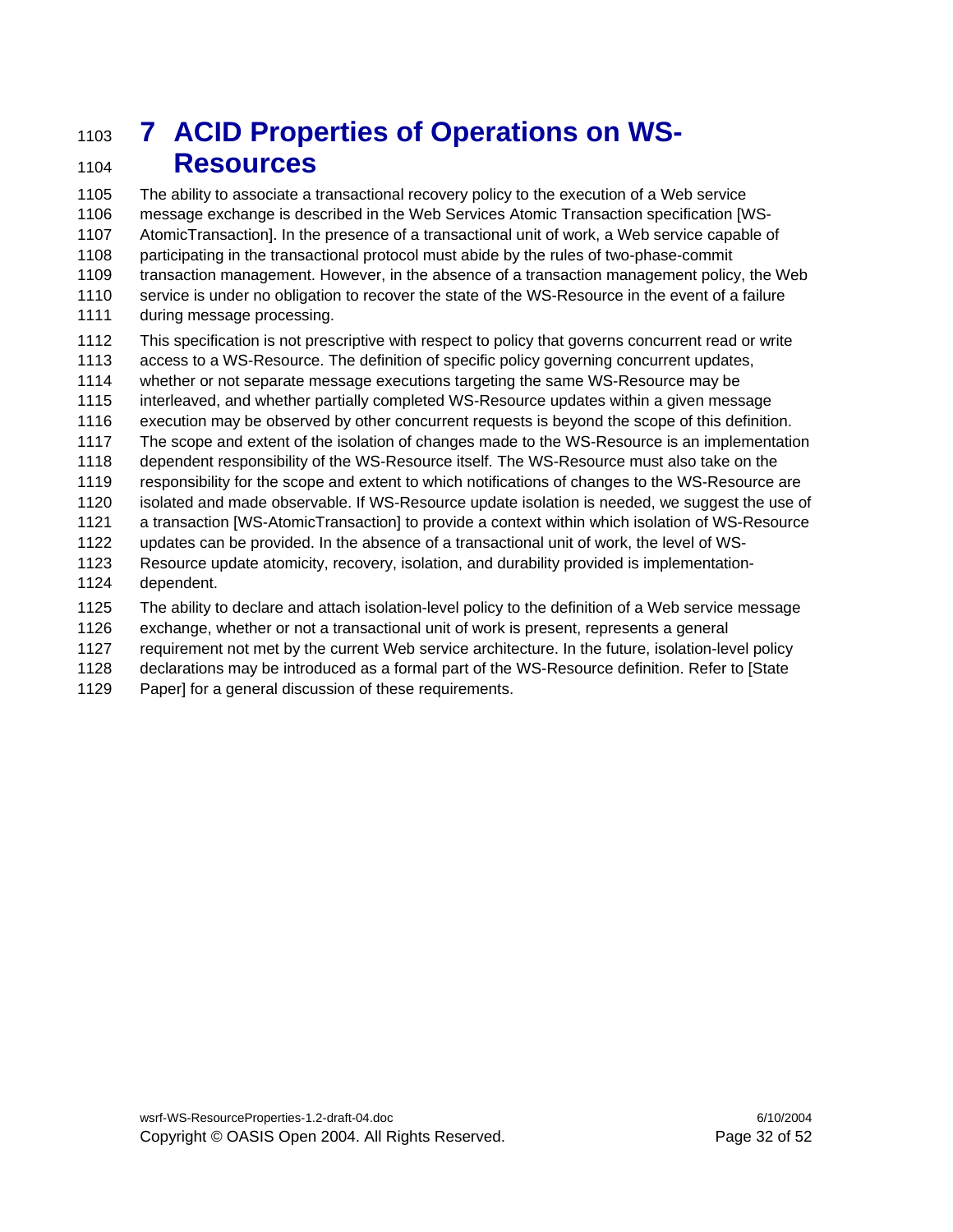# 7 ACID Properties of Operations on WS-Resources

The ability to associate a transactional recovery policy to the execution of a Web service message exchange is described in the Web Services Atomic Transaction specification [WS-AtomicTransaction]. In the presence of a transactional unit of work, a Web service capable of participating in the transactional protocol must abide by the rules of two-phase-commit transaction management. However, in the absence of a transaction management policy, the Web service is under no obligation to recover the state of the WS-Resource in the event of a failure during message processing.

This specification is not prescriptive with respect to policy that governs concurrent read or write access to a WS-Resource. The definition of specific policy governing concurrent updates, whether or not separate message executions targeting the same WS-Resource may be interleaved, and whether partially completed WS-Resource updates within a given message execution may be observed by other concurrent requests is beyond the scope of this definition. The scope and extent of the isolation of changes made to the WS-Resource is an implementation dependent responsibility of the WS-Resource itself. The WS-Resource must also take on the responsibility for the scope and extent to which notifications of changes to the WS-Resource are isolated and made observable. If WS-Resource update isolation is needed, we suggest the use of a transaction [WS-AtomicTransaction] to provide a context within which isolation of WS-Resource updates can be provided. In the absence of a transactional unit of work, the level of WS-Resource update atomicity, recovery, isolation, and durability provided is implementation-dependent.

The ability to declare and attach isolation-level policy to the definition of a Web service message exchange, whether or not a transactional unit of work is present, represents a general requirement not met by the current Web service architecture. In the future, isolation-level policy declarations may be introduced as a formal part of the WS-Resource definition. Refer to [State Paper] for a general discussion of these requirements.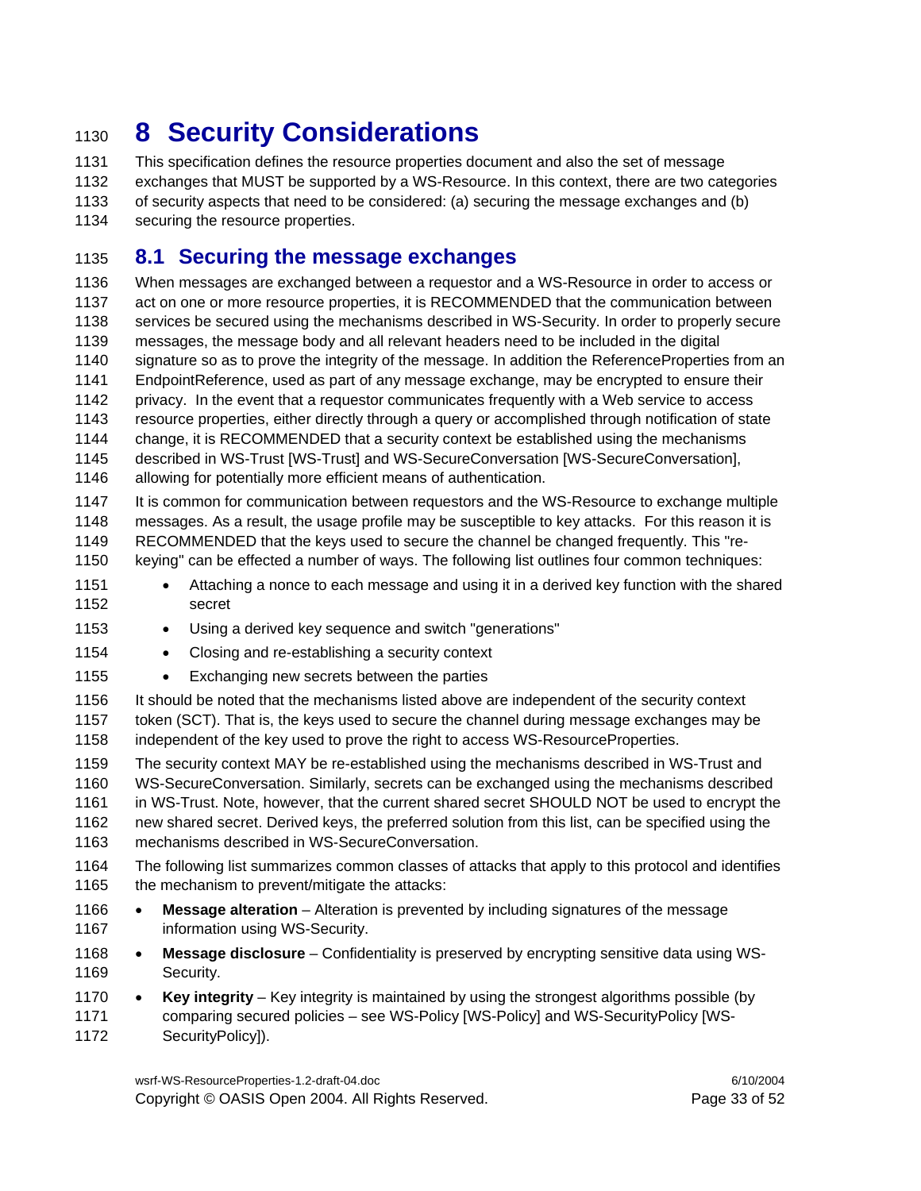# 8 Security Considerations

This specification defines the resource properties document and also the set of message exchanges that MUST be supported by a WS-Resource. In this context, there are two categories of security aspects that need to be considered: (a) securing the message exchanges and (b) securing the resource properties.

## 8.1 Securing the message exchanges

When messages are exchanged between a requestor and a WS-Resource in order to access or act on one or more resource properties, it is RECOMMENDED that the communication between services be secured using the mechanisms described in WS-Security. In order to properly secure messages, the message body and all relevant headers need to be included in the digital signature so as to prove the integrity of the message. In addition the ReferenceProperties from an EndpointReference, used as part of any message exchange, may be encrypted to ensure their privacy. In the event that a requestor communicates frequently with a Web service to access resource properties, either directly through a query or accomplished through notification of state change, it is RECOMMENDED that a security context be established using the mechanisms described in WS-Trust [WS-Trust] and WS-SecureConversation [WS-SecureConversation], allowing for potentially more efficient means of authentication.

It is common for communication between requestors and the WS-Resource to exchange multiple messages. As a result, the usage profile may be susceptible to key attacks. For this reason it is RECOMMENDED that the keys used to secure the channel be changed frequently. This "re-keying" can be effected a number of ways. The following list outlines four common techniques:

- Attaching a nonce to each message and using it in a derived key function with the shared secret
- Using a derived key sequence and switch "generations"
- Closing and re-establishing a security context
- Exchanging new secrets between the parties

It should be noted that the mechanisms listed above are independent of the security context token (SCT). That is, the keys used to secure the channel during message exchanges may be independent of the key used to prove the right to access WS-ResourceProperties.

The security context MAY be re-established using the mechanisms described in WS-Trust and WS-SecureConversation. Similarly, secrets can be exchanged using the mechanisms described in WS-Trust. Note, however, that the current shared secret SHOULD NOT be used to encrypt the new shared secret. Derived keys, the preferred solution from this list, can be specified using the mechanisms described in WS-SecureConversation.

The following list summarizes common classes of attacks that apply to this protocol and identifies the mechanism to prevent/mitigate the attacks:

- **Message alteration** – Alteration is prevented by including signatures of the message information using WS-Security.
- **Message disclosure** – Confidentiality is preserved by encrypting sensitive data using WS-Security.
- **Key integrity** – Key integrity is maintained by using the strongest algorithms possible (by comparing secured policies – see WS-Policy [WS-Policy] and WS-SecurityPolicy [WS-SecurityPolicy]).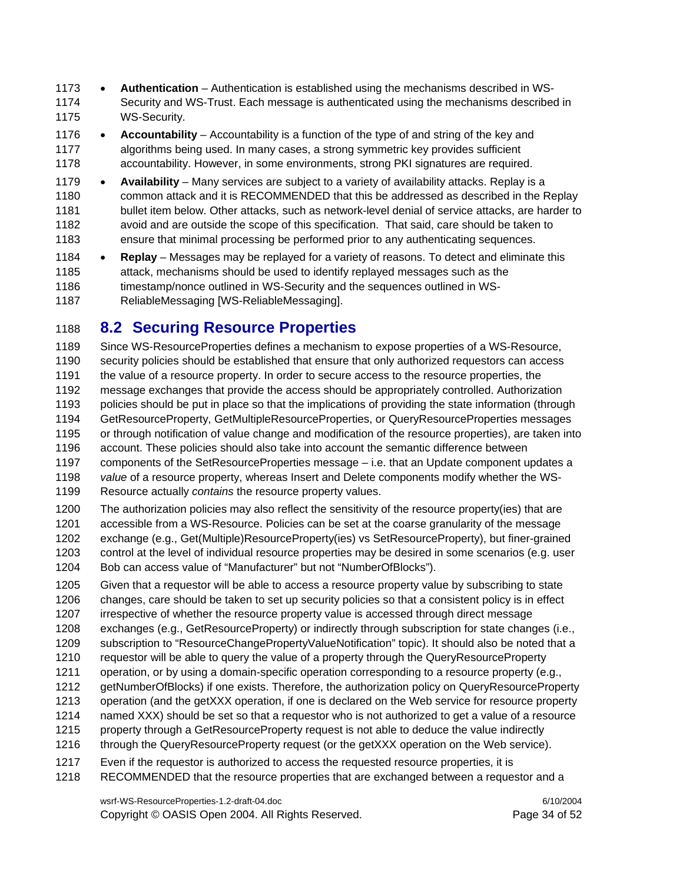- **Authentication** – Authentication is established using the mechanisms described in WS-Security and WS-Trust. Each message is authenticated using the mechanisms described in WS-Security.
- **Accountability** – Accountability is a function of the type of and string of the key and algorithms being used. In many cases, a strong symmetric key provides sufficient accountability. However, in some environments, strong PKI signatures are required.
- **Availability** – Many services are subject to a variety of availability attacks. Replay is a common attack and it is RECOMMENDED that this be addressed as described in the Replay bullet item below. Other attacks, such as network-level denial of service attacks, are harder to avoid and are outside the scope of this specification. That said, care should be taken to ensure that minimal processing be performed prior to any authenticating sequences.
- **Replay** – Messages may be replayed for a variety of reasons. To detect and eliminate this attack, mechanisms should be used to identify replayed messages such as the timestamp/nonce outlined in WS-Security and the sequences outlined in WS-ReliableMessaging [WS-ReliableMessaging].

## 8.2 Securing Resource Properties

Since WS-ResourceProperties defines a mechanism to expose properties of a WS-Resource, security policies should be established that ensure that only authorized requestors can access the value of a resource property. In order to secure access to the resource properties, the message exchanges that provide the access should be appropriately controlled. Authorization policies should be put in place so that the implications of providing the state information (through GetResourceProperty, GetMultipleResourceProperties, or QueryResourceProperties messages or through notification of value change and modification of the resource properties), are taken into account. These policies should also take into account the semantic difference between components of the SetResourceProperties message – i.e. that an Update component updates a *value* of a resource property, whereas Insert and Delete components modify whether the WS-Resource actually *contains* the resource property values.

The authorization policies may also reflect the sensitivity of the resource property(ies) that are accessible from a WS-Resource. Policies can be set at the coarse granularity of the message exchange (e.g., Get(Multiple)ResourceProperty(ies) vs SetResourceProperty), but finer-grained control at the level of individual resource properties may be desired in some scenarios (e.g. user Bob can access value of "Manufacturer" but not "NumberOfBlocks").

Given that a requestor will be able to access a resource property value by subscribing to state changes, care should be taken to set up security policies so that a consistent policy is in effect irrespective of whether the resource property value is accessed through direct message exchanges (e.g., GetResourceProperty) or indirectly through subscription for state changes (i.e., subscription to "ResourceChangePropertyValueNotification" topic). It should also be noted that a requestor will be able to query the value of a property through the QueryResourceProperty operation, or by using a domain-specific operation corresponding to a resource property (e.g., getNumberOfBlocks) if one exists. Therefore, the authorization policy on QueryResourceProperty operation (and the getXXX operation, if one is declared on the Web service for resource property named XXX) should be set so that a requestor who is not authorized to get a value of a resource property through a GetResourceProperty request is not able to deduce the value indirectly through the QueryResourceProperty request (or the getXXX operation on the Web service).

Even if the requestor is authorized to access the requested resource properties, it is RECOMMENDED that the resource properties that are exchanged between a requestor and a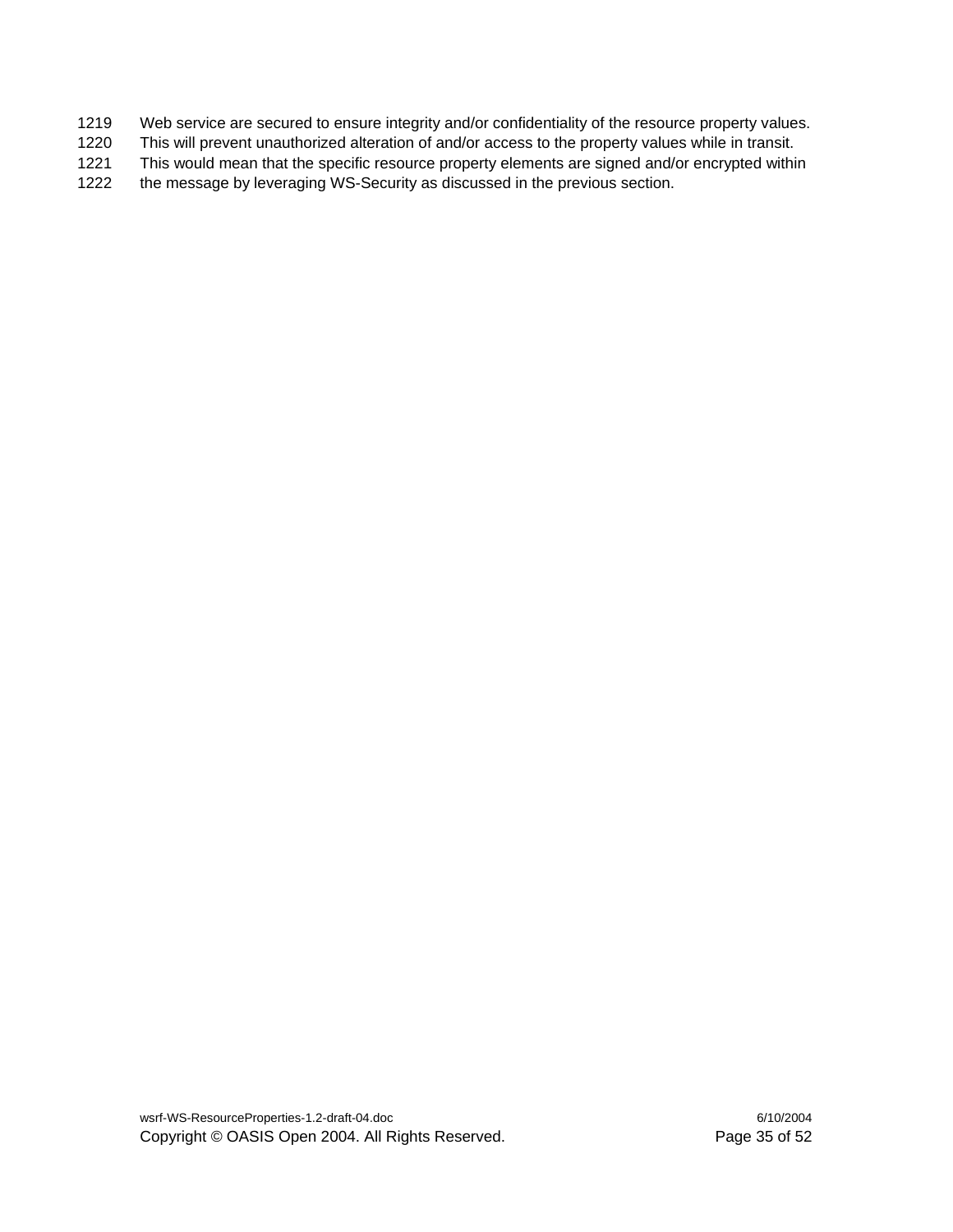1219 Web service are secured to ensure integrity and/or confidentiality of the resource property values.
1220 This will prevent unauthorized alteration of and/or access to the property values while in transit.
1221 This would mean that the specific resource property elements are signed and/or encrypted within
1222 the message by leveraging WS-Security as discussed in the previous section.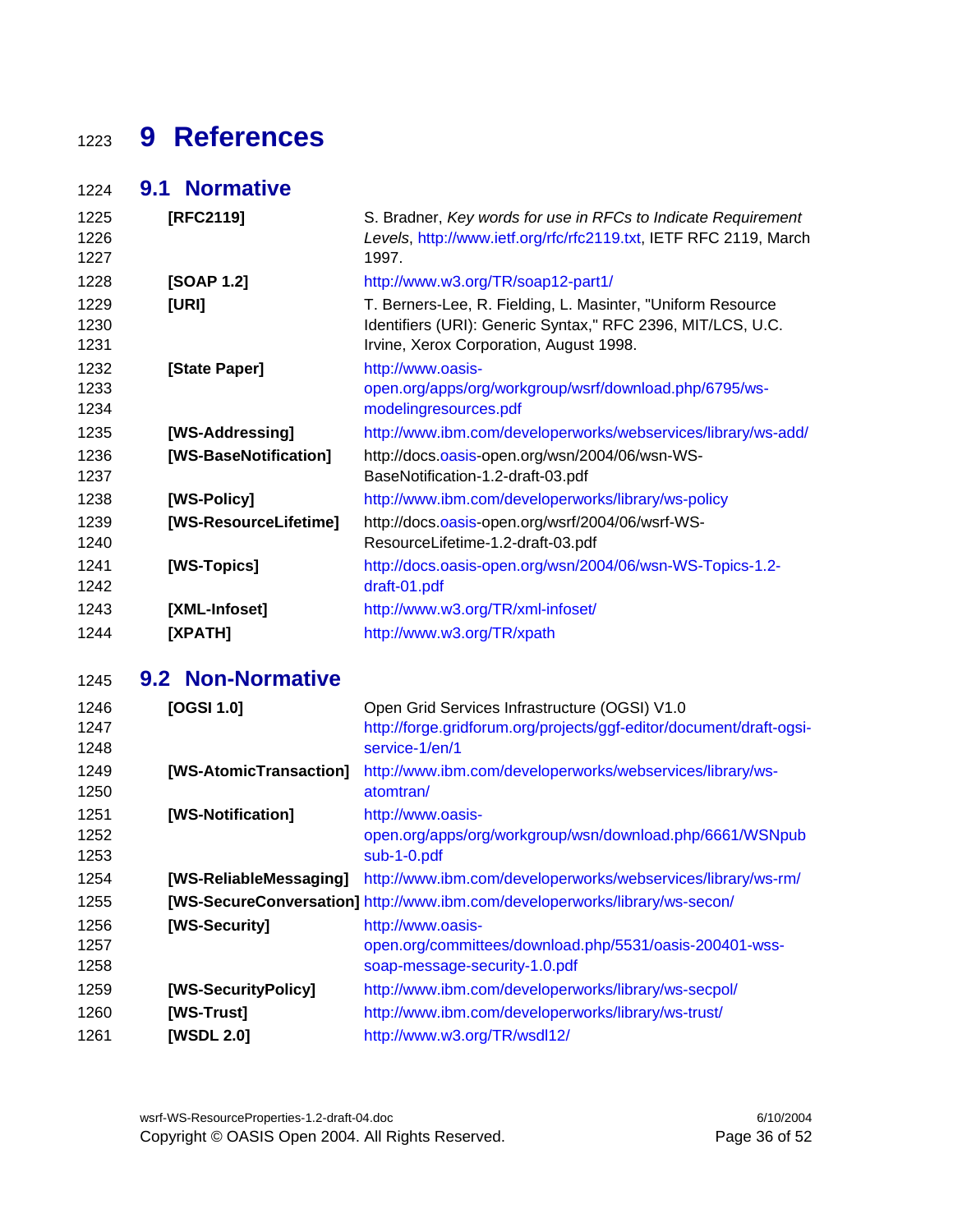# 9 References

## 9.1 Normative

| | |
|---|---|
| **[RFC2119]** | S. Bradner, *Key words for use in RFCs to Indicate Requirement Levels*, http://www.ietf.org/rfc/rfc2119.txt, IETF RFC 2119, March 1997. |
| **[SOAP 1.2]** | http://www.w3.org/TR/soap12-part1/ |
| **[URI]** | T. Berners-Lee, R. Fielding, L. Masinter, "Uniform Resource Identifiers (URI): Generic Syntax," RFC 2396, MIT/LCS, U.C. Irvine, Xerox Corporation, August 1998. |
| **[State Paper]** | http://www.oasis-open.org/apps/org/workgroup/wsrf/download.php/6795/ws-modelingresources.pdf |
| **[WS-Addressing]** | http://www.ibm.com/developerworks/webservices/library/ws-add/ |
| **[WS-BaseNotification]** | http://docs.oasis-open.org/wsn/2004/06/wsn-WS-BaseNotification-1.2-draft-03.pdf |
| **[WS-Policy]** | http://www.ibm.com/developerworks/library/ws-policy |
| **[WS-ResourceLifetime]** | http://docs.oasis-open.org/wsrf/2004/06/wsrf-WS-ResourceLifetime-1.2-draft-03.pdf |
| **[WS-Topics]** | http://docs.oasis-open.org/wsn/2004/06/wsn-WS-Topics-1.2-draft-01.pdf |
| **[XML-Infoset]** | http://www.w3.org/TR/xml-infoset/ |
| **[XPATH]** | http://www.w3.org/TR/xpath |

## 9.2 Non-Normative

| | |
|---|---|
| **[OGSI 1.0]** | Open Grid Services Infrastructure (OGSI) V1.0 http://forge.gridforum.org/projects/ggf-editor/document/draft-ogsi-service-1/en/1 |
| **[WS-AtomicTransaction]** | http://www.ibm.com/developerworks/webservices/library/ws-atomtran/ |
| **[WS-Notification]** | http://www.oasis-open.org/apps/org/workgroup/wsn/download.php/6661/WSNpubsub-1-0.pdf |
| **[WS-ReliableMessaging]** | http://www.ibm.com/developerworks/webservices/library/ws-rm/ |
| **[WS-SecureConversation]** | http://www.ibm.com/developerworks/library/ws-secon/ |
| **[WS-Security]** | http://www.oasis-open.org/committees/download.php/5531/oasis-200401-wss-soap-message-security-1.0.pdf |
| **[WS-SecurityPolicy]** | http://www.ibm.com/developerworks/library/ws-secpol/ |
| **[WS-Trust]** | http://www.ibm.com/developerworks/library/ws-trust/ |
| **[WSDL 2.0]** | http://www.w3.org/TR/wsdl12/ |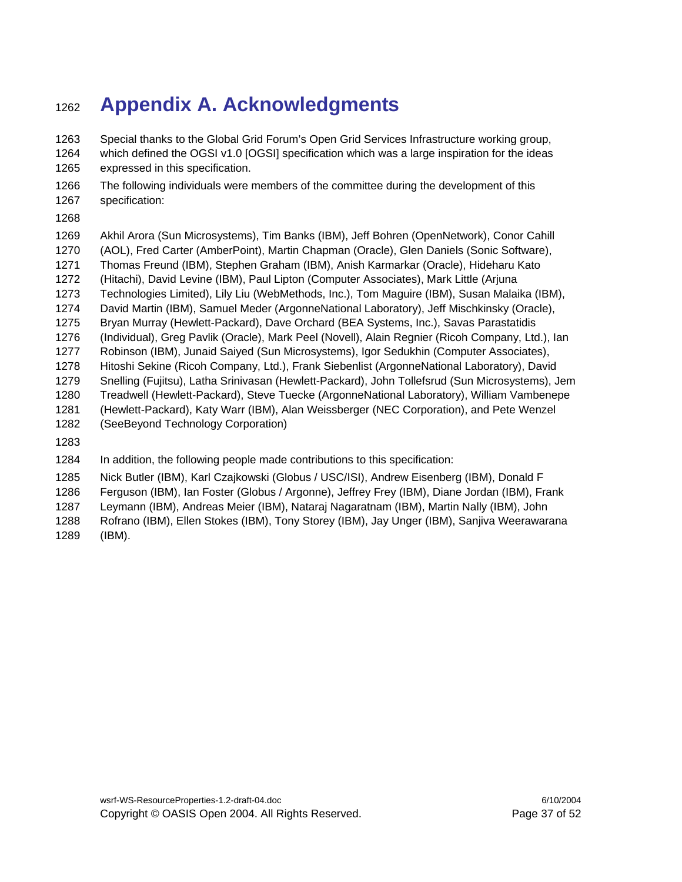# Appendix A. Acknowledgments

Special thanks to the Global Grid Forum's Open Grid Services Infrastructure working group, which defined the OGSI v1.0 [OGSI] specification which was a large inspiration for the ideas expressed in this specification.

The following individuals were members of the committee during the development of this specification:

Akhil Arora (Sun Microsystems), Tim Banks (IBM), Jeff Bohren (OpenNetwork), Conor Cahill (AOL), Fred Carter (AmberPoint), Martin Chapman (Oracle), Glen Daniels (Sonic Software), Thomas Freund (IBM), Stephen Graham (IBM), Anish Karmarkar (Oracle), Hideharu Kato (Hitachi), David Levine (IBM), Paul Lipton (Computer Associates), Mark Little (Arjuna Technologies Limited), Lily Liu (WebMethods, Inc.), Tom Maguire (IBM), Susan Malaika (IBM), David Martin (IBM), Samuel Meder (ArgonneNational Laboratory), Jeff Mischkinsky (Oracle), Bryan Murray (Hewlett-Packard), Dave Orchard (BEA Systems, Inc.), Savas Parastatidis (Individual), Greg Pavlik (Oracle), Mark Peel (Novell), Alain Regnier (Ricoh Company, Ltd.), Ian Robinson (IBM), Junaid Saiyed (Sun Microsystems), Igor Sedukhin (Computer Associates), Hitoshi Sekine (Ricoh Company, Ltd.), Frank Siebenlist (ArgonneNational Laboratory), David Snelling (Fujitsu), Latha Srinivasan (Hewlett-Packard), John Tollefsrud (Sun Microsystems), Jem Treadwell (Hewlett-Packard), Steve Tuecke (ArgonneNational Laboratory), William Vambenepe (Hewlett-Packard), Katy Warr (IBM), Alan Weissberger (NEC Corporation), and Pete Wenzel (SeeBeyond Technology Corporation)

In addition, the following people made contributions to this specification:

Nick Butler (IBM), Karl Czajkowski (Globus / USC/ISI), Andrew Eisenberg (IBM), Donald F Ferguson (IBM), Ian Foster (Globus / Argonne), Jeffrey Frey (IBM), Diane Jordan (IBM), Frank Leymann (IBM), Andreas Meier (IBM), Nataraj Nagaratnam (IBM), Martin Nally (IBM), John Rofrano (IBM), Ellen Stokes (IBM), Tony Storey (IBM), Jay Unger (IBM), Sanjiva Weerawarana (IBM).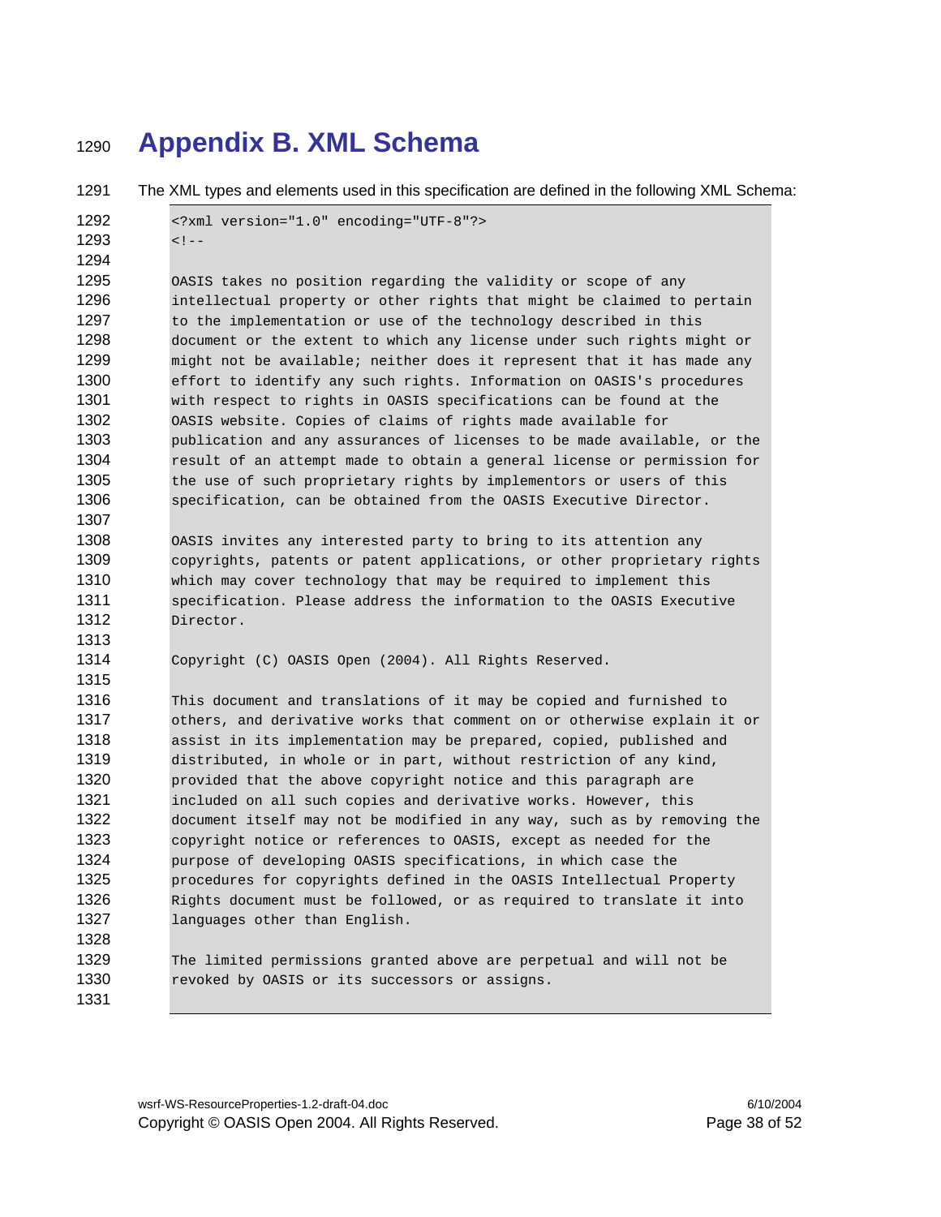# Appendix B. XML Schema

The XML types and elements used in this specification are defined in the following XML Schema:

```
<?xml version="1.0" encoding="UTF-8"?>
<!--

OASIS takes no position regarding the validity or scope of any
intellectual property or other rights that might be claimed to pertain
to the implementation or use of the technology described in this
document or the extent to which any license under such rights might or
might not be available; neither does it represent that it has made any
effort to identify any such rights. Information on OASIS's procedures
with respect to rights in OASIS specifications can be found at the
OASIS website. Copies of claims of rights made available for
publication and any assurances of licenses to be made available, or the
result of an attempt made to obtain a general license or permission for
the use of such proprietary rights by implementors or users of this
specification, can be obtained from the OASIS Executive Director.

OASIS invites any interested party to bring to its attention any
copyrights, patents or patent applications, or other proprietary rights
which may cover technology that may be required to implement this
specification. Please address the information to the OASIS Executive
Director.

Copyright (C) OASIS Open (2004). All Rights Reserved.

This document and translations of it may be copied and furnished to
others, and derivative works that comment on or otherwise explain it or
assist in its implementation may be prepared, copied, published and
distributed, in whole or in part, without restriction of any kind,
provided that the above copyright notice and this paragraph are
included on all such copies and derivative works. However, this
document itself may not be modified in any way, such as by removing the
copyright notice or references to OASIS, except as needed for the
purpose of developing OASIS specifications, in which case the
procedures for copyrights defined in the OASIS Intellectual Property
Rights document must be followed, or as required to translate it into
languages other than English.

The limited permissions granted above are perpetual and will not be
revoked by OASIS or its successors or assigns.

```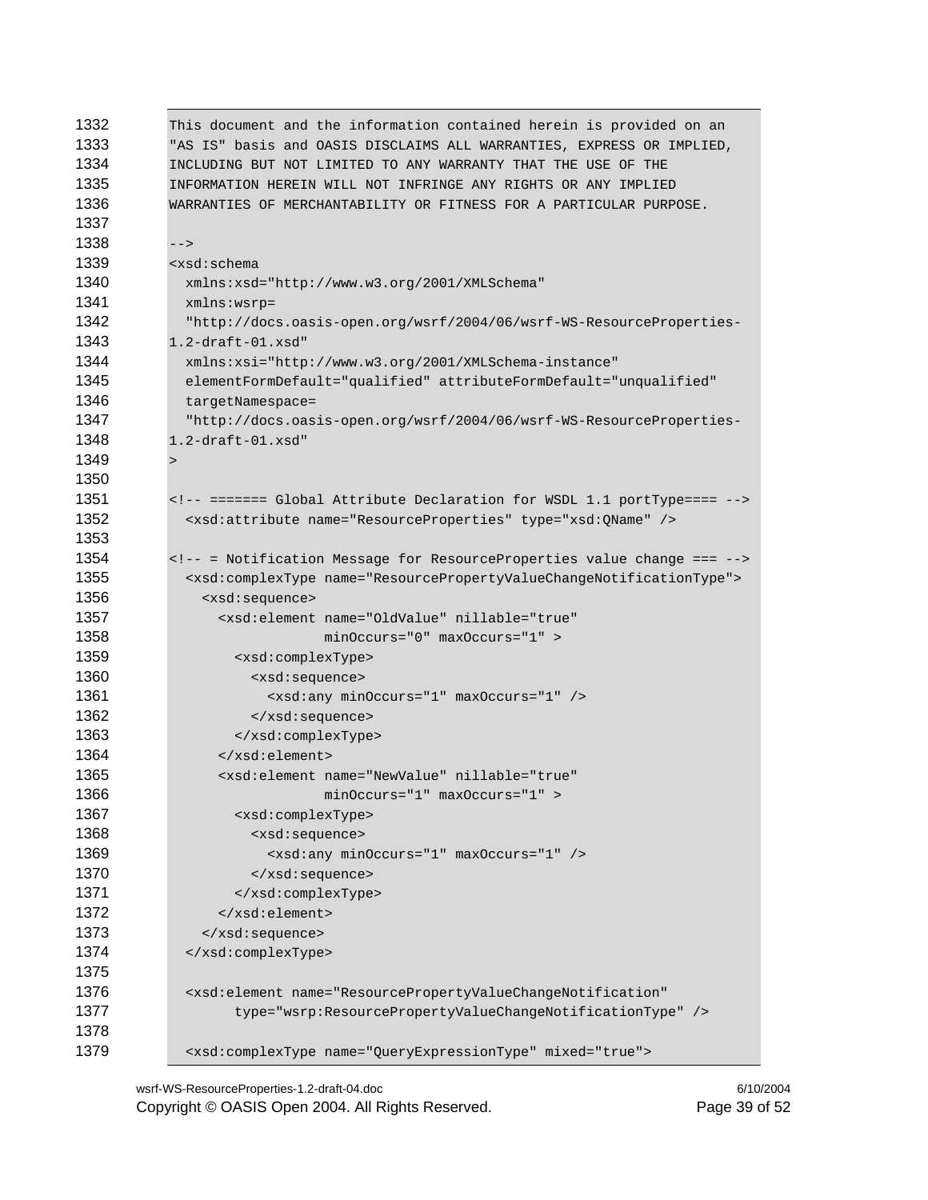```
This document and the information contained herein is provided on an
"AS IS" basis and OASIS DISCLAIMS ALL WARRANTIES, EXPRESS OR IMPLIED,
INCLUDING BUT NOT LIMITED TO ANY WARRANTY THAT THE USE OF THE
INFORMATION HEREIN WILL NOT INFRINGE ANY RIGHTS OR ANY IMPLIED
WARRANTIES OF MERCHANTABILITY OR FITNESS FOR A PARTICULAR PURPOSE.

-->
<xsd:schema
  xmlns:xsd="http://www.w3.org/2001/XMLSchema"
  xmlns:wsrp=
  "http://docs.oasis-open.org/wsrf/2004/06/wsrf-WS-ResourceProperties-
1.2-draft-01.xsd"
  xmlns:xsi="http://www.w3.org/2001/XMLSchema-instance"
  elementFormDefault="qualified" attributeFormDefault="unqualified"
  targetNamespace=
  "http://docs.oasis-open.org/wsrf/2004/06/wsrf-WS-ResourceProperties-
1.2-draft-01.xsd"
>

<!-- ======= Global Attribute Declaration for WSDL 1.1 portType==== -->
  <xsd:attribute name="ResourceProperties" type="xsd:QName" />

<!-- = Notification Message for ResourceProperties value change === -->
  <xsd:complexType name="ResourcePropertyValueChangeNotificationType">
    <xsd:sequence>
      <xsd:element name="OldValue" nillable="true"
                   minOccurs="0" maxOccurs="1" >
        <xsd:complexType>
          <xsd:sequence>
            <xsd:any minOccurs="1" maxOccurs="1" />
          </xsd:sequence>
        </xsd:complexType>
      </xsd:element>
      <xsd:element name="NewValue" nillable="true"
                   minOccurs="1" maxOccurs="1" >
        <xsd:complexType>
          <xsd:sequence>
            <xsd:any minOccurs="1" maxOccurs="1" />
          </xsd:sequence>
        </xsd:complexType>
      </xsd:element>
    </xsd:sequence>
  </xsd:complexType>

  <xsd:element name="ResourcePropertyValueChangeNotification"
        type="wsrp:ResourcePropertyValueChangeNotificationType" />

  <xsd:complexType name="QueryExpressionType" mixed="true">
```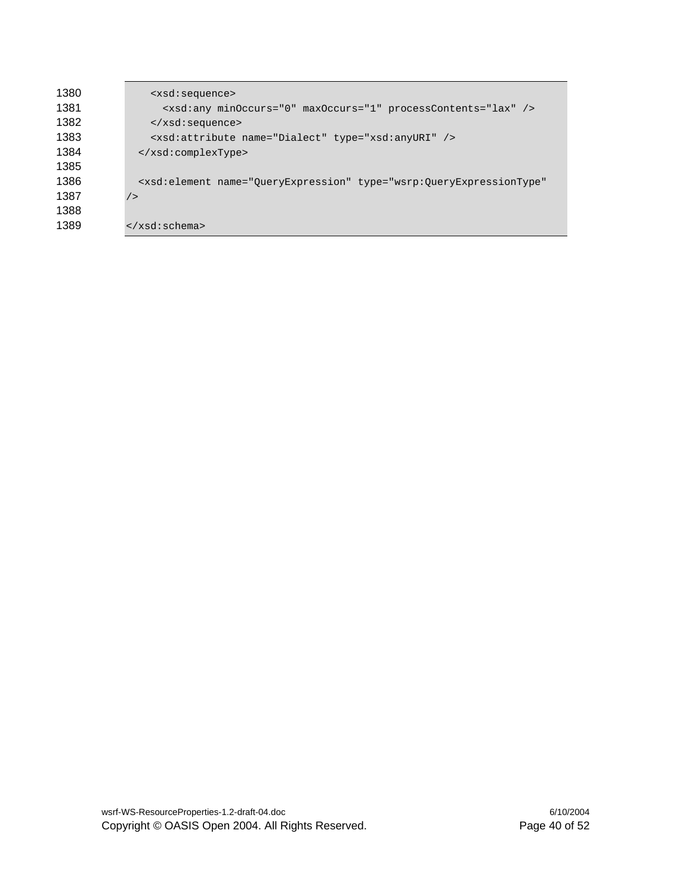```
      <xsd:sequence>
        <xsd:any minOccurs="0" maxOccurs="1" processContents="lax" />
      </xsd:sequence>
      <xsd:attribute name="Dialect" type="xsd:anyURI" />
    </xsd:complexType>

    <xsd:element name="QueryExpression" type="wsrp:QueryExpressionType"
/>

</xsd:schema>
```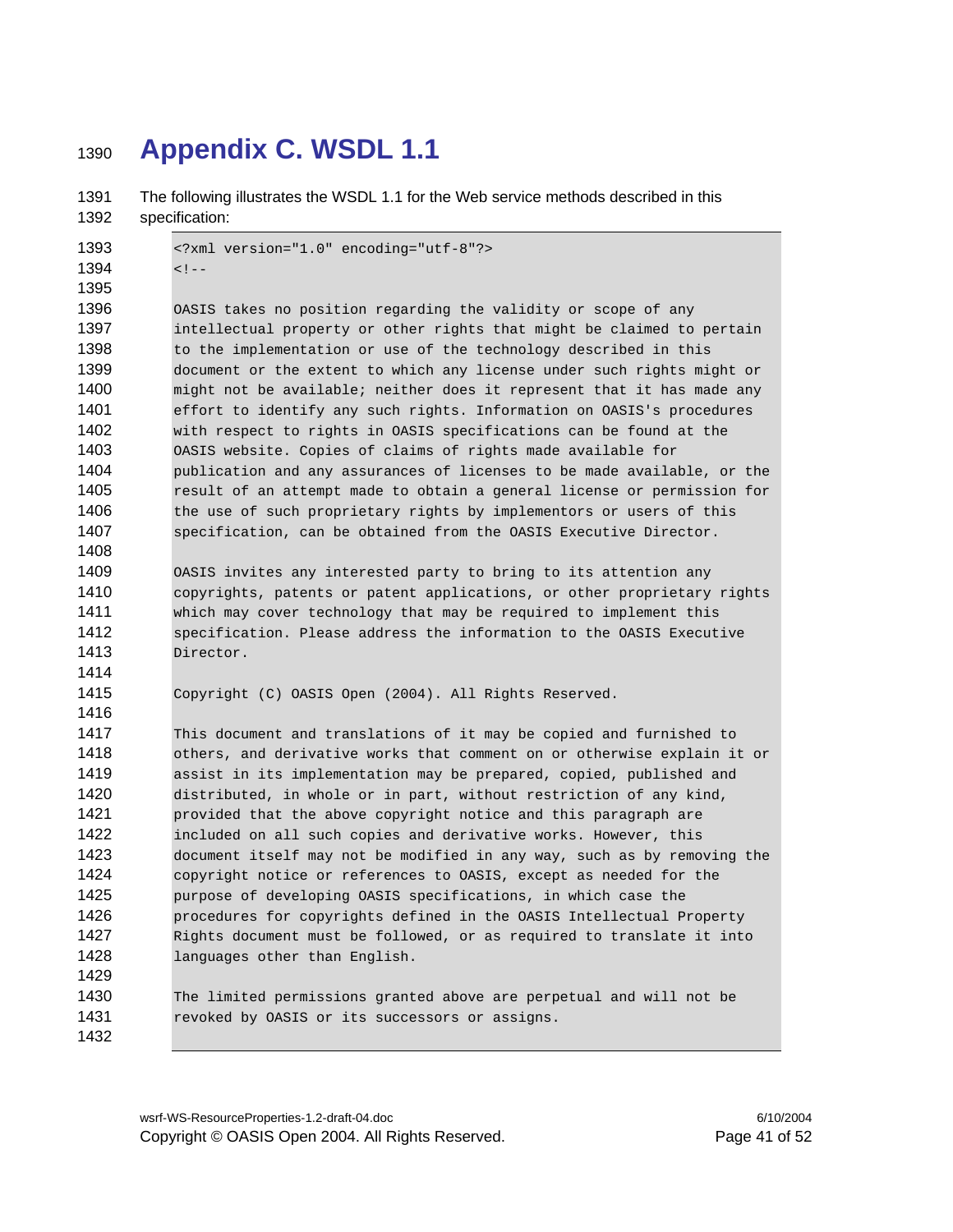# Appendix C. WSDL 1.1

The following illustrates the WSDL 1.1 for the Web service methods described in this specification:

```
<?xml version="1.0" encoding="utf-8"?>
<!--

OASIS takes no position regarding the validity or scope of any
intellectual property or other rights that might be claimed to pertain
to the implementation or use of the technology described in this
document or the extent to which any license under such rights might or
might not be available; neither does it represent that it has made any
effort to identify any such rights. Information on OASIS's procedures
with respect to rights in OASIS specifications can be found at the
OASIS website. Copies of claims of rights made available for
publication and any assurances of licenses to be made available, or the
result of an attempt made to obtain a general license or permission for
the use of such proprietary rights by implementors or users of this
specification, can be obtained from the OASIS Executive Director.

OASIS invites any interested party to bring to its attention any
copyrights, patents or patent applications, or other proprietary rights
which may cover technology that may be required to implement this
specification. Please address the information to the OASIS Executive
Director.

Copyright (C) OASIS Open (2004). All Rights Reserved.

This document and translations of it may be copied and furnished to
others, and derivative works that comment on or otherwise explain it or
assist in its implementation may be prepared, copied, published and
distributed, in whole or in part, without restriction of any kind,
provided that the above copyright notice and this paragraph are
included on all such copies and derivative works. However, this
document itself may not be modified in any way, such as by removing the
copyright notice or references to OASIS, except as needed for the
purpose of developing OASIS specifications, in which case the
procedures for copyrights defined in the OASIS Intellectual Property
Rights document must be followed, or as required to translate it into
languages other than English.

The limited permissions granted above are perpetual and will not be
revoked by OASIS or its successors or assigns.

```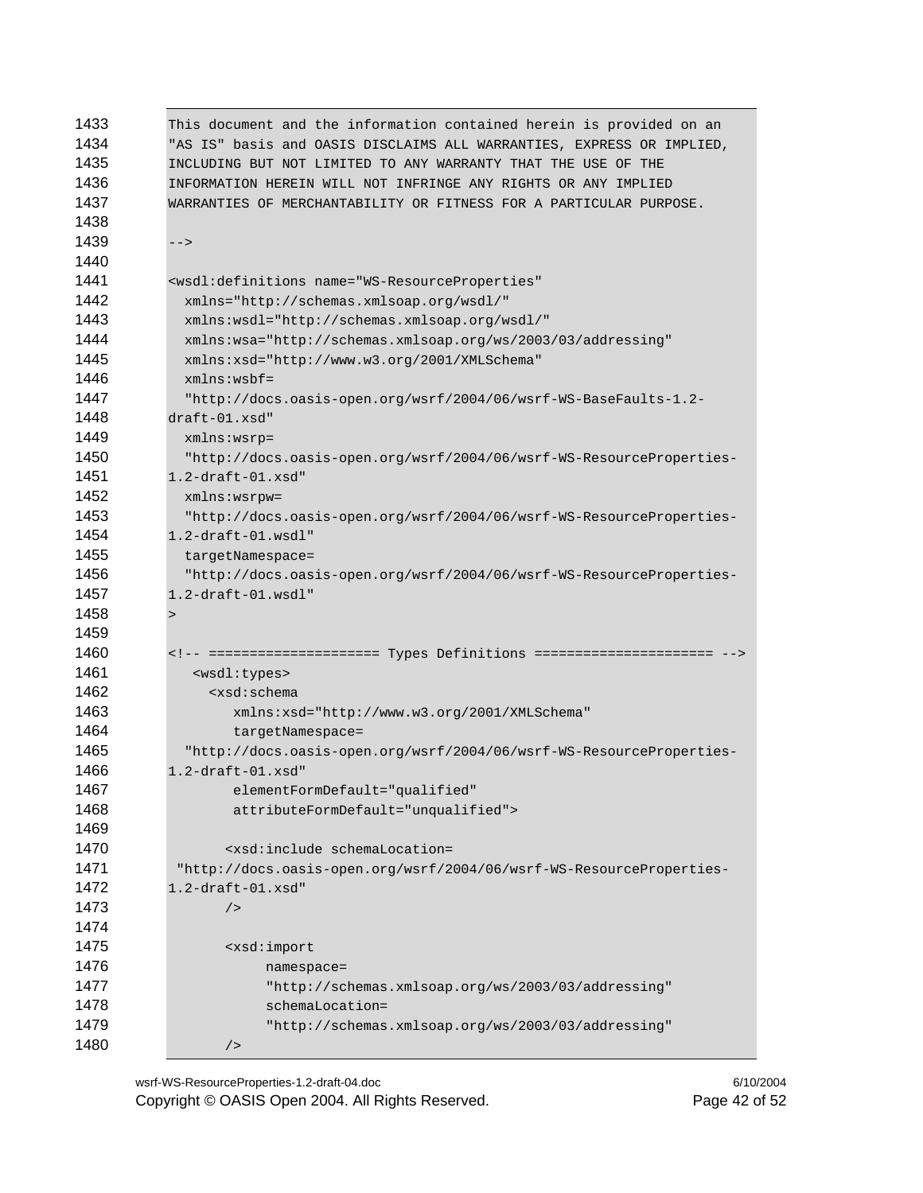```
This document and the information contained herein is provided on an
"AS IS" basis and OASIS DISCLAIMS ALL WARRANTIES, EXPRESS OR IMPLIED,
INCLUDING BUT NOT LIMITED TO ANY WARRANTY THAT THE USE OF THE
INFORMATION HEREIN WILL NOT INFRINGE ANY RIGHTS OR ANY IMPLIED
WARRANTIES OF MERCHANTABILITY OR FITNESS FOR A PARTICULAR PURPOSE.

-->

<wsdl:definitions name="WS-ResourceProperties"
  xmlns="http://schemas.xmlsoap.org/wsdl/"
  xmlns:wsdl="http://schemas.xmlsoap.org/wsdl/"
  xmlns:wsa="http://schemas.xmlsoap.org/ws/2003/03/addressing"
  xmlns:xsd="http://www.w3.org/2001/XMLSchema"
  xmlns:wsbf=
  "http://docs.oasis-open.org/wsrf/2004/06/wsrf-WS-BaseFaults-1.2-
draft-01.xsd"
  xmlns:wsrp=
  "http://docs.oasis-open.org/wsrf/2004/06/wsrf-WS-ResourceProperties-
1.2-draft-01.xsd"
  xmlns:wsrpw=
  "http://docs.oasis-open.org/wsrf/2004/06/wsrf-WS-ResourceProperties-
1.2-draft-01.wsdl"
  targetNamespace=
  "http://docs.oasis-open.org/wsrf/2004/06/wsrf-WS-ResourceProperties-
1.2-draft-01.wsdl"
>

<!-- ==================== Types Definitions ===================== -->
   <wsdl:types>
     <xsd:schema
        xmlns:xsd="http://www.w3.org/2001/XMLSchema"
        targetNamespace=
  "http://docs.oasis-open.org/wsrf/2004/06/wsrf-WS-ResourceProperties-
1.2-draft-01.xsd"
        elementFormDefault="qualified"
        attributeFormDefault="unqualified">

       <xsd:include schemaLocation=
 "http://docs.oasis-open.org/wsrf/2004/06/wsrf-WS-ResourceProperties-
1.2-draft-01.xsd"
       />

       <xsd:import
            namespace=
            "http://schemas.xmlsoap.org/ws/2003/03/addressing"
            schemaLocation=
            "http://schemas.xmlsoap.org/ws/2003/03/addressing"
       />
```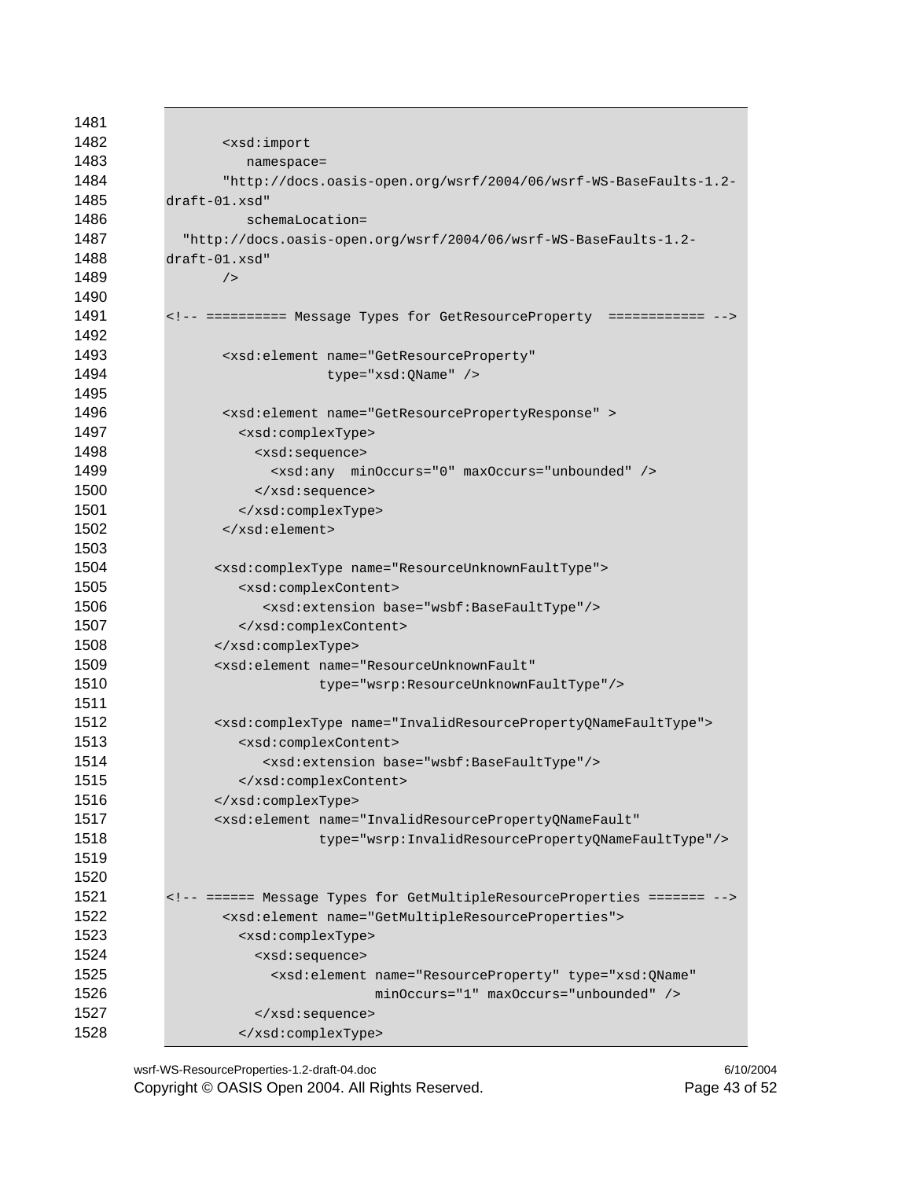```
1481
1482        <xsd:import
1483           namespace=
1484        "http://docs.oasis-open.org/wsrf/2004/06/wsrf-WS-BaseFaults-1.2-
1485 draft-01.xsd"
1486           schemaLocation=
1487   "http://docs.oasis-open.org/wsrf/2004/06/wsrf-WS-BaseFaults-1.2-
1488 draft-01.xsd"
1489        />
1490
1491 <!-- ========== Message Types for GetResourceProperty  ============ -->
1492
1493        <xsd:element name="GetResourceProperty"
1494                     type="xsd:QName" />
1495
1496        <xsd:element name="GetResourcePropertyResponse" >
1497          <xsd:complexType>
1498            <xsd:sequence>
1499              <xsd:any  minOccurs="0" maxOccurs="unbounded" />
1500            </xsd:sequence>
1501          </xsd:complexType>
1502        </xsd:element>
1503
1504       <xsd:complexType name="ResourceUnknownFaultType">
1505          <xsd:complexContent>
1506             <xsd:extension base="wsbf:BaseFaultType"/>
1507          </xsd:complexContent>
1508       </xsd:complexType>
1509       <xsd:element name="ResourceUnknownFault"
1510                    type="wsrp:ResourceUnknownFaultType"/>
1511
1512       <xsd:complexType name="InvalidResourcePropertyQNameFaultType">
1513          <xsd:complexContent>
1514             <xsd:extension base="wsbf:BaseFaultType"/>
1515          </xsd:complexContent>
1516       </xsd:complexType>
1517       <xsd:element name="InvalidResourcePropertyQNameFault"
1518                    type="wsrp:InvalidResourcePropertyQNameFaultType"/>
1519
1520
1521 <!-- ====== Message Types for GetMultipleResourceProperties ======= -->
1522        <xsd:element name="GetMultipleResourceProperties">
1523          <xsd:complexType>
1524            <xsd:sequence>
1525              <xsd:element name="ResourceProperty" type="xsd:QName"
1526                           minOccurs="1" maxOccurs="unbounded" />
1527            </xsd:sequence>
1528          </xsd:complexType>
```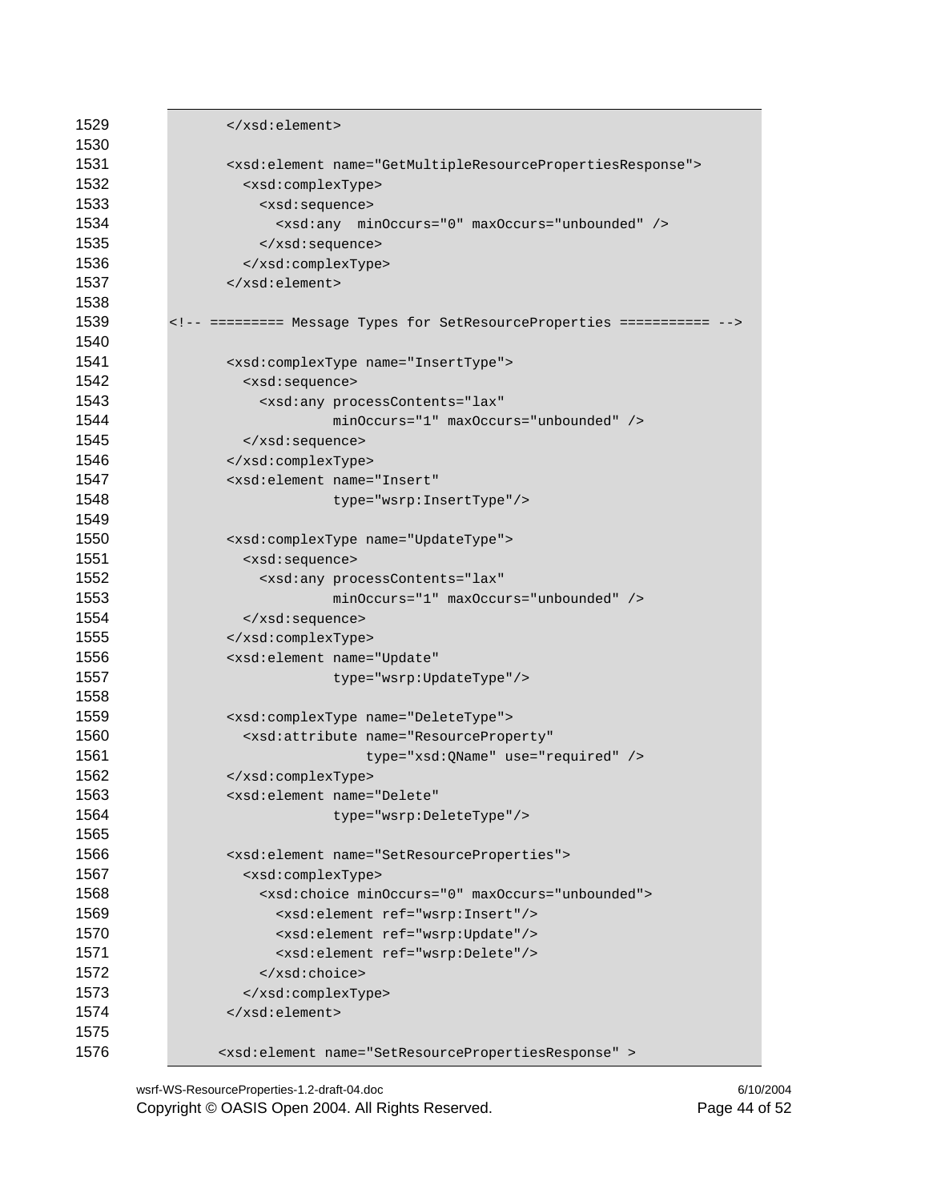```
1529           </xsd:element>
1530
1531           <xsd:element name="GetMultipleResourcePropertiesResponse">
1532             <xsd:complexType>
1533               <xsd:sequence>
1534                 <xsd:any  minOccurs="0" maxOccurs="unbounded" />
1535               </xsd:sequence>
1536             </xsd:complexType>
1537           </xsd:element>
1538
1539   <!-- ========= Message Types for SetResourceProperties =========== -->
1540
1541           <xsd:complexType name="InsertType">
1542             <xsd:sequence>
1543               <xsd:any processContents="lax"
1544                        minOccurs="1" maxOccurs="unbounded" />
1545             </xsd:sequence>
1546           </xsd:complexType>
1547           <xsd:element name="Insert"
1548                        type="wsrp:InsertType"/>
1549
1550           <xsd:complexType name="UpdateType">
1551             <xsd:sequence>
1552               <xsd:any processContents="lax"
1553                        minOccurs="1" maxOccurs="unbounded" />
1554             </xsd:sequence>
1555           </xsd:complexType>
1556           <xsd:element name="Update"
1557                        type="wsrp:UpdateType"/>
1558
1559           <xsd:complexType name="DeleteType">
1560             <xsd:attribute name="ResourceProperty"
1561                            type="xsd:QName" use="required" />
1562           </xsd:complexType>
1563           <xsd:element name="Delete"
1564                        type="wsrp:DeleteType"/>
1565
1566           <xsd:element name="SetResourceProperties">
1567             <xsd:complexType>
1568               <xsd:choice minOccurs="0" maxOccurs="unbounded">
1569                 <xsd:element ref="wsrp:Insert"/>
1570                 <xsd:element ref="wsrp:Update"/>
1571                 <xsd:element ref="wsrp:Delete"/>
1572               </xsd:choice>
1573             </xsd:complexType>
1574           </xsd:element>
1575
1576          <xsd:element name="SetResourcePropertiesResponse" >
```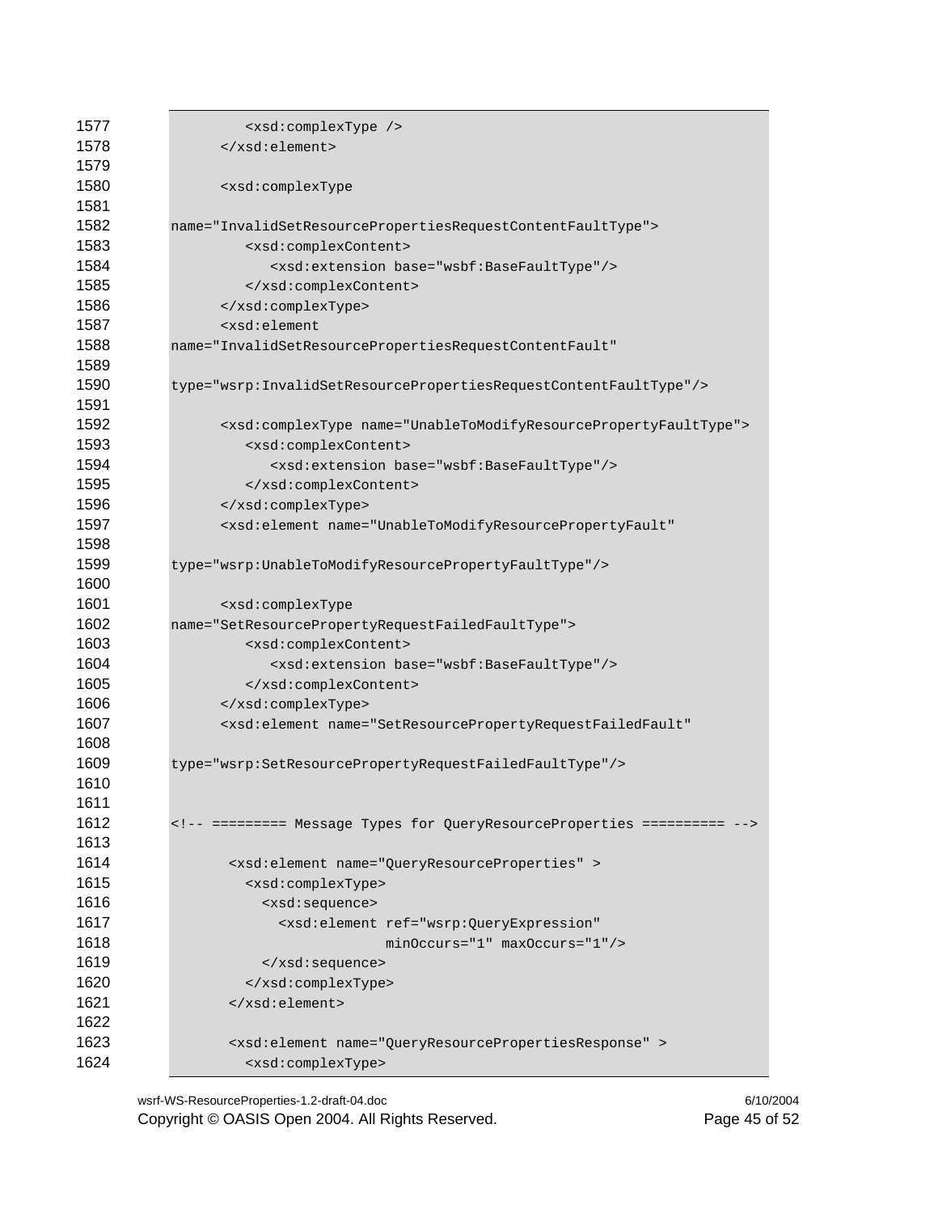```
1577            <xsd:complexType />
1578         </xsd:element>
1579
1580         <xsd:complexType
1581
1582   name="InvalidSetResourcePropertiesRequestContentFaultType">
1583            <xsd:complexContent>
1584               <xsd:extension base="wsbf:BaseFaultType"/>
1585            </xsd:complexContent>
1586         </xsd:complexType>
1587         <xsd:element
1588   name="InvalidSetResourcePropertiesRequestContentFault"
1589
1590   type="wsrp:InvalidSetResourcePropertiesRequestContentFaultType"/>
1591
1592         <xsd:complexType name="UnableToModifyResourcePropertyFaultType">
1593            <xsd:complexContent>
1594               <xsd:extension base="wsbf:BaseFaultType"/>
1595            </xsd:complexContent>
1596         </xsd:complexType>
1597         <xsd:element name="UnableToModifyResourcePropertyFault"
1598
1599   type="wsrp:UnableToModifyResourcePropertyFaultType"/>
1600
1601         <xsd:complexType
1602   name="SetResourcePropertyRequestFailedFaultType">
1603            <xsd:complexContent>
1604               <xsd:extension base="wsbf:BaseFaultType"/>
1605            </xsd:complexContent>
1606         </xsd:complexType>
1607         <xsd:element name="SetResourcePropertyRequestFailedFault"
1608
1609   type="wsrp:SetResourcePropertyRequestFailedFaultType"/>
1610
1611
1612   <!-- ========= Message Types for QueryResourceProperties ========== -->
1613
1614          <xsd:element name="QueryResourceProperties" >
1615            <xsd:complexType>
1616              <xsd:sequence>
1617                <xsd:element ref="wsrp:QueryExpression"
1618                             minOccurs="1" maxOccurs="1"/>
1619              </xsd:sequence>
1620            </xsd:complexType>
1621          </xsd:element>
1622
1623          <xsd:element name="QueryResourcePropertiesResponse" >
1624            <xsd:complexType>
```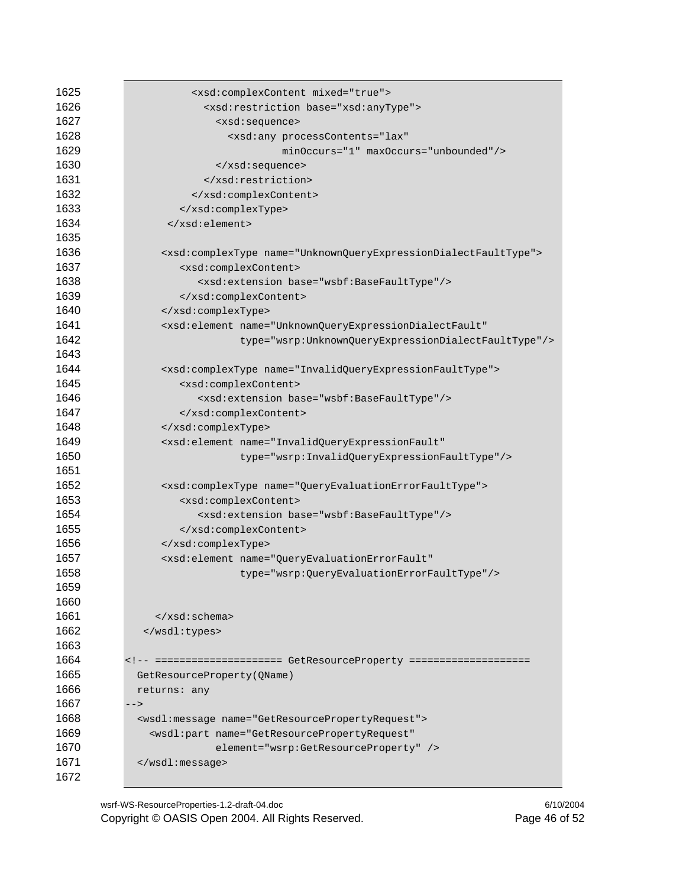```
1625              <xsd:complexContent mixed="true">
1626                <xsd:restriction base="xsd:anyType">
1627                  <xsd:sequence>
1628                    <xsd:any processContents="lax"
1629                             minOccurs="1" maxOccurs="unbounded"/>
1630                  </xsd:sequence>
1631                </xsd:restriction>
1632              </xsd:complexContent>
1633            </xsd:complexType>
1634          </xsd:element>
1635
1636          <xsd:complexType name="UnknownQueryExpressionDialectFaultType">
1637            <xsd:complexContent>
1638              <xsd:extension base="wsbf:BaseFaultType"/>
1639            </xsd:complexContent>
1640          </xsd:complexType>
1641          <xsd:element name="UnknownQueryExpressionDialectFault"
1642                       type="wsrp:UnknownQueryExpressionDialectFaultType"/>
1643
1644          <xsd:complexType name="InvalidQueryExpressionFaultType">
1645            <xsd:complexContent>
1646              <xsd:extension base="wsbf:BaseFaultType"/>
1647            </xsd:complexContent>
1648          </xsd:complexType>
1649          <xsd:element name="InvalidQueryExpressionFault"
1650                       type="wsrp:InvalidQueryExpressionFaultType"/>
1651
1652          <xsd:complexType name="QueryEvaluationErrorFaultType">
1653            <xsd:complexContent>
1654              <xsd:extension base="wsbf:BaseFaultType"/>
1655            </xsd:complexContent>
1656          </xsd:complexType>
1657          <xsd:element name="QueryEvaluationErrorFault"
1658                       type="wsrp:QueryEvaluationErrorFaultType"/>
1659
1660
1661        </xsd:schema>
1662      </wsdl:types>
1663
1664  <!-- ==================== GetResourceProperty ===================
1665    GetResourceProperty(QName)
1666    returns: any
1667  -->
1668    <wsdl:message name="GetResourcePropertyRequest">
1669      <wsdl:part name="GetResourcePropertyRequest"
1670                 element="wsrp:GetResourceProperty" />
1671    </wsdl:message>
1672
```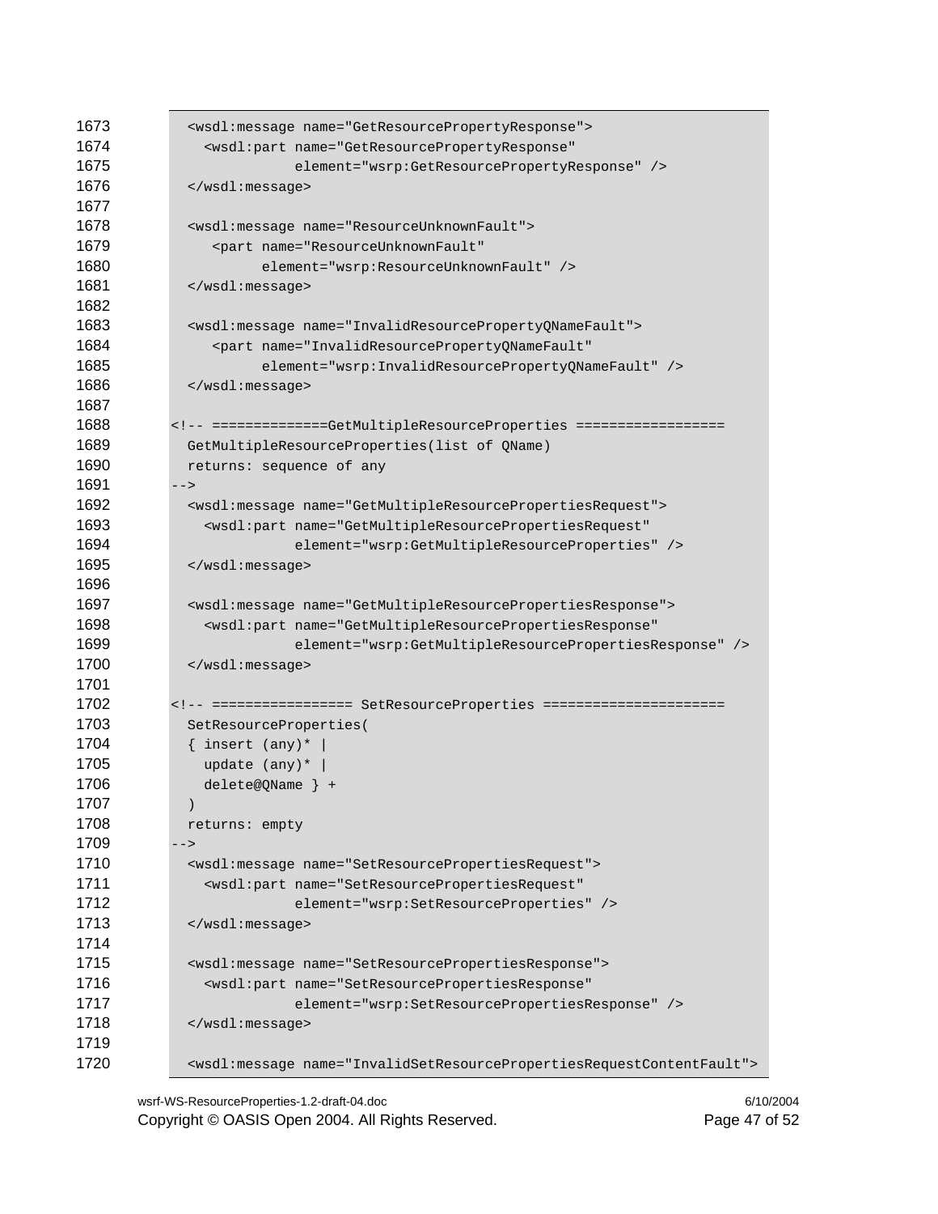```
1673      <wsdl:message name="GetResourcePropertyResponse">
1674        <wsdl:part name="GetResourcePropertyResponse"
1675                   element="wsrp:GetResourcePropertyResponse" />
1676      </wsdl:message>
1677
1678      <wsdl:message name="ResourceUnknownFault">
1679         <part name="ResourceUnknownFault"
1680               element="wsrp:ResourceUnknownFault" />
1681      </wsdl:message>
1682
1683      <wsdl:message name="InvalidResourcePropertyQNameFault">
1684         <part name="InvalidResourcePropertyQNameFault"
1685               element="wsrp:InvalidResourcePropertyQNameFault" />
1686      </wsdl:message>
1687
1688    <!-- ==============GetMultipleResourceProperties ==================
1689      GetMultipleResourceProperties(list of QName)
1690      returns: sequence of any
1691    -->
1692      <wsdl:message name="GetMultipleResourcePropertiesRequest">
1693        <wsdl:part name="GetMultipleResourcePropertiesRequest"
1694                   element="wsrp:GetMultipleResourceProperties" />
1695      </wsdl:message>
1696
1697      <wsdl:message name="GetMultipleResourcePropertiesResponse">
1698        <wsdl:part name="GetMultipleResourcePropertiesResponse"
1699                   element="wsrp:GetMultipleResourcePropertiesResponse" />
1700      </wsdl:message>
1701
1702    <!-- ================= SetResourceProperties ======================
1703      SetResourceProperties(
1704      { insert (any)* |
1705        update (any)* |
1706        delete@QName } +
1707      )
1708      returns: empty
1709    -->
1710      <wsdl:message name="SetResourcePropertiesRequest">
1711        <wsdl:part name="SetResourcePropertiesRequest"
1712                   element="wsrp:SetResourceProperties" />
1713      </wsdl:message>
1714
1715      <wsdl:message name="SetResourcePropertiesResponse">
1716        <wsdl:part name="SetResourcePropertiesResponse"
1717                   element="wsrp:SetResourcePropertiesResponse" />
1718      </wsdl:message>
1719
1720      <wsdl:message name="InvalidSetResourcePropertiesRequestContentFault">
```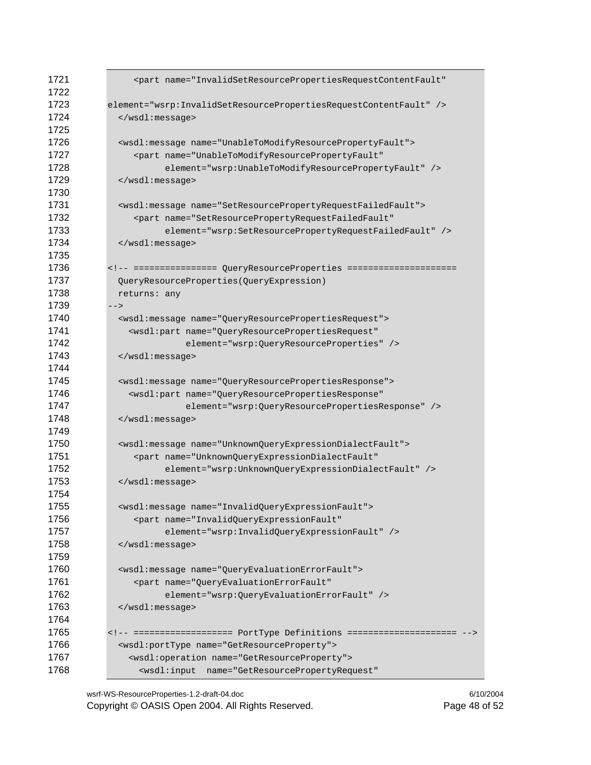```
1721            <part name="InvalidSetResourcePropertiesRequestContentFault"
1722
1723        element="wsrp:InvalidSetResourcePropertiesRequestContentFault" />
1724          </wsdl:message>
1725
1726          <wsdl:message name="UnableToModifyResourcePropertyFault">
1727             <part name="UnableToModifyResourcePropertyFault"
1728                   element="wsrp:UnableToModifyResourcePropertyFault" />
1729          </wsdl:message>
1730
1731          <wsdl:message name="SetResourcePropertyRequestFailedFault">
1732             <part name="SetResourcePropertyRequestFailedFault"
1733                   element="wsrp:SetResourcePropertyRequestFailedFault" />
1734          </wsdl:message>
1735
1736        <!-- ================ QueryResourceProperties ====================
1737          QueryResourceProperties(QueryExpression)
1738          returns: any
1739        -->
1740          <wsdl:message name="QueryResourcePropertiesRequest">
1741            <wsdl:part name="QueryResourcePropertiesRequest"
1742                       element="wsrp:QueryResourceProperties" />
1743          </wsdl:message>
1744
1745          <wsdl:message name="QueryResourcePropertiesResponse">
1746            <wsdl:part name="QueryResourcePropertiesResponse"
1747                       element="wsrp:QueryResourcePropertiesResponse" />
1748          </wsdl:message>
1749
1750          <wsdl:message name="UnknownQueryExpressionDialectFault">
1751             <part name="UnknownQueryExpressionDialectFault"
1752                   element="wsrp:UnknownQueryExpressionDialectFault" />
1753          </wsdl:message>
1754
1755          <wsdl:message name="InvalidQueryExpressionFault">
1756             <part name="InvalidQueryExpressionFault"
1757                   element="wsrp:InvalidQueryExpressionFault" />
1758          </wsdl:message>
1759
1760          <wsdl:message name="QueryEvaluationErrorFault">
1761             <part name="QueryEvaluationErrorFault"
1762                   element="wsrp:QueryEvaluationErrorFault" />
1763          </wsdl:message>
1764
1765        <!-- ================== PortType Definitions ==================== -->
1766          <wsdl:portType name="GetResourceProperty">
1767            <wsdl:operation name="GetResourceProperty">
1768              <wsdl:input  name="GetResourcePropertyRequest"
```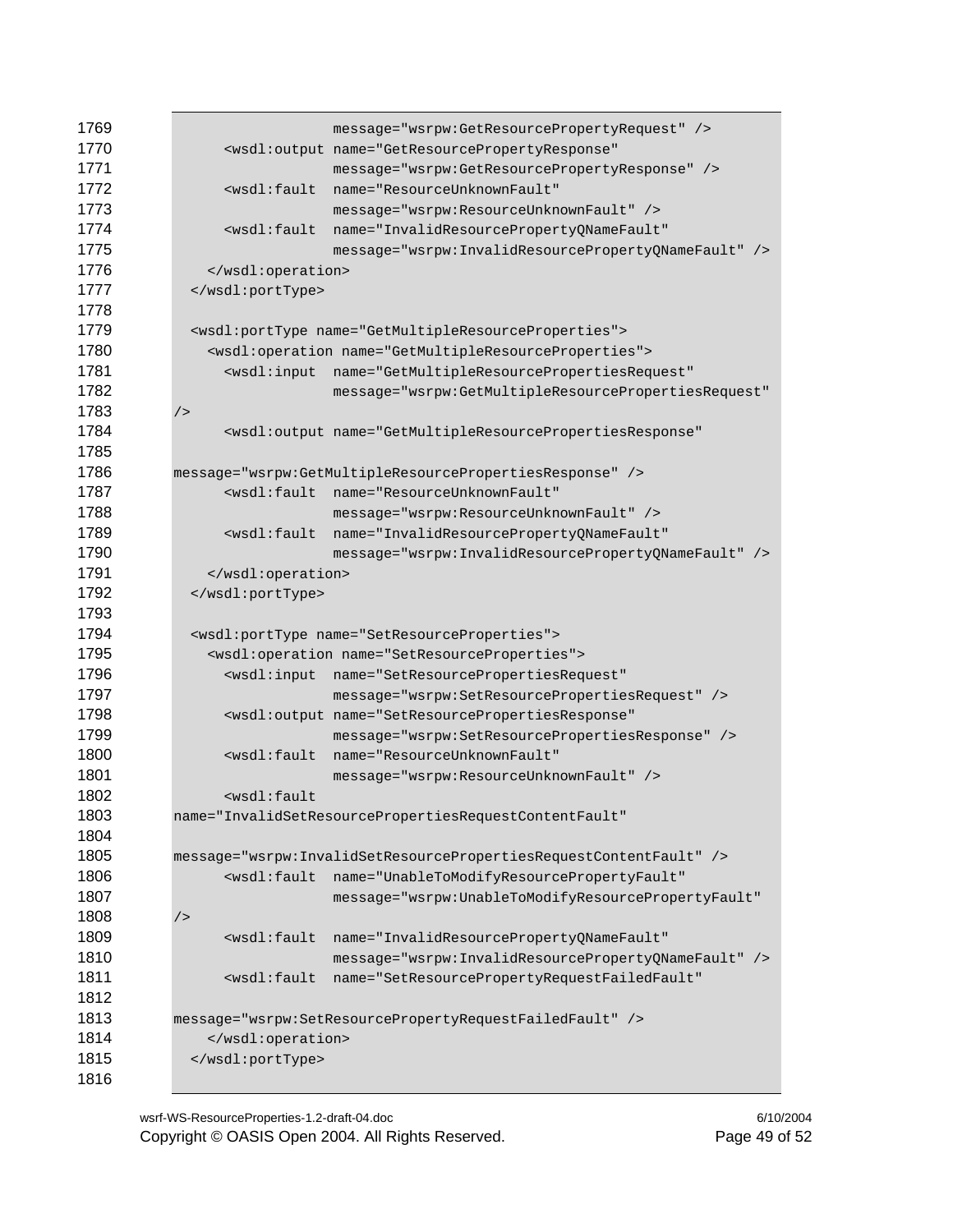```
1769                    message="wsrpw:GetResourcePropertyRequest" />
1770         <wsdl:output name="GetResourcePropertyResponse"
1771                      message="wsrpw:GetResourcePropertyResponse" />
1772         <wsdl:fault  name="ResourceUnknownFault"
1773                      message="wsrpw:ResourceUnknownFault" />
1774         <wsdl:fault  name="InvalidResourcePropertyQNameFault"
1775                      message="wsrpw:InvalidResourcePropertyQNameFault" />
1776       </wsdl:operation>
1777     </wsdl:portType>
1778
1779     <wsdl:portType name="GetMultipleResourceProperties">
1780       <wsdl:operation name="GetMultipleResourceProperties">
1781         <wsdl:input  name="GetMultipleResourcePropertiesRequest"
1782                      message="wsrpw:GetMultipleResourcePropertiesRequest"
1783 />
1784         <wsdl:output name="GetMultipleResourcePropertiesResponse"
1785
1786 message="wsrpw:GetMultipleResourcePropertiesResponse" />
1787         <wsdl:fault  name="ResourceUnknownFault"
1788                      message="wsrpw:ResourceUnknownFault" />
1789         <wsdl:fault  name="InvalidResourcePropertyQNameFault"
1790                      message="wsrpw:InvalidResourcePropertyQNameFault" />
1791       </wsdl:operation>
1792     </wsdl:portType>
1793
1794     <wsdl:portType name="SetResourceProperties">
1795       <wsdl:operation name="SetResourceProperties">
1796         <wsdl:input  name="SetResourcePropertiesRequest"
1797                      message="wsrpw:SetResourcePropertiesRequest" />
1798         <wsdl:output name="SetResourcePropertiesResponse"
1799                      message="wsrpw:SetResourcePropertiesResponse" />
1800         <wsdl:fault  name="ResourceUnknownFault"
1801                      message="wsrpw:ResourceUnknownFault" />
1802         <wsdl:fault
1803 name="InvalidSetResourcePropertiesRequestContentFault"
1804
1805 message="wsrpw:InvalidSetResourcePropertiesRequestContentFault" />
1806         <wsdl:fault  name="UnableToModifyResourcePropertyFault"
1807                      message="wsrpw:UnableToModifyResourcePropertyFault"
1808 />
1809         <wsdl:fault  name="InvalidResourcePropertyQNameFault"
1810                      message="wsrpw:InvalidResourcePropertyQNameFault" />
1811         <wsdl:fault  name="SetResourcePropertyRequestFailedFault"
1812
1813 message="wsrpw:SetResourcePropertyRequestFailedFault" />
1814       </wsdl:operation>
1815     </wsdl:portType>
1816
```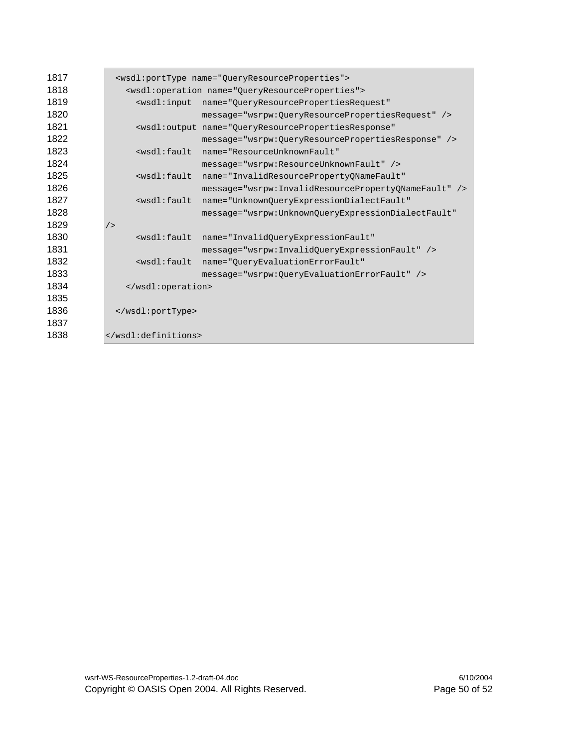```
    <wsdl:portType name="QueryResourceProperties">
      <wsdl:operation name="QueryResourceProperties">
        <wsdl:input  name="QueryResourcePropertiesRequest"
                     message="wsrpw:QueryResourcePropertiesRequest" />
        <wsdl:output name="QueryResourcePropertiesResponse"
                     message="wsrpw:QueryResourcePropertiesResponse" />
        <wsdl:fault  name="ResourceUnknownFault"
                     message="wsrpw:ResourceUnknownFault" />
        <wsdl:fault  name="InvalidResourcePropertyQNameFault"
                     message="wsrpw:InvalidResourcePropertyQNameFault" />
        <wsdl:fault  name="UnknownQueryExpressionDialectFault"
                     message="wsrpw:UnknownQueryExpressionDialectFault"
/>
        <wsdl:fault  name="InvalidQueryExpressionFault"
                     message="wsrpw:InvalidQueryExpressionFault" />
        <wsdl:fault  name="QueryEvaluationErrorFault"
                     message="wsrpw:QueryEvaluationErrorFault" />
      </wsdl:operation>

    </wsdl:portType>

</wsdl:definitions>
```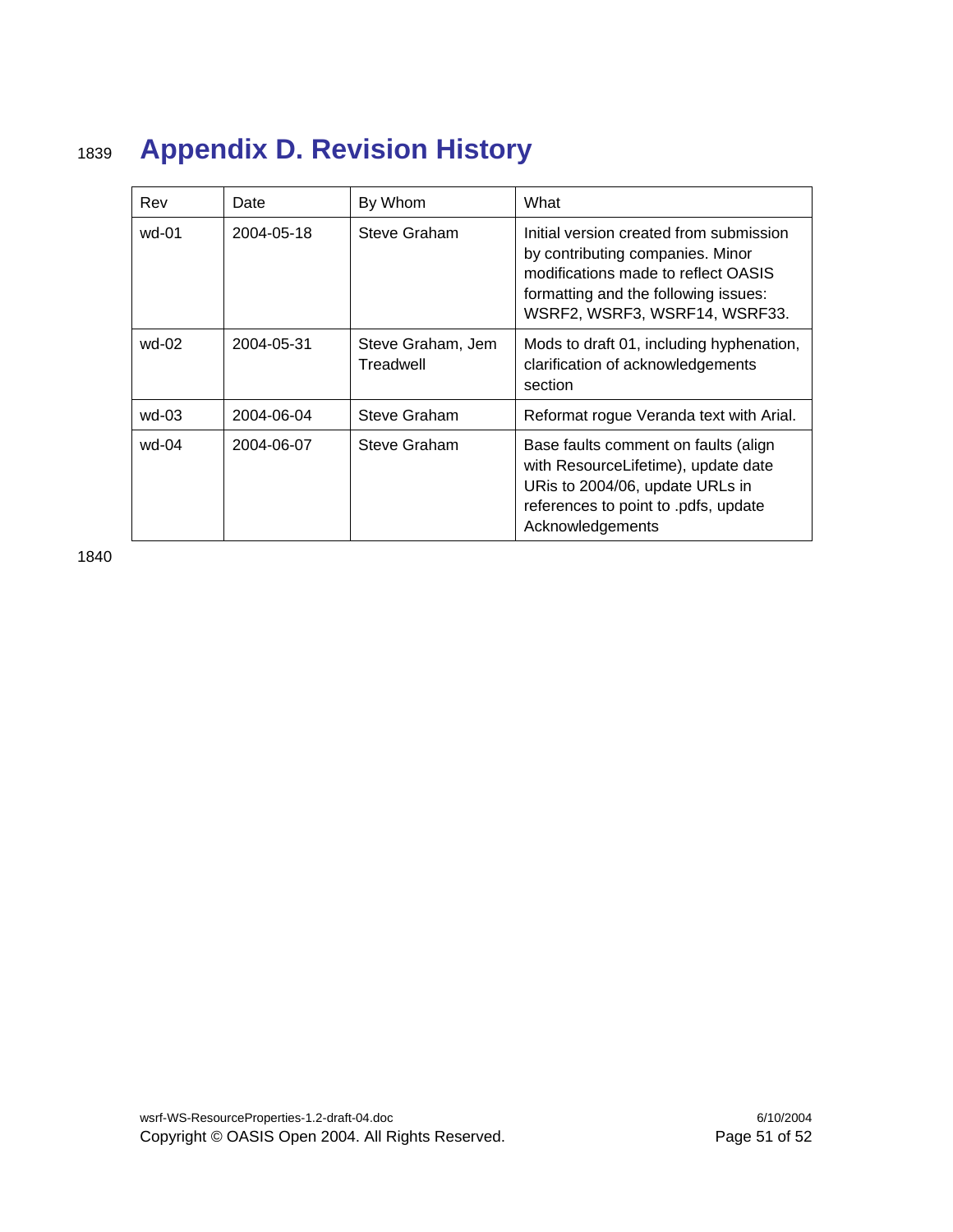# Appendix D. Revision History

| Rev | Date | By Whom | What |
|---|---|---|---|
| wd-01 | 2004-05-18 | Steve Graham | Initial version created from submission by contributing companies. Minor modifications made to reflect OASIS formatting and the following issues: WSRF2, WSRF3, WSRF14, WSRF33. |
| wd-02 | 2004-05-31 | Steve Graham, Jem Treadwell | Mods to draft 01, including hyphenation, clarification of acknowledgements section |
| wd-03 | 2004-06-04 | Steve Graham | Reformat rogue Veranda text with Arial. |
| wd-04 | 2004-06-07 | Steve Graham | Base faults comment on faults (align with ResourceLifetime), update date URis to 2004/06, update URLs in references to point to .pdfs, update Acknowledgements |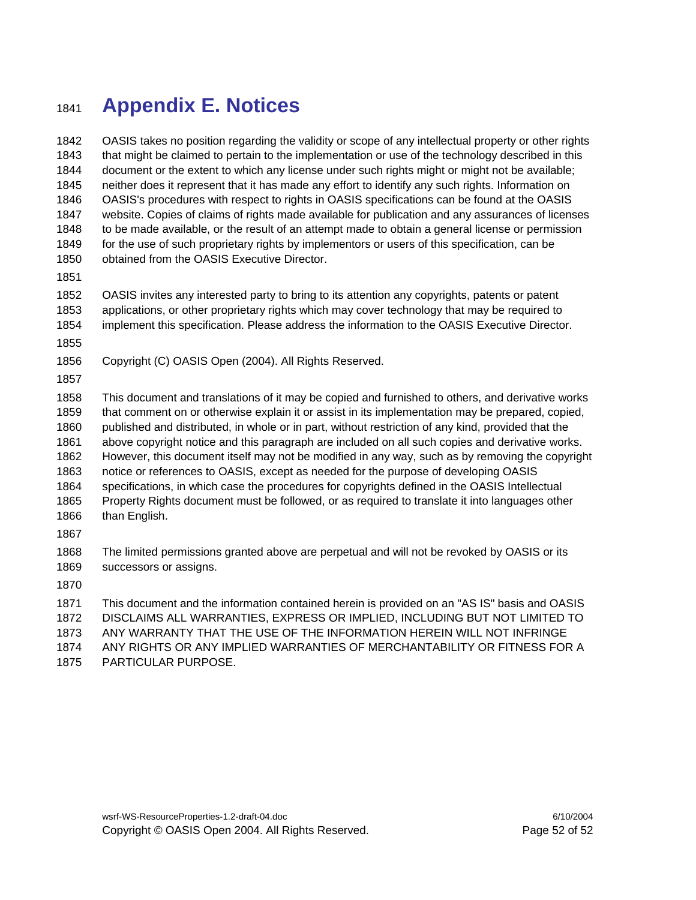# Appendix E. Notices

OASIS takes no position regarding the validity or scope of any intellectual property or other rights that might be claimed to pertain to the implementation or use of the technology described in this document or the extent to which any license under such rights might or might not be available; neither does it represent that it has made any effort to identify any such rights. Information on OASIS's procedures with respect to rights in OASIS specifications can be found at the OASIS website. Copies of claims of rights made available for publication and any assurances of licenses to be made available, or the result of an attempt made to obtain a general license or permission for the use of such proprietary rights by implementors or users of this specification, can be obtained from the OASIS Executive Director.

OASIS invites any interested party to bring to its attention any copyrights, patents or patent applications, or other proprietary rights which may cover technology that may be required to implement this specification. Please address the information to the OASIS Executive Director.

Copyright (C) OASIS Open (2004). All Rights Reserved.

This document and translations of it may be copied and furnished to others, and derivative works that comment on or otherwise explain it or assist in its implementation may be prepared, copied, published and distributed, in whole or in part, without restriction of any kind, provided that the above copyright notice and this paragraph are included on all such copies and derivative works. However, this document itself may not be modified in any way, such as by removing the copyright notice or references to OASIS, except as needed for the purpose of developing OASIS specifications, in which case the procedures for copyrights defined in the OASIS Intellectual Property Rights document must be followed, or as required to translate it into languages other than English.

The limited permissions granted above are perpetual and will not be revoked by OASIS or its successors or assigns.

This document and the information contained herein is provided on an "AS IS" basis and OASIS DISCLAIMS ALL WARRANTIES, EXPRESS OR IMPLIED, INCLUDING BUT NOT LIMITED TO ANY WARRANTY THAT THE USE OF THE INFORMATION HEREIN WILL NOT INFRINGE ANY RIGHTS OR ANY IMPLIED WARRANTIES OF MERCHANTABILITY OR FITNESS FOR A PARTICULAR PURPOSE.